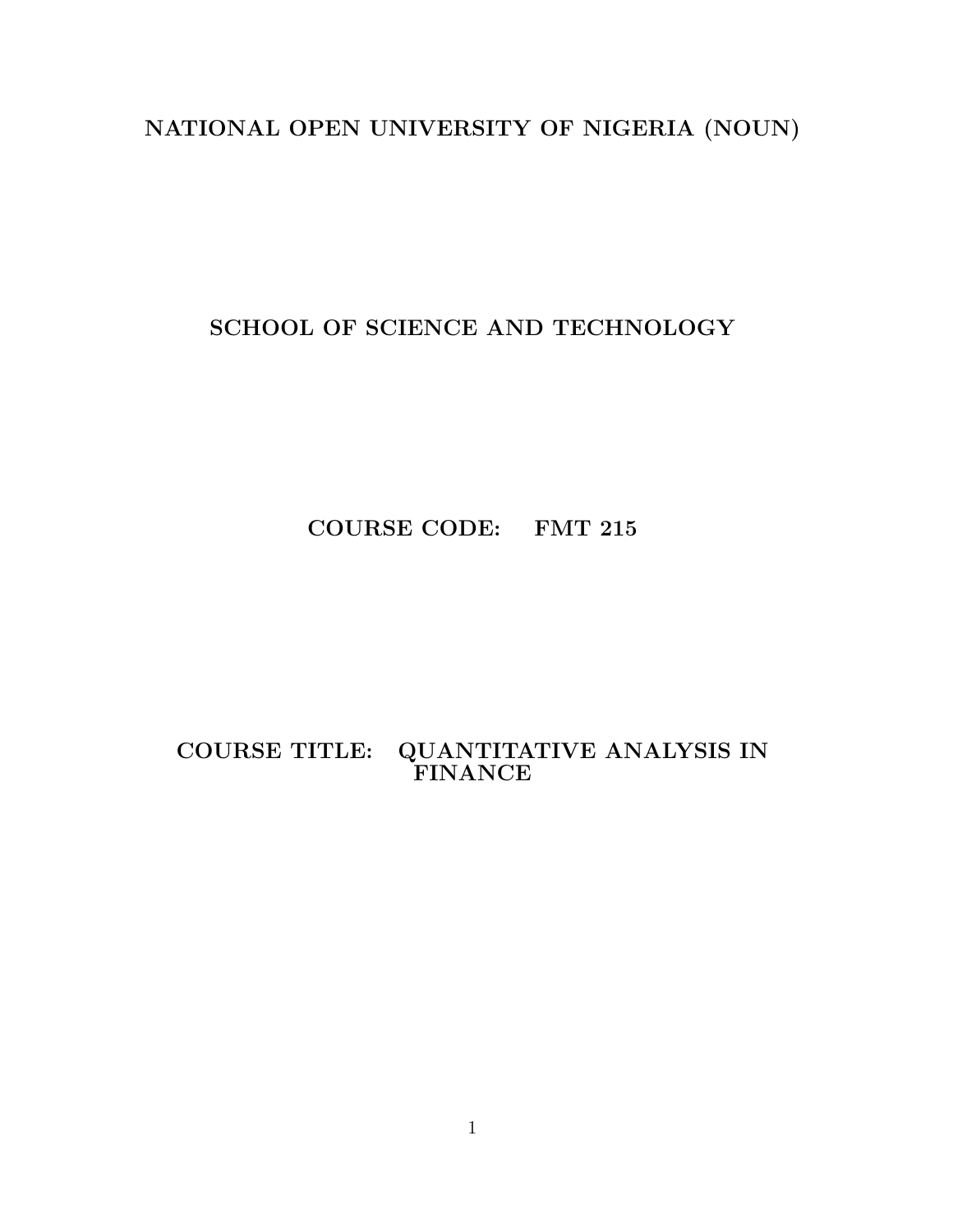# NATIONAL OPEN UNIVERSITY OF NIGERIA (NOUN)

## SCHOOL OF SCIENCE AND TECHNOLOGY

**COURSE CODE: FMT 215**

**COURSE TITLE: QUANTITATIVE ANALYSIS IN FINANCE**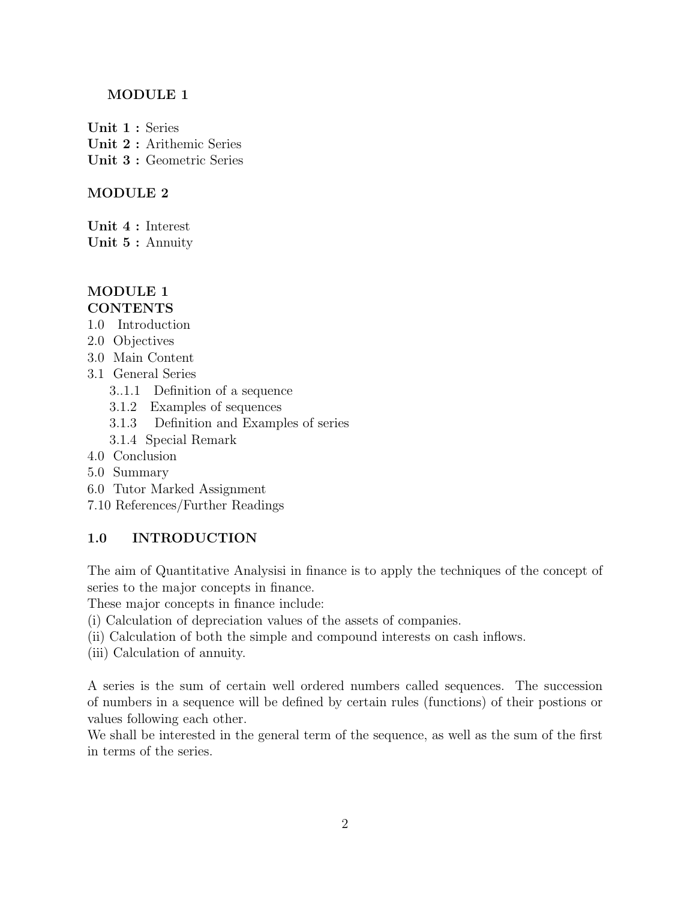**MODULE 1**

**Unit 1 :** Series
**Unit 2 :** Arithemic Series
**Unit 3 :** Geometric Series

**MODULE 2**

**Unit 4 :** Interest
**Unit 5 :** Annuity

**MODULE 1**
**CONTENTS**

1.0 Introduction
2.0 Objectives
3.0 Main Content
3.1 General Series
  3..1.1 Definition of a sequence
  3.1.2 Examples of sequences
  3.1.3 Definition and Examples of series
  3.1.4 Special Remark
4.0 Conclusion
5.0 Summary
6.0 Tutor Marked Assignment
7.10 References/Further Readings

## 1.0 INTRODUCTION

The aim of Quantitative Analysisi in finance is to apply the techniques of the concept of series to the major concepts in finance.
These major concepts in finance include:
(i) Calculation of depreciation values of the assets of companies.
(ii) Calculation of both the simple and compound interests on cash inflows.
(iii) Calculation of annuity.

A series is the sum of certain well ordered numbers called sequences. The succession of numbers in a sequence will be defined by certain rules (functions) of their postions or values following each other.
We shall be interested in the general term of the sequence, as well as the sum of the first in terms of the series.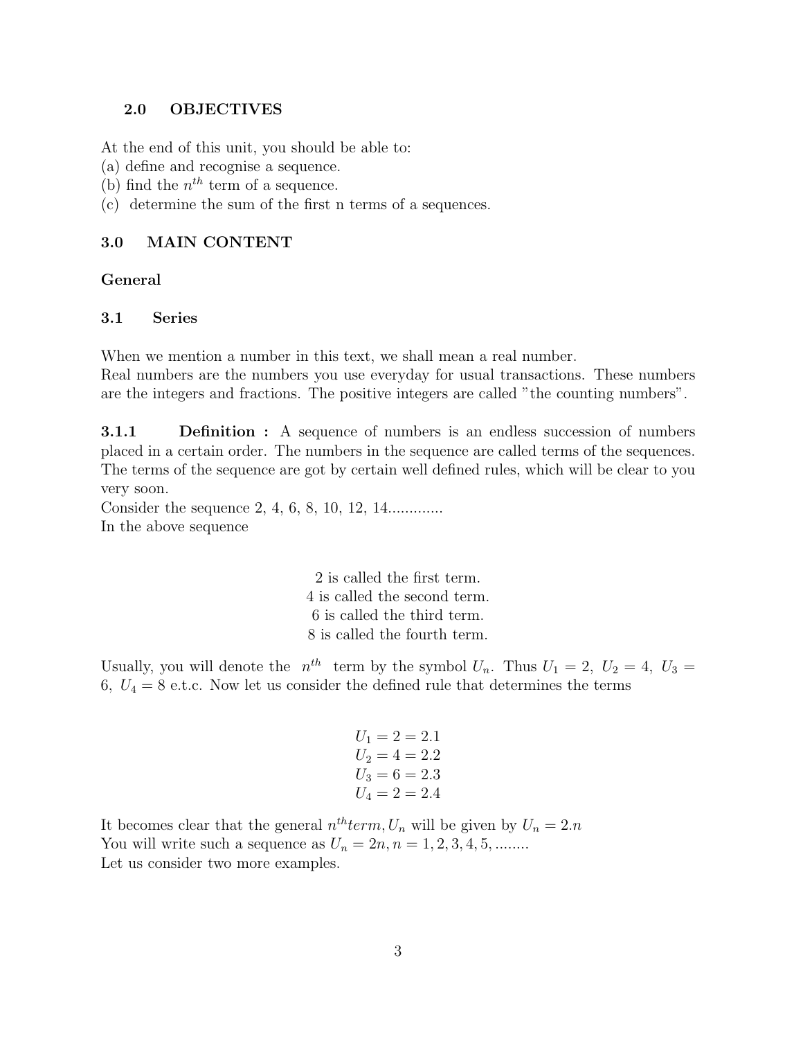## 2.0 OBJECTIVES

At the end of this unit, you should be able to:
(a) define and recognise a sequence.
(b) find the $n^{th}$ term of a sequence.
(c) determine the sum of the first n terms of a sequences.

## 3.0 MAIN CONTENT

### General

### 3.1 Series

When we mention a number in this text, we shall mean a real number.
Real numbers are the numbers you use everyday for usual transactions. These numbers are the integers and fractions. The positive integers are called "the counting numbers".

**3.1.1 Definition :** A sequence of numbers is an endless succession of numbers placed in a certain order. The numbers in the sequence are called terms of the sequences. The terms of the sequence are got by certain well defined rules, which will be clear to you very soon.
Consider the sequence 2, 4, 6, 8, 10, 12, 14.............
In the above sequence

2 is called the first term.
4 is called the second term.
6 is called the third term.
8 is called the fourth term.

Usually, you will denote the $n^{th}$ term by the symbol $U_n$. Thus $U_1 = 2,\ U_2 = 4,\ U_3 = 6,\ U_4 = 8$ e.t.c. Now let us consider the defined rule that determines the terms

$$
\begin{aligned}
U_1 &= 2 = 2.1 \\
U_2 &= 4 = 2.2 \\
U_3 &= 6 = 2.3 \\
U_4 &= 2 = 2.4
\end{aligned}
$$

It becomes clear that the general $n^{th} term, U_n$ will be given by $U_n = 2.n$
You will write such a sequence as $U_n = 2n, n = 1, 2, 3, 4, 5, ........$
Let us consider two more examples.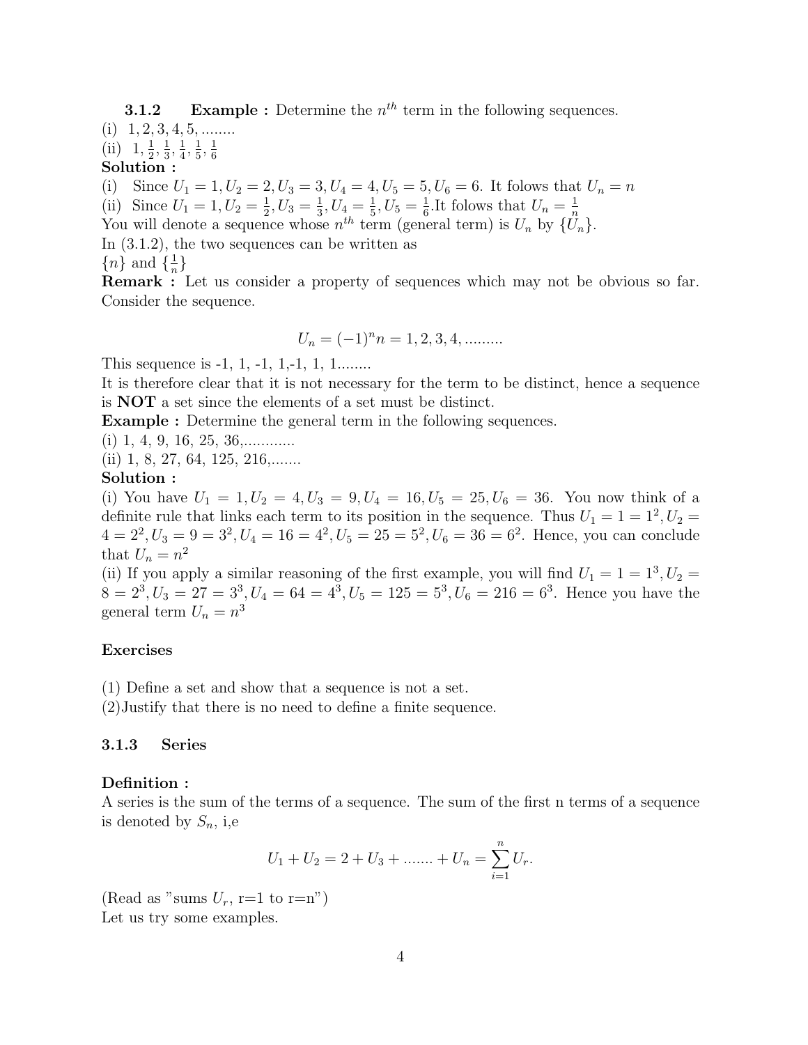**3.1.2 Example :** Determine the $n^{th}$ term in the following sequences.

(i) $1, 2, 3, 4, 5, ........$

(ii) $1, \frac{1}{2}, \frac{1}{3}, \frac{1}{4}, \frac{1}{5}, \frac{1}{6}$

**Solution :**

(i) Since $U_1 = 1, U_2 = 2, U_3 = 3, U_4 = 4, U_5 = 5, U_6 = 6$. It folows that $U_n = n$

(ii) Since $U_1 = 1, U_2 = \frac{1}{2}, U_3 = \frac{1}{3}, U_4 = \frac{1}{5}, U_5 = \frac{1}{6}$.It folows that $U_n = \frac{1}{n}$

You will denote a sequence whose $n^{th}$ term (general term) is $U_n$ by $\{U_n\}$.

In (3.1.2), the two sequences can be written as

$\{n\}$ and $\{\frac{1}{n}\}$

**Remark :** Let us consider a property of sequences which may not be obvious so far. Consider the sequence.

$$U_n = (-1)^n n = 1, 2, 3, 4, .........$$

This sequence is -1, 1, -1, 1,-1, 1, 1........

It is therefore clear that it is not necessary for the term to be distinct, hence a sequence is **NOT** a set since the elements of a set must be distinct.

**Example :** Determine the general term in the following sequences.

(i) 1, 4, 9, 16, 25, 36,............

(ii) 1, 8, 27, 64, 125, 216,.......

**Solution :**

(i) You have $U_1 = 1, U_2 = 4, U_3 = 9, U_4 = 16, U_5 = 25, U_6 = 36$. You now think of a definite rule that links each term to its position in the sequence. Thus $U_1 = 1 = 1^2, U_2 = 4 = 2^2, U_3 = 9 = 3^2, U_4 = 16 = 4^2, U_5 = 25 = 5^2, U_6 = 36 = 6^2$. Hence, you can conclude that $U_n = n^2$

(ii) If you apply a similar reasoning of the first example, you will find $U_1 = 1 = 1^3, U_2 = 8 = 2^3, U_3 = 27 = 3^3, U_4 = 64 = 4^3, U_5 = 125 = 5^3, U_6 = 216 = 6^3$. Hence you have the general term $U_n = n^3$

**Exercises**

(1) Define a set and show that a sequence is not a set.

(2)Justify that there is no need to define a finite sequence.

### 3.1.3 Series

**Definition :**

A series is the sum of the terms of a sequence. The sum of the first n terms of a sequence is denoted by $S_n$, i,e

$$U_1 + U_2 = 2 + U_3 + ....... + U_n = \sum_{i=1}^{n} U_r.$$

(Read as "sums $U_r$, r=1 to r=n")

Let us try some examples.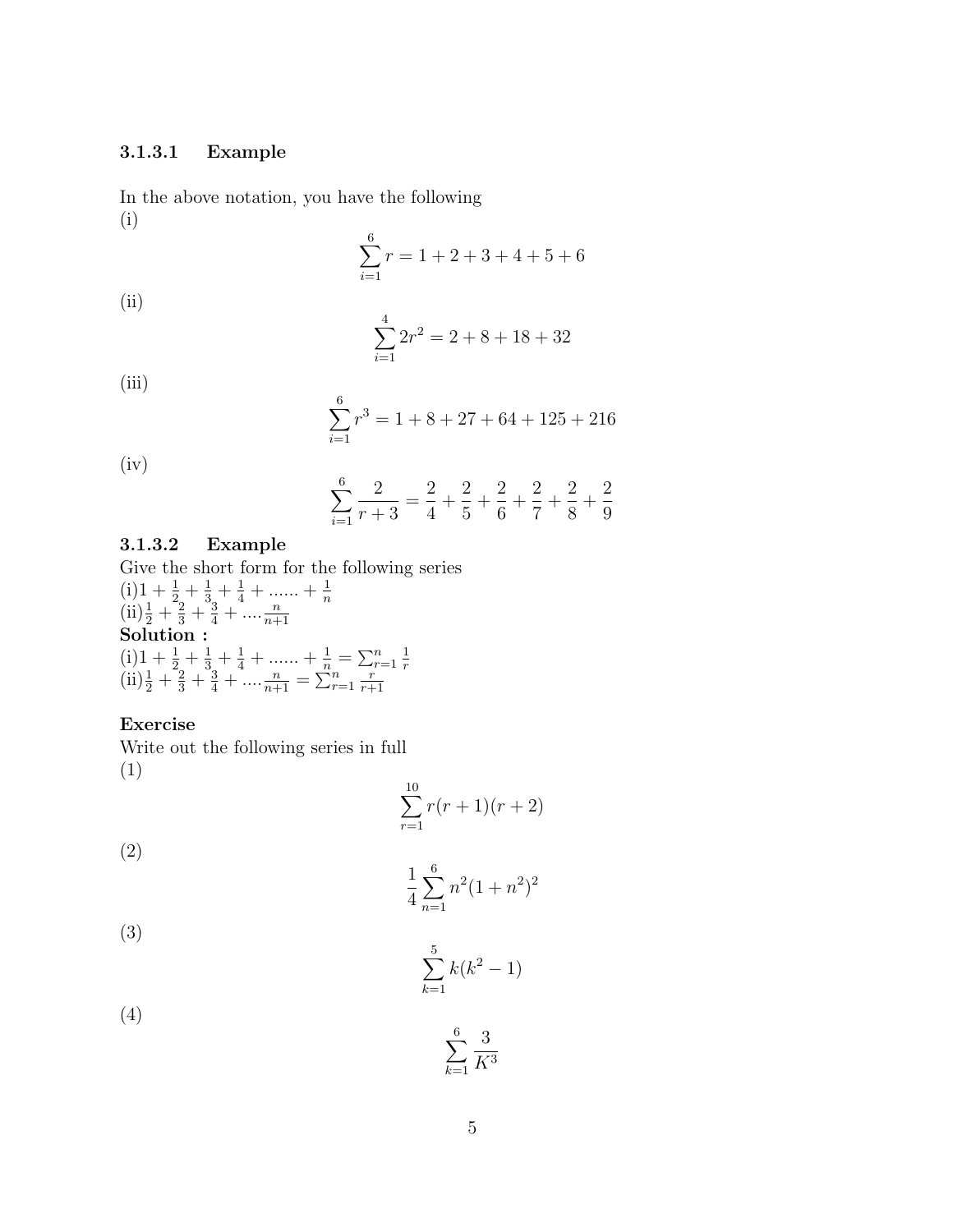#### 3.1.3.1 Example

In the above notation, you have the following

(i)

$$\sum_{i=1}^{6} r = 1 + 2 + 3 + 4 + 5 + 6$$

(ii)

$$\sum_{i=1}^{4} 2r^2 = 2 + 8 + 18 + 32$$

(iii)

$$\sum_{i=1}^{6} r^3 = 1 + 8 + 27 + 64 + 125 + 216$$

(iv)

$$\sum_{i=1}^{6} \frac{2}{r+3} = \frac{2}{4} + \frac{2}{5} + \frac{2}{6} + \frac{2}{7} + \frac{2}{8} + \frac{2}{9}$$

#### 3.1.3.2 Example

Give the short form for the following series

(i) $1 + \frac{1}{2} + \frac{1}{3} + \frac{1}{4} + ...... + \frac{1}{n}$

(ii) $\frac{1}{2} + \frac{2}{3} + \frac{3}{4} + .... \frac{n}{n+1}$

**Solution :**

(i) $1 + \frac{1}{2} + \frac{1}{3} + \frac{1}{4} + ...... + \frac{1}{n} = \sum_{r=1}^{n} \frac{1}{r}$

(ii) $\frac{1}{2} + \frac{2}{3} + \frac{3}{4} + .... \frac{n}{n+1} = \sum_{r=1}^{n} \frac{r}{r+1}$

**Exercise**

Write out the following series in full

(1)

$$\sum_{r=1}^{10} r(r+1)(r+2)$$

(2)

$$\frac{1}{4} \sum_{n=1}^{6} n^2(1+n^2)^2$$

(3)

$$\sum_{k=1}^{5} k(k^2-1)$$

(4)

$$\sum_{k=1}^{6} \frac{3}{K^3}$$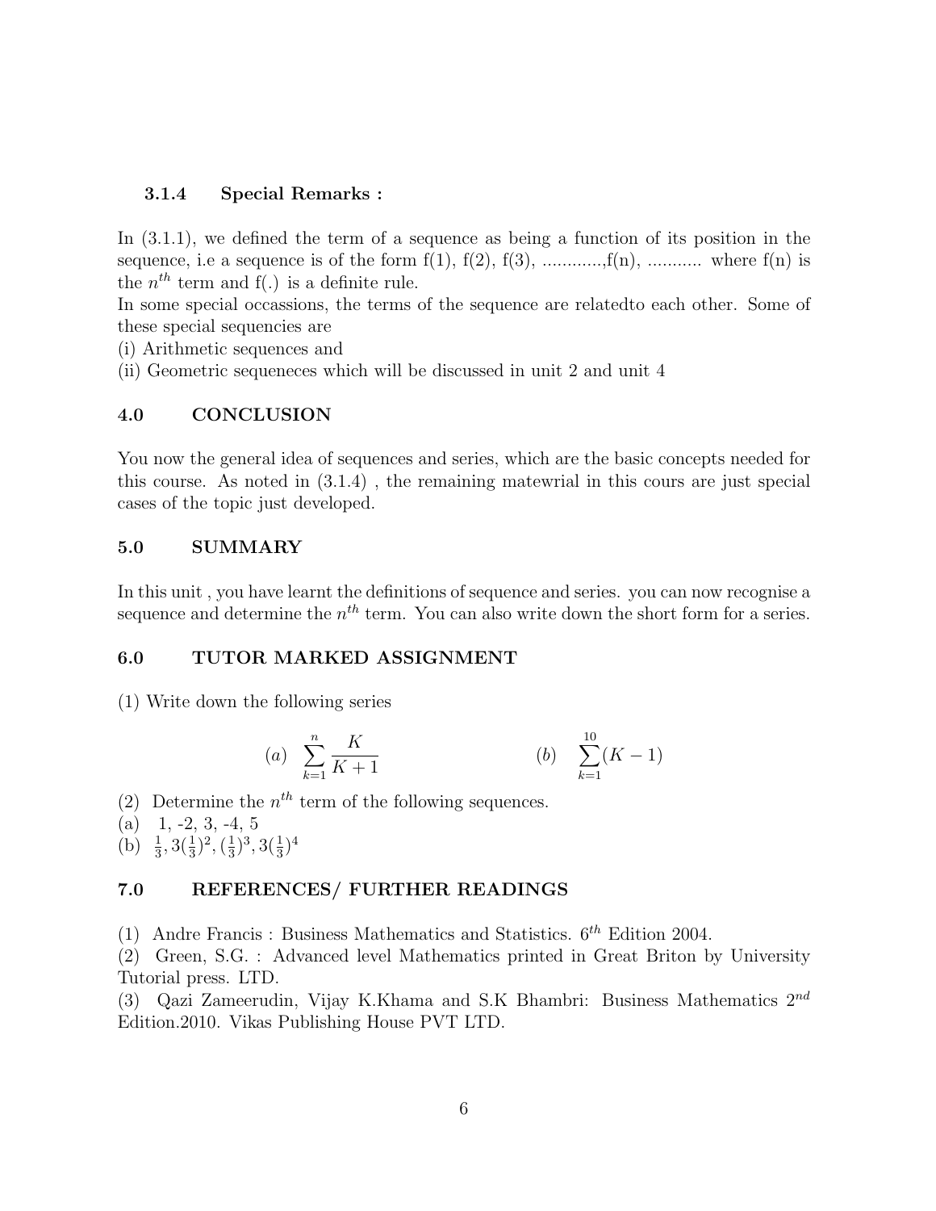### 3.1.4 Special Remarks :

In (3.1.1), we defined the term of a sequence as being a function of its position in the sequence, i.e a sequence is of the form f(1), f(2), f(3), ............,f(n), ........... where f(n) is the $n^{th}$ term and f(.) is a definite rule.
In some special occassions, the terms of the sequence are relatedto each other. Some of these special sequencies are
(i) Arithmetic sequences and
(ii) Geometric sequeneces which will be discussed in unit 2 and unit 4

## 4.0 CONCLUSION

You now the general idea of sequences and series, which are the basic concepts needed for this course. As noted in (3.1.4) , the remaining matewrial in this cours are just special cases of the topic just developed.

## 5.0 SUMMARY

In this unit , you have learnt the definitions of sequence and series. you can now recognise a sequence and determine the $n^{th}$ term. You can also write down the short form for a series.

## 6.0 TUTOR MARKED ASSIGNMENT

(1) Write down the following series

$$(a) \quad \sum_{k=1}^{n} \frac{K}{K+1} \qquad\qquad (b) \quad \sum_{k=1}^{10} (K-1)$$

(2) Determine the $n^{th}$ term of the following sequences.
(a) 1, -2, 3, -4, 5
(b) $\frac{1}{3}, 3(\frac{1}{3})^2, (\frac{1}{3})^3, 3(\frac{1}{3})^4$

## 7.0 REFERENCES/ FURTHER READINGS

(1) Andre Francis : Business Mathematics and Statistics. $6^{th}$ Edition 2004.
(2) Green, S.G. : Advanced level Mathematics printed in Great Briton by University Tutorial press. LTD.
(3) Qazi Zameerudin, Vijay K.Khama and S.K Bhambri: Business Mathematics $2^{nd}$ Edition.2010. Vikas Publishing House PVT LTD.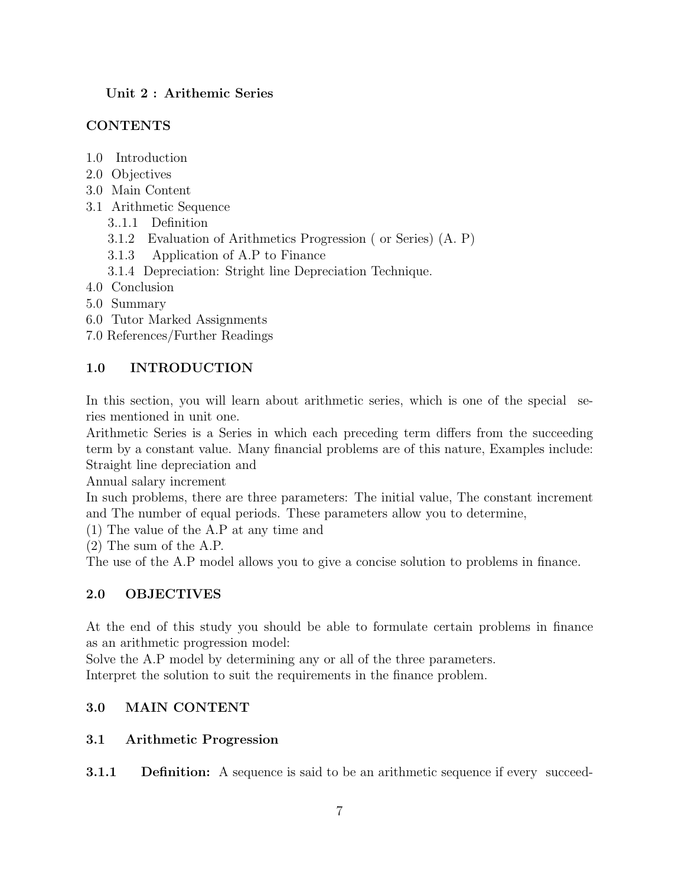**Unit 2 : Arithemic Series**

## CONTENTS

1.0 Introduction
2.0 Objectives
3.0 Main Content
3.1 Arithmetic Sequence
  3..1.1 Definition
  3.1.2 Evaluation of Arithmetics Progression ( or Series) (A. P)
  3.1.3 Application of A.P to Finance
  3.1.4 Depreciation: Stright line Depreciation Technique.
4.0 Conclusion
5.0 Summary
6.0 Tutor Marked Assignments
7.0 References/Further Readings

## 1.0 INTRODUCTION

In this section, you will learn about arithmetic series, which is one of the special series mentioned in unit one.
Arithmetic Series is a Series in which each preceding term differs from the succeeding term by a constant value. Many financial problems are of this nature, Examples include:
Straight line depreciation and
Annual salary increment
In such problems, there are three parameters: The initial value, The constant increment and The number of equal periods. These parameters allow you to determine,
(1) The value of the A.P at any time and
(2) The sum of the A.P.
The use of the A.P model allows you to give a concise solution to problems in finance.

## 2.0 OBJECTIVES

At the end of this study you should be able to formulate certain problems in finance as an arithmetic progression model:
Solve the A.P model by determining any or all of the three parameters.
Interpret the solution to suit the requirements in the finance problem.

## 3.0 MAIN CONTENT

### 3.1 Arithmetic Progression

**3.1.1 Definition:** A sequence is said to be an arithmetic sequence if every succeed-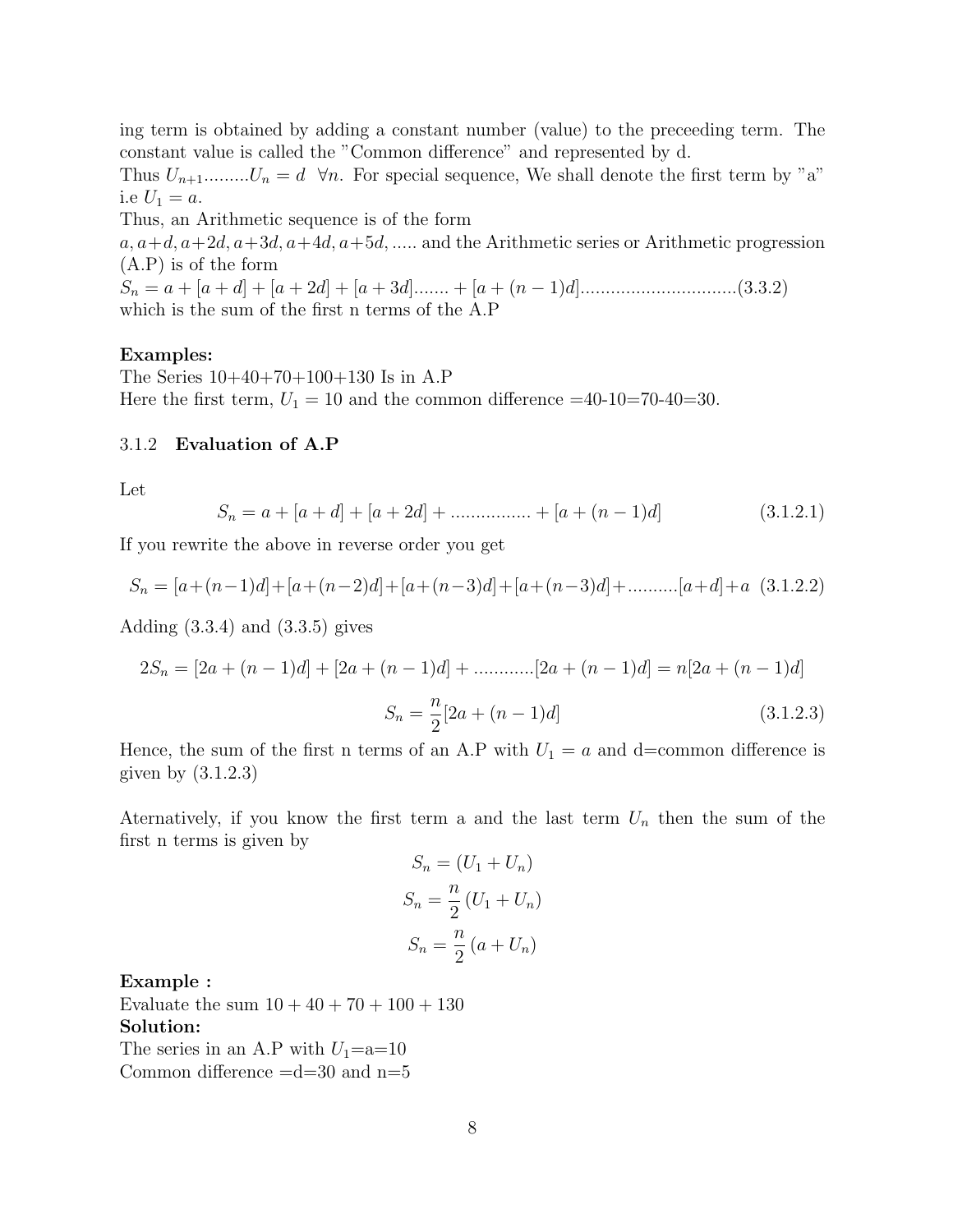ing term is obtained by adding a constant number (value) to the preceeding term. The constant value is called the "Common difference" and represented by d.
Thus $U_{n+1}$.........$U_n = d \ \ \forall n$. For special sequence, We shall denote the first term by "a" i.e $U_1 = a$.
Thus, an Arithmetic sequence is of the form
$a, a+d, a+2d, a+3d, a+4d, a+5d, .....$ and the Arithmetic series or Arithmetic progression (A.P) is of the form
$S_n = a + [a+d] + [a+2d] + [a+3d] ....... + [a+(n-1)d]$...............................(3.3.2)
which is the sum of the first n terms of the A.P

**Examples:**
The Series 10+40+70+100+130 Is in A.P
Here the first term, $U_1 = 10$ and the common difference =40-10=70-40=30.

### 3.1.2 Evaluation of A.P

Let

$$S_n = a + [a+d] + [a+2d] + ................ + [a+(n-1)d] \tag{3.1.2.1}$$

If you rewrite the above in reverse order you get

$$S_n = [a+(n-1)d]+[a+(n-2)d]+[a+(n-3)d]+[a+(n-3)d]+..........[a+d]+a \tag{3.1.2.2}$$

Adding (3.3.4) and (3.3.5) gives

$$2S_n = [2a+(n-1)d] + [2a+(n-1)d] + ............[2a+(n-1)d] = n[2a+(n-1)d]$$

$$S_n = \frac{n}{2}[2a+(n-1)d] \tag{3.1.2.3}$$

Hence, the sum of the first n terms of an A.P with $U_1 = a$ and d=common difference is given by (3.1.2.3)

Aternatively, if you know the first term a and the last term $U_n$ then the sum of the first n terms is given by

$$S_n = (U_1 + U_n)$$

$$S_n = \frac{n}{2}(U_1 + U_n)$$

$$S_n = \frac{n}{2}(a + U_n)$$

**Example :**
Evaluate the sum $10 + 40 + 70 + 100 + 130$
**Solution:**
The series in an A.P with $U_1$=a=10
Common difference =d=30 and n=5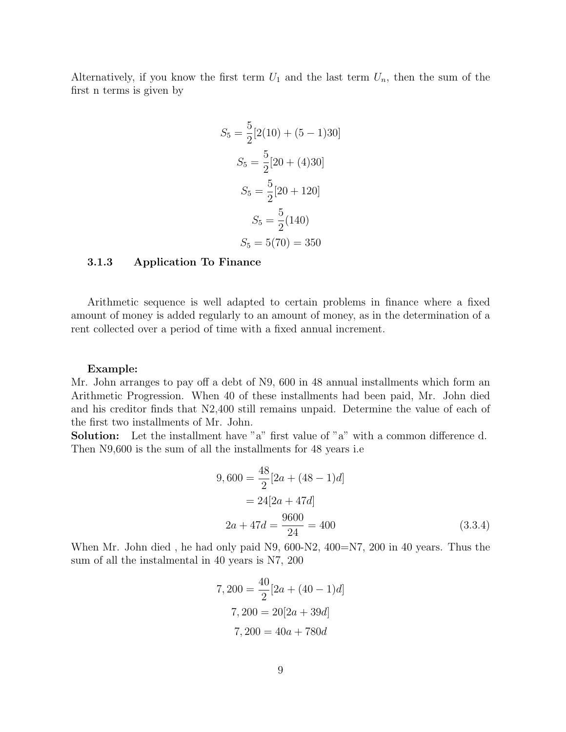Alternatively, if you know the first term $U_1$ and the last term $U_n$, then the sum of the first n terms is given by

$$S_5 = \frac{5}{2}[2(10) + (5-1)30]$$

$$S_5 = \frac{5}{2}[20 + (4)30]$$

$$S_5 = \frac{5}{2}[20 + 120]$$

$$S_5 = \frac{5}{2}(140)$$

$$S_5 = 5(70) = 350$$

### 3.1.3 Application To Finance

Arithmetic sequence is well adapted to certain problems in finance where a fixed amount of money is added regularly to an amount of money, as in the determination of a rent collected over a period of time with a fixed annual increment.

**Example:**
Mr. John arranges to pay off a debt of N9, 600 in 48 annual installments which form an Arithmetic Progression. When 40 of these installments had been paid, Mr. John died and his creditor finds that N2,400 still remains unpaid. Determine the value of each of the first two installments of Mr. John.

**Solution:** Let the installment have "a" first value of "a" with a common difference d. Then N9,600 is the sum of all the installments for 48 years i.e

$$9,600 = \frac{48}{2}[2a + (48-1)d]$$

$$= 24[2a + 47d]$$

$$2a + 47d = \frac{9600}{24} = 400 \tag{3.3.4}$$

When Mr. John died , he had only paid N9, 600-N2, 400=N7, 200 in 40 years. Thus the sum of all the instalmental in 40 years is N7, 200

$$7,200 = \frac{40}{2}[2a + (40-1)d]$$

$$7,200 = 20[2a + 39d]$$

$$7,200 = 40a + 780d$$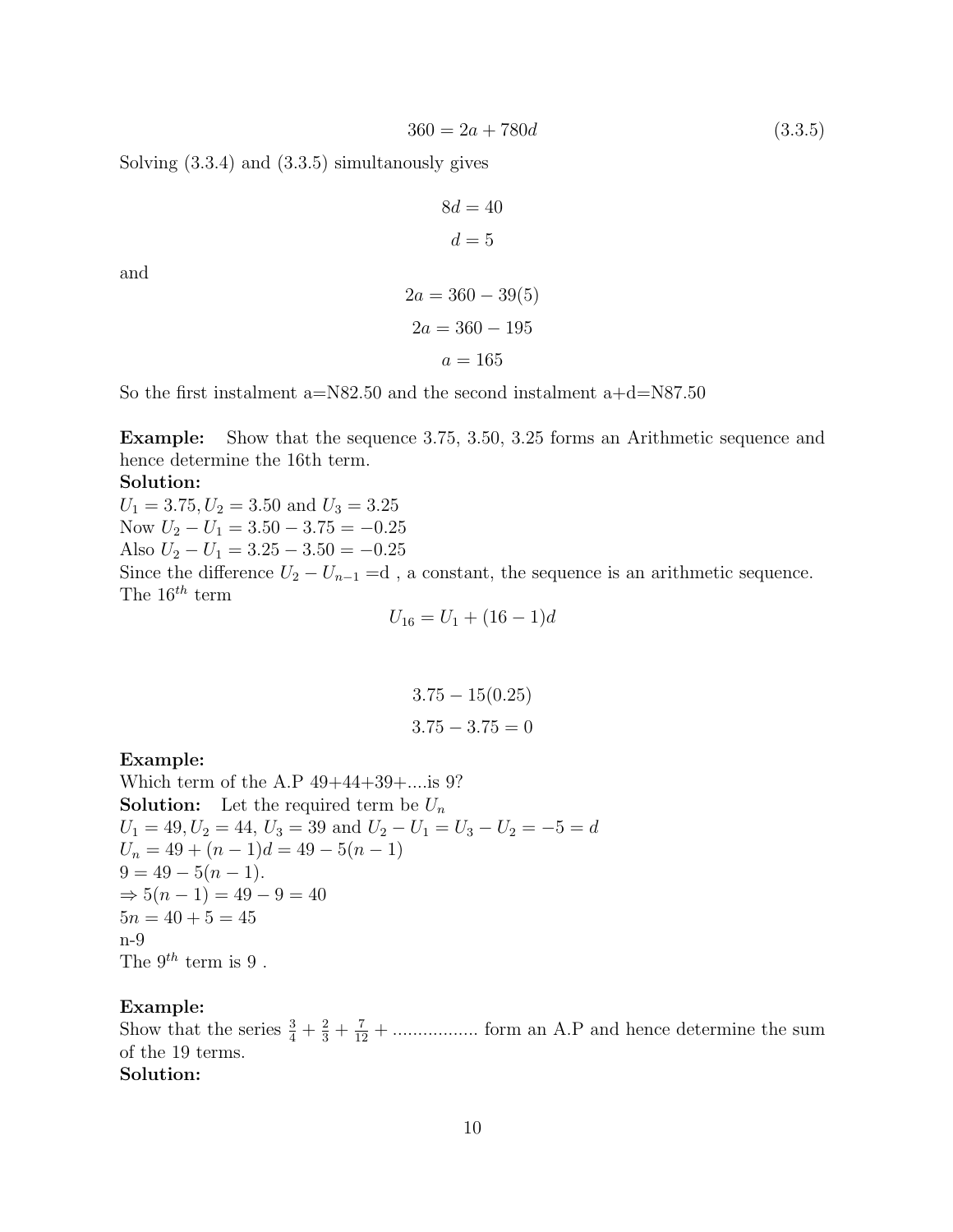$$360 = 2a + 780d \tag{3.3.5}$$

Solving (3.3.4) and (3.3.5) simultanously gives

$$8d = 40$$

$$d = 5$$

and

$$2a = 360 - 39(5)$$

$$2a = 360 - 195$$

$$a = 165$$

So the first instalment a=N82.50 and the second instalment a+d=N87.50

**Example:** Show that the sequence 3.75, 3.50, 3.25 forms an Arithmetic sequence and hence determine the 16th term.

**Solution:**

$U_1 = 3.75, U_2 = 3.50$ and $U_3 = 3.25$

Now $U_2 - U_1 = 3.50 - 3.75 = -0.25$

Also $U_2 - U_1 = 3.25 - 3.50 = -0.25$

Since the difference $U_2 - U_{n-1}$ =d , a constant, the sequence is an arithmetic sequence.

The $16^{th}$ term

$$U_{16} = U_1 + (16 - 1)d$$

$$3.75 - 15(0.25)$$

$$3.75 - 3.75 = 0$$

**Example:**

Which term of the A.P 49+44+39+....is 9?

**Solution:** Let the required term be $U_n$

$U_1 = 49, U_2 = 44$, $U_3 = 39$ and $U_2 - U_1 = U_3 - U_2 = -5 = d$

$U_n = 49 + (n - 1)d = 49 - 5(n - 1)$

$9 = 49 - 5(n - 1)$.

$\Rightarrow 5(n - 1) = 49 - 9 = 40$

$5n = 40 + 5 = 45$

n-9

The $9^{th}$ term is 9 .

**Example:**

Show that the series $\frac{3}{4} + \frac{2}{3} + \frac{7}{12} +$ ................. form an A.P and hence determine the sum of the 19 terms.

**Solution:**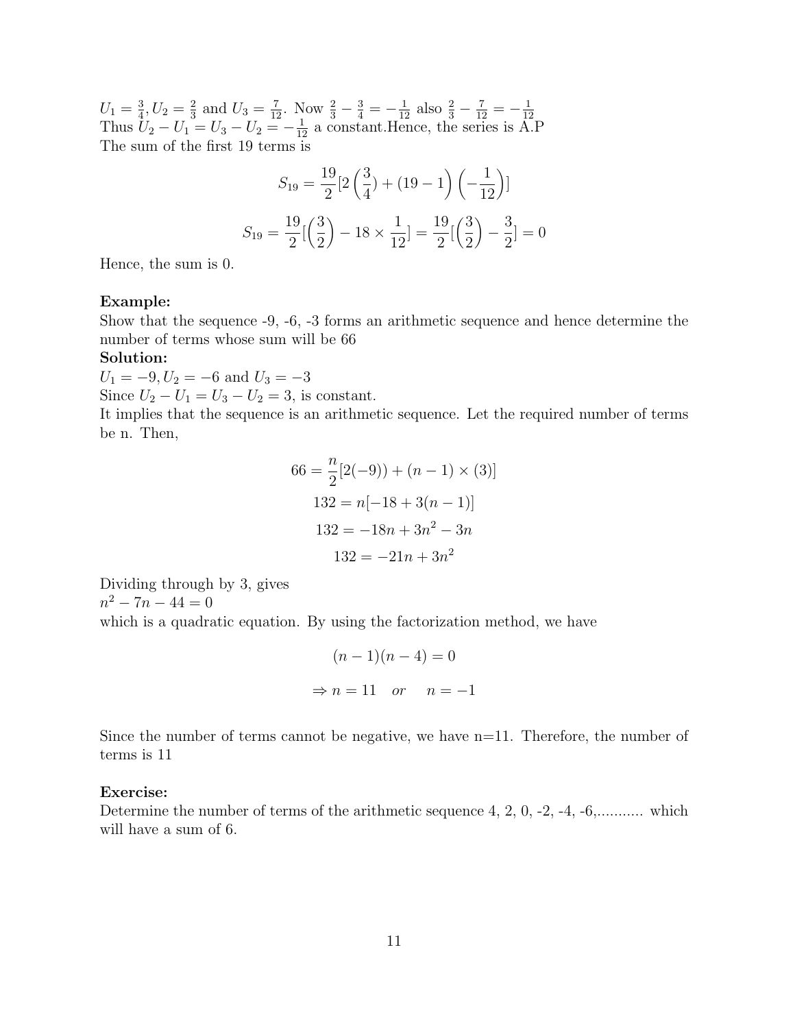$U_1 = \frac{3}{4}, U_2 = \frac{2}{3}$ and $U_3 = \frac{7}{12}$. Now $\frac{2}{3} - \frac{3}{4} = -\frac{1}{12}$ also $\frac{2}{3} - \frac{7}{12} = -\frac{1}{12}$
Thus $U_2 - U_1 = U_3 - U_2 = -\frac{1}{12}$ a constant.Hence, the series is A.P
The sum of the first 19 terms is

$$S_{19} = \frac{19}{2}[2\left(\frac{3}{4}\right) + (19-1)\left(-\frac{1}{12}\right)]$$

$$S_{19} = \frac{19}{2}[\left(\frac{3}{2}\right) - 18 \times \frac{1}{12}] = \frac{19}{2}[\left(\frac{3}{2}\right) - \frac{3}{2}] = 0$$

Hence, the sum is 0.

**Example:**
Show that the sequence -9, -6, -3 forms an arithmetic sequence and hence determine the number of terms whose sum will be 66

**Solution:**
$U_1 = -9, U_2 = -6$ and $U_3 = -3$
Since $U_2 - U_1 = U_3 - U_2 = 3$, is constant.
It implies that the sequence is an arithmetic sequence. Let the required number of terms be n. Then,

$$66 = \frac{n}{2}[2(-9)) + (n-1) \times (3)]$$

$$132 = n[-18 + 3(n-1)]$$

$$132 = -18n + 3n^2 - 3n$$

$$132 = -21n + 3n^2$$

Dividing through by 3, gives
$n^2 - 7n - 44 = 0$
which is a quadratic equation. By using the factorization method, we have

$$(n-1)(n-4) = 0$$

$$\Rightarrow n = 11 \quad or \quad n = -1$$

Since the number of terms cannot be negative, we have n=11. Therefore, the number of terms is 11

**Exercise:**
Determine the number of terms of the arithmetic sequence 4, 2, 0, -2, -4, -6,........... which will have a sum of 6.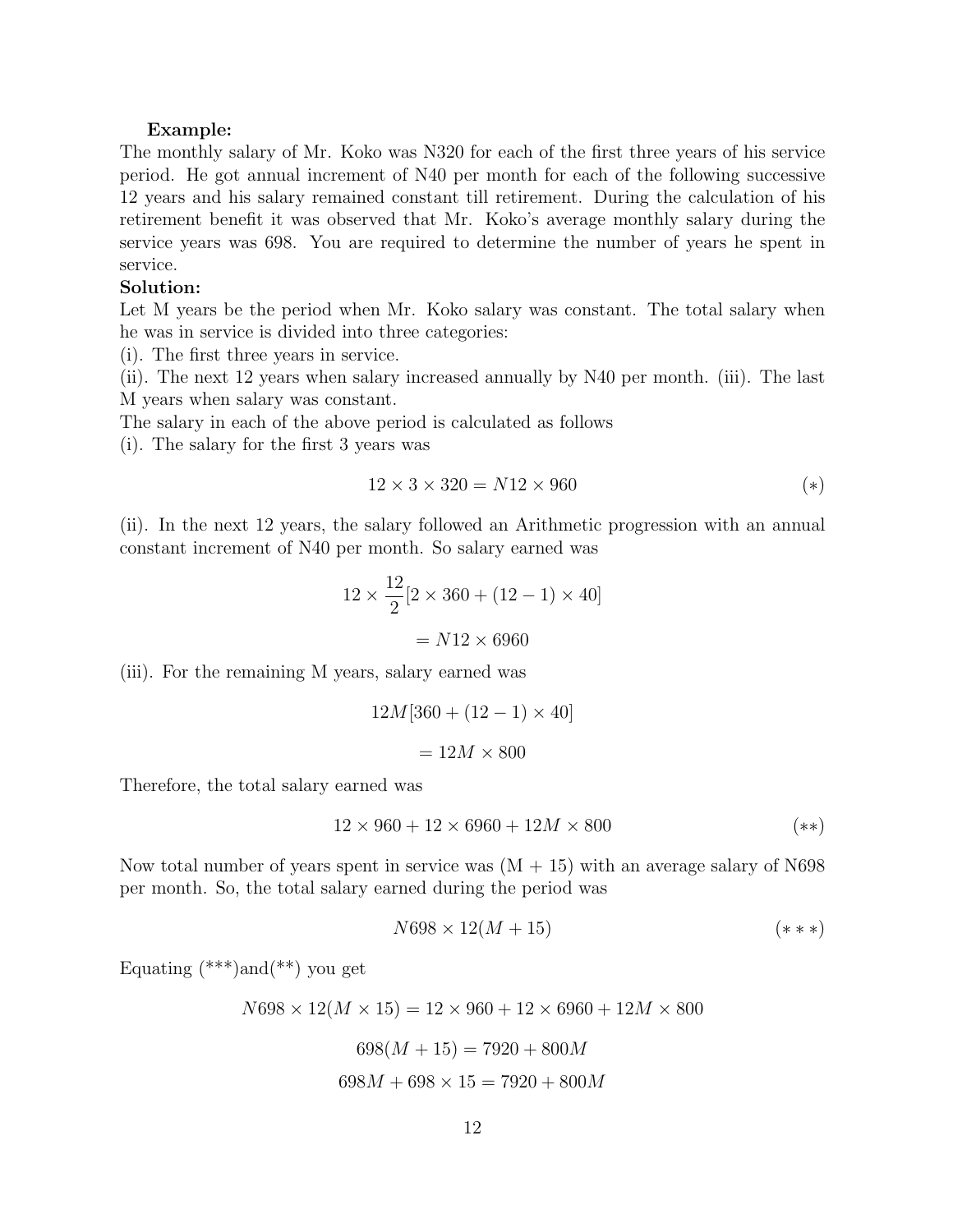**Example:**

The monthly salary of Mr. Koko was N320 for each of the first three years of his service period. He got annual increment of N40 per month for each of the following successive 12 years and his salary remained constant till retirement. During the calculation of his retirement benefit it was observed that Mr. Koko's average monthly salary during the service years was 698. You are required to determine the number of years he spent in service.

**Solution:**

Let M years be the period when Mr. Koko salary was constant. The total salary when he was in service is divided into three categories:

(i). The first three years in service.

(ii). The next 12 years when salary increased annually by N40 per month. (iii). The last M years when salary was constant.

The salary in each of the above period is calculated as follows

(i). The salary for the first 3 years was

$$12 \times 3 \times 320 = N12 \times 960 \qquad (*)$$

(ii). In the next 12 years, the salary followed an Arithmetic progression with an annual constant increment of N40 per month. So salary earned was

$$12 \times \frac{12}{2}[2 \times 360 + (12 - 1) \times 40]$$

$$= N12 \times 6960$$

(iii). For the remaining M years, salary earned was

$$12M[360 + (12 - 1) \times 40]$$

$$= 12M \times 800$$

Therefore, the total salary earned was

$$12 \times 960 + 12 \times 6960 + 12M \times 800 \qquad (**)$$

Now total number of years spent in service was (M + 15) with an average salary of N698 per month. So, the total salary earned during the period was

$$N698 \times 12(M + 15) \qquad (***)$$

Equating (***)and(**) you get

$$N698 \times 12(M \times 15) = 12 \times 960 + 12 \times 6960 + 12M \times 800$$

$$698(M + 15) = 7920 + 800M$$

$$698M + 698 \times 15 = 7920 + 800M$$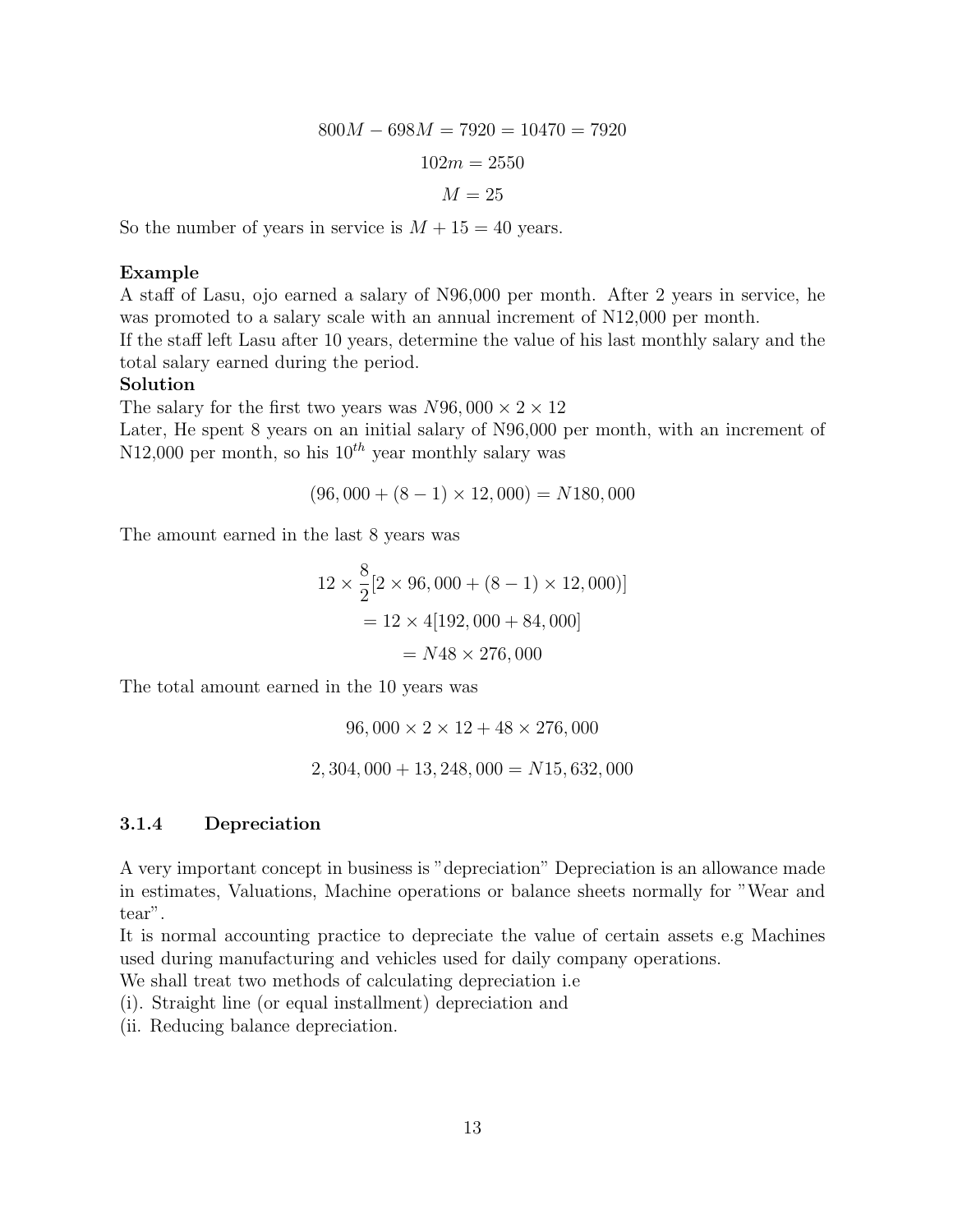$$800M - 698M = 7920 = 10470 = 7920$$

$$102m = 2550$$

$$M = 25$$

So the number of years in service is $M + 15 = 40$ years.

**Example**
A staff of Lasu, ojo earned a salary of N96,000 per month. After 2 years in service, he was promoted to a salary scale with an annual increment of N12,000 per month.
If the staff left Lasu after 10 years, determine the value of his last monthly salary and the total salary earned during the period.

**Solution**
The salary for the first two years was $N96,000 \times 2 \times 12$
Later, He spent 8 years on an initial salary of N96,000 per month, with an increment of N12,000 per month, so his $10^{th}$ year monthly salary was

$$(96,000 + (8-1) \times 12,000) = N180,000$$

The amount earned in the last 8 years was

$$12 \times \frac{8}{2}[2 \times 96,000 + (8-1) \times 12,000)]$$

$$= 12 \times 4[192,000 + 84,000]$$

$$= N48 \times 276,000$$

The total amount earned in the 10 years was

$$96,000 \times 2 \times 12 + 48 \times 276,000$$

$$2,304,000 + 13,248,000 = N15,632,000$$

### 3.1.4 Depreciation

A very important concept in business is "depreciation" Depreciation is an allowance made in estimates, Valuations, Machine operations or balance sheets normally for "Wear and tear".
It is normal accounting practice to depreciate the value of certain assets e.g Machines used during manufacturing and vehicles used for daily company operations.
We shall treat two methods of calculating depreciation i.e
(i). Straight line (or equal installment) depreciation and
(ii. Reducing balance depreciation.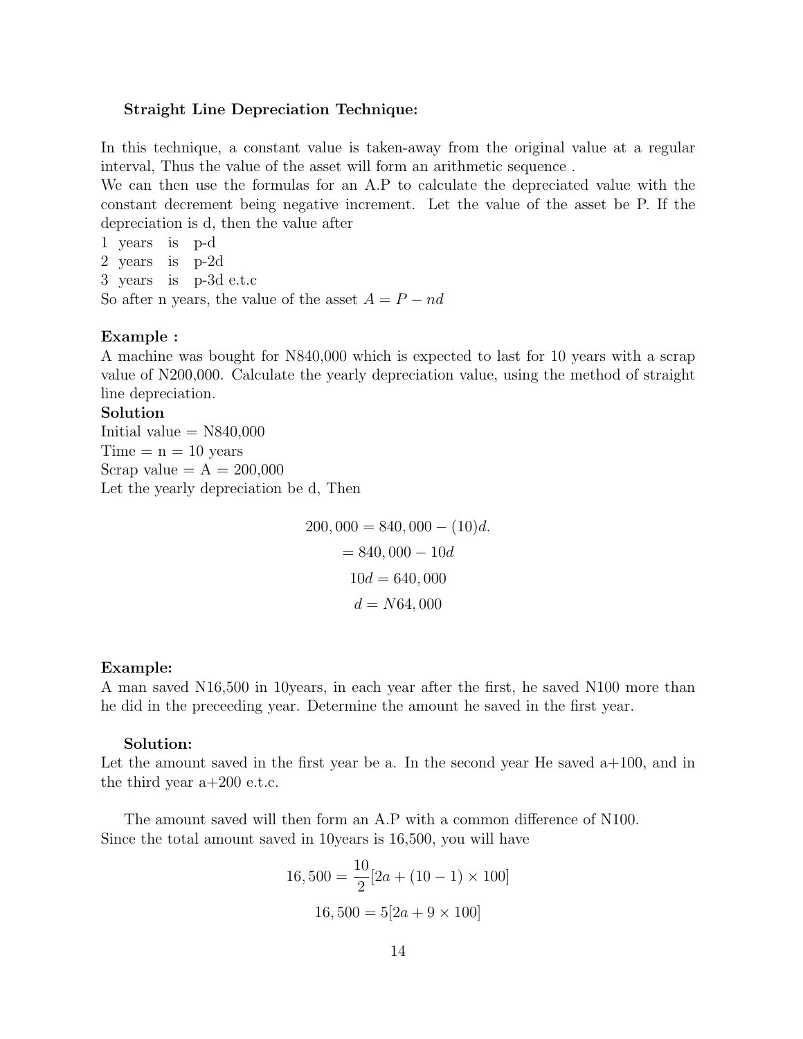**Straight Line Depreciation Technique:**

In this technique, a constant value is taken-away from the original value at a regular interval, Thus the value of the asset will form an arithmetic sequence .
We can then use the formulas for an A.P to calculate the depreciated value with the constant decrement being negative increment. Let the value of the asset be P. If the depreciation is d, then the value after
1 years is p-d
2 years is p-2d
3 years is p-3d e.t.c
So after n years, the value of the asset $A = P - nd$

**Example :**
A machine was bought for N840,000 which is expected to last for 10 years with a scrap value of N200,000. Calculate the yearly depreciation value, using the method of straight line depreciation.
**Solution**
Initial value = N840,000
Time = n = 10 years
Scrap value = A = 200,000
Let the yearly depreciation be d, Then

$$200,000 = 840,000 - (10)d.$$
$$= 840,000 - 10d$$
$$10d = 640,000$$
$$d = N64,000$$

**Example:**
A man saved N16,500 in 10years, in each year after the first, he saved N100 more than he did in the preceeding year. Determine the amount he saved in the first year.

**Solution:**
Let the amount saved in the first year be a. In the second year He saved a+100, and in the third year a+200 e.t.c.

The amount saved will then form an A.P with a common difference of N100.
Since the total amount saved in 10years is 16,500, you will have

$$16,500 = \frac{10}{2}[2a + (10 - 1) \times 100]$$
$$16,500 = 5[2a + 9 \times 100]$$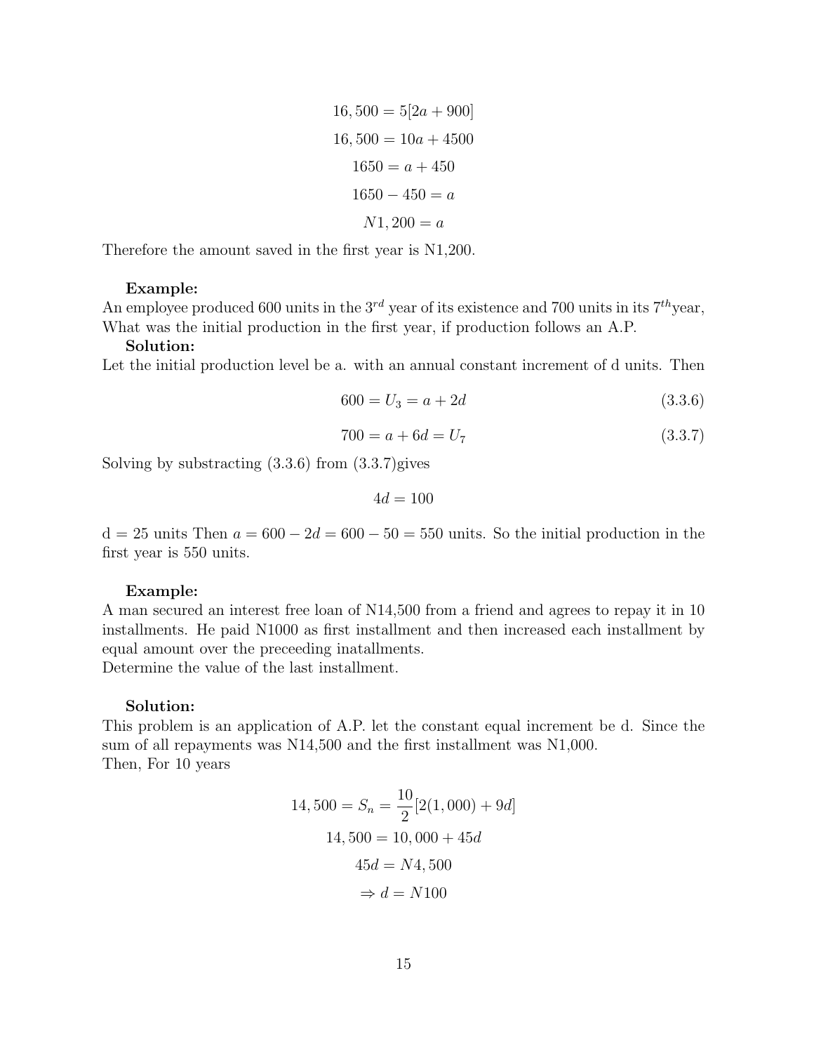$$16,500 = 5[2a + 900]$$

$$16,500 = 10a + 4500$$

$$1650 = a + 450$$

$$1650 - 450 = a$$

$$N1,200 = a$$

Therefore the amount saved in the first year is N1,200.

**Example:**

An employee produced 600 units in the $3^{rd}$ year of its existence and 700 units in its $7^{th}$year, What was the initial production in the first year, if production follows an A.P.

**Solution:**

Let the initial production level be a. with an annual constant increment of d units. Then

$$600 = U_3 = a + 2d \tag{3.3.6}$$

$$700 = a + 6d = U_7 \tag{3.3.7}$$

Solving by substracting (3.3.6) from (3.3.7)gives

$$4d = 100$$

d = 25 units Then $a = 600 - 2d = 600 - 50 = 550$ units. So the initial production in the first year is 550 units.

**Example:**

A man secured an interest free loan of N14,500 from a friend and agrees to repay it in 10 installments. He paid N1000 as first installment and then increased each installment by equal amount over the preceeding inatallments.

Determine the value of the last installment.

**Solution:**

This problem is an application of A.P. let the constant equal increment be d. Since the sum of all repayments was N14,500 and the first installment was N1,000.

Then, For 10 years

$$14,500 = S_n = \frac{10}{2}[2(1,000) + 9d]$$

$$14,500 = 10,000 + 45d$$

$$45d = N4,500$$

$$\Rightarrow d = N100$$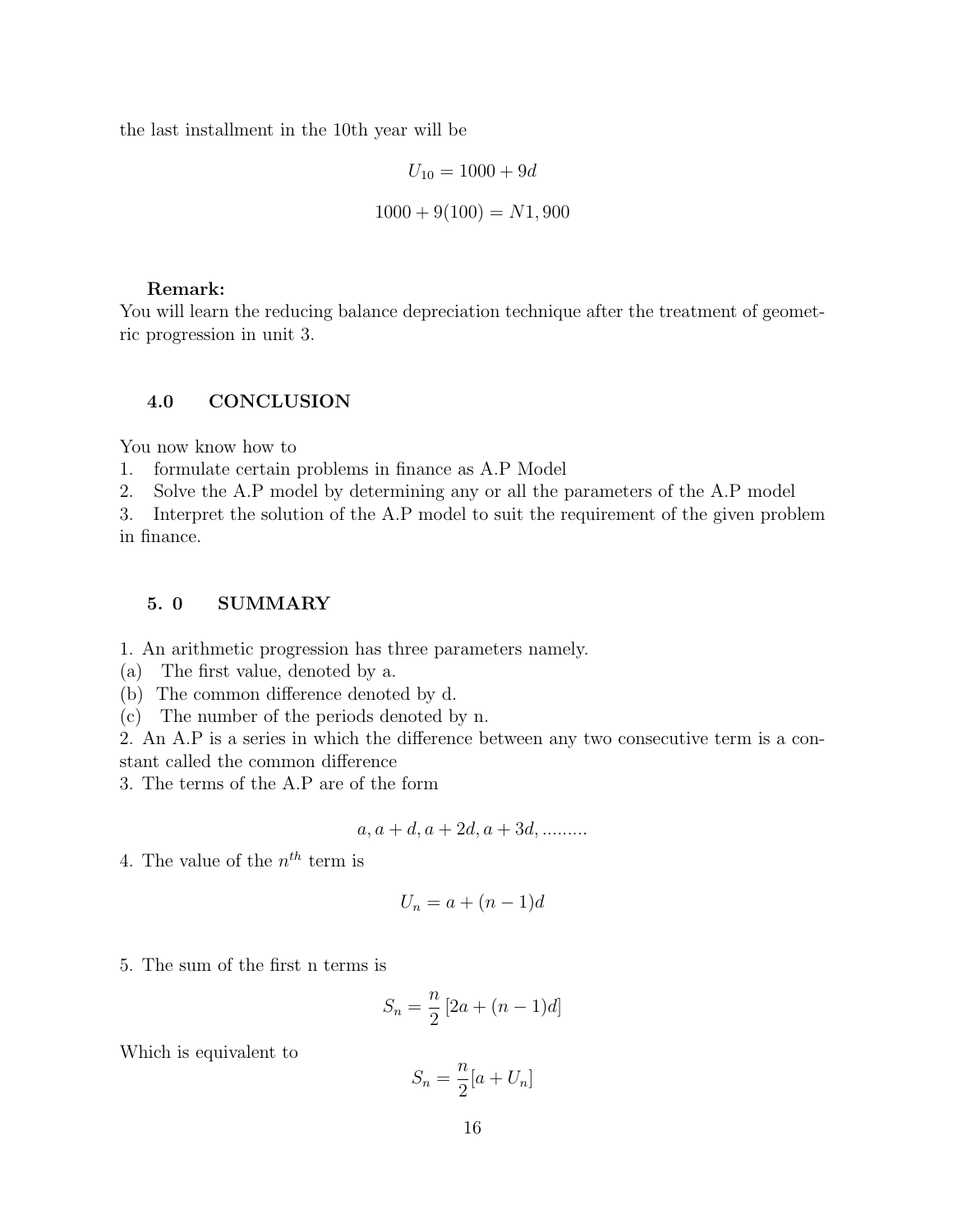the last installment in the 10th year will be

$$U_{10} = 1000 + 9d$$

$$1000 + 9(100) = N1,900$$

**Remark:**
You will learn the reducing balance depreciation technique after the treatment of geometric progression in unit 3.

## 4.0 CONCLUSION

You now know how to
1. formulate certain problems in finance as A.P Model
2. Solve the A.P model by determining any or all the parameters of the A.P model
3. Interpret the solution of the A.P model to suit the requirement of the given problem in finance.

## 5. 0 SUMMARY

1. An arithmetic progression has three parameters namely.
(a) The first value, denoted by a.
(b) The common difference denoted by d.
(c) The number of the periods denoted by n.
2. An A.P is a series in which the difference between any two consecutive term is a constant called the common difference
3. The terms of the A.P are of the form

$$a, a + d, a + 2d, a + 3d, .........$$

4. The value of the $n^{th}$ term is

$$U_n = a + (n - 1)d$$

5. The sum of the first n terms is

$$S_n = \frac{n}{2}\left[2a + (n - 1)d\right]$$

Which is equivalent to

$$S_n = \frac{n}{2}[a + U_n]$$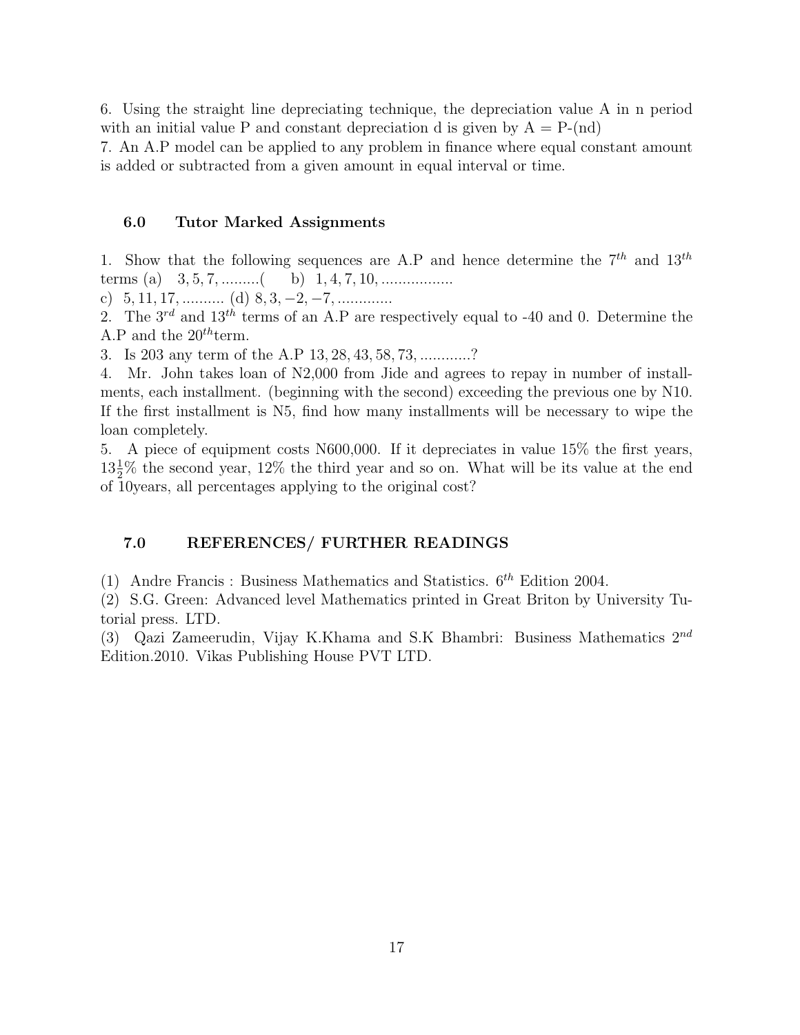6. Using the straight line depreciating technique, the depreciation value A in n period with an initial value P and constant depreciation d is given by A = P-(nd)

7. An A.P model can be applied to any problem in finance where equal constant amount is added or subtracted from a given amount in equal interval or time.

## 6.0 Tutor Marked Assignments

1. Show that the following sequences are A.P and hence determine the $7^{th}$ and $13^{th}$ terms (a) $3, 5, 7, .........($ b) $1, 4, 7, 10, .................$
c) $5, 11, 17, ..........$ (d) $8, 3, -2, -7, .............$
2. The $3^{rd}$ and $13^{th}$ terms of an A.P are respectively equal to -40 and 0. Determine the A.P and the $20^{th}$term.
3. Is 203 any term of the A.P $13, 28, 43, 58, 73, ............$?
4. Mr. John takes loan of N2,000 from Jide and agrees to repay in number of installments, each installment. (beginning with the second) exceeding the previous one by N10. If the first installment is N5, find how many installments will be necessary to wipe the loan completely.
5. A piece of equipment costs N600,000. If it depreciates in value 15% the first years, $13\frac{1}{2}\%$ the second year, 12% the third year and so on. What will be its value at the end of 10years, all percentages applying to the original cost?

## 7.0 REFERENCES/ FURTHER READINGS

(1) Andre Francis : Business Mathematics and Statistics. $6^{th}$ Edition 2004.

(2) S.G. Green: Advanced level Mathematics printed in Great Briton by University Tutorial press. LTD.

(3) Qazi Zameerudin, Vijay K.Khama and S.K Bhambri: Business Mathematics $2^{nd}$ Edition.2010. Vikas Publishing House PVT LTD.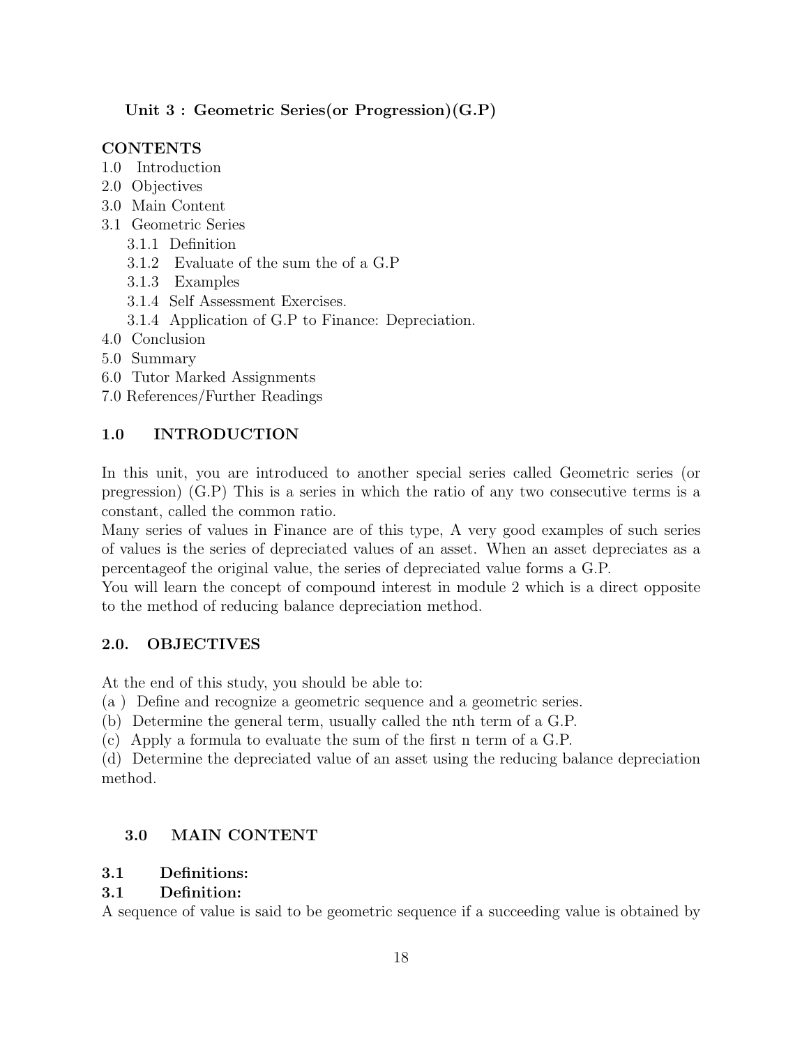**Unit 3 : Geometric Series(or Progression)(G.P)**

**CONTENTS**

1.0 Introduction
2.0 Objectives
3.0 Main Content
3.1 Geometric Series
  3.1.1 Definition
  3.1.2 Evaluate of the sum the of a G.P
  3.1.3 Examples
  3.1.4 Self Assessment Exercises.
  3.1.4 Application of G.P to Finance: Depreciation.
4.0 Conclusion
5.0 Summary
6.0 Tutor Marked Assignments
7.0 References/Further Readings

## 1.0 INTRODUCTION

In this unit, you are introduced to another special series called Geometric series (or pregression) (G.P) This is a series in which the ratio of any two consecutive terms is a constant, called the common ratio.
Many series of values in Finance are of this type, A very good examples of such series of values is the series of depreciated values of an asset. When an asset depreciates as a percentageof the original value, the series of depreciated value forms a G.P.
You will learn the concept of compound interest in module 2 which is a direct opposite to the method of reducing balance depreciation method.

## 2.0. OBJECTIVES

At the end of this study, you should be able to:

(a ) Define and recognize a geometric sequence and a geometric series.
(b) Determine the general term, usually called the nth term of a G.P.
(c) Apply a formula to evaluate the sum of the first n term of a G.P.
(d) Determine the depreciated value of an asset using the reducing balance depreciation method.

## 3.0 MAIN CONTENT

### 3.1 Definitions:

### 3.1 Definition:

A sequence of value is said to be geometric sequence if a succeeding value is obtained by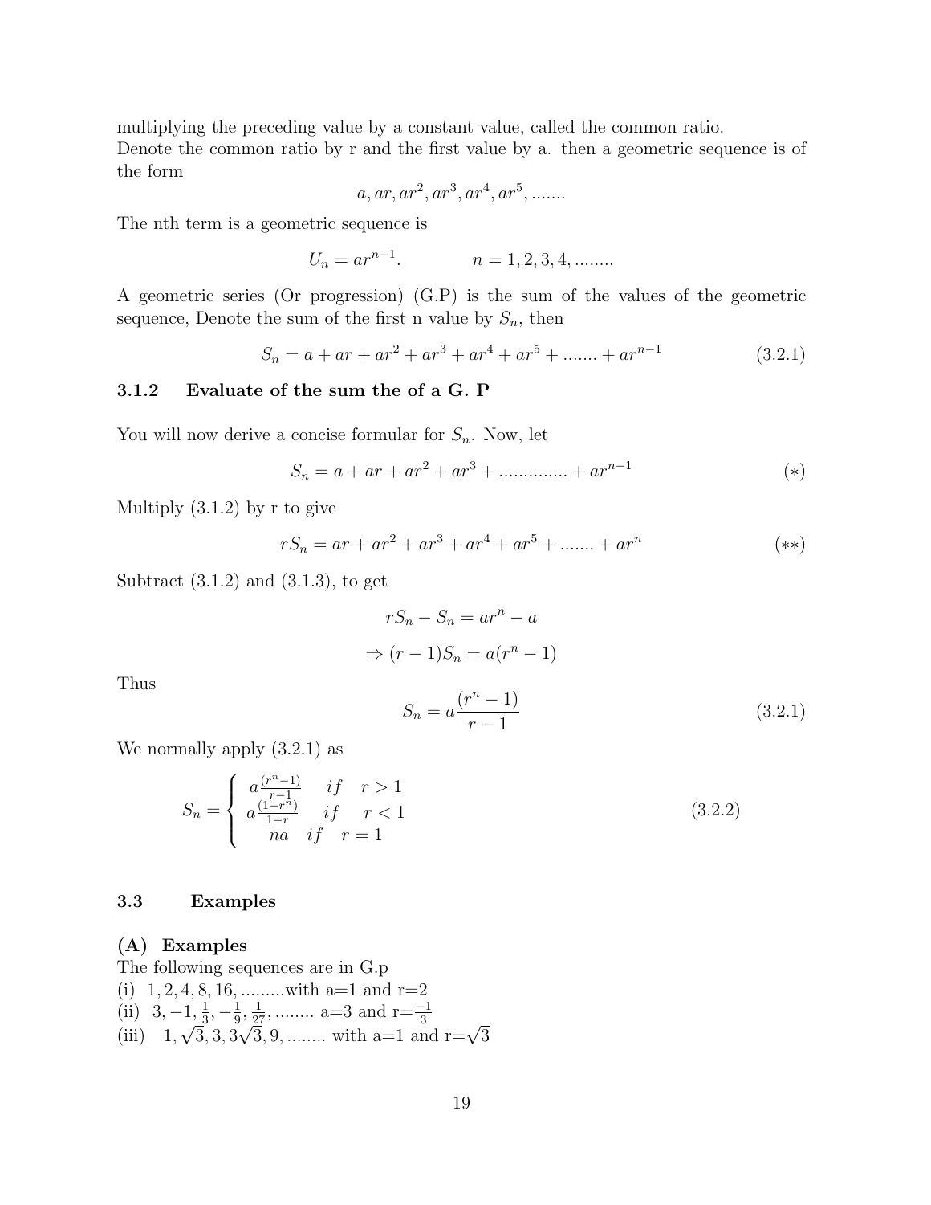multiplying the preceding value by a constant value, called the common ratio.
Denote the common ratio by r and the first value by a. then a geometric sequence is of the form

$$a, ar, ar^2, ar^3, ar^4, ar^5, .......$$

The nth term is a geometric sequence is

$$U_n = ar^{n-1}. \qquad\qquad n = 1, 2, 3, 4, ........$$

A geometric series (Or progression) (G.P) is the sum of the values of the geometric sequence, Denote the sum of the first n value by $S_n$, then

$$S_n = a + ar + ar^2 + ar^3 + ar^4 + ar^5 + ....... + ar^{n-1} \tag{3.2.1}$$

### 3.1.2 Evaluate of the sum the of a G. P

You will now derive a concise formular for $S_n$. Now, let

$$S_n = a + ar + ar^2 + ar^3 + ............. + ar^{n-1} \tag{$*$}$$

Multiply (3.1.2) by r to give

$$rS_n = ar + ar^2 + ar^3 + ar^4 + ar^5 + ....... + ar^n \tag{$**$}$$

Subtract (3.1.2) and (3.1.3), to get

$$rS_n - S_n = ar^n - a$$

$$\Rightarrow (r-1)S_n = a(r^n - 1)$$

Thus

$$S_n = a\frac{(r^n - 1)}{r - 1} \tag{3.2.1}$$

We normally apply (3.2.1) as

$$S_n = \begin{cases} a\frac{(r^n-1)}{r-1} & if \quad r > 1 \\ a\frac{(1-r^n)}{1-r} & if \quad r < 1 \\ na \quad if \quad r = 1 \end{cases} \tag{3.2.2}$$

## 3.3 Examples

**(A) Examples**
The following sequences are in G.p
(i) $1, 2, 4, 8, 16, .........$with a=1 and r=2
(ii) $3, -1, \frac{1}{3}, -\frac{1}{9}, \frac{1}{27}, ........$ a=3 and r=$\frac{-1}{3}$
(iii) $1, \sqrt{3}, 3, 3\sqrt{3}, 9, ........$ with a=1 and r=$\sqrt{3}$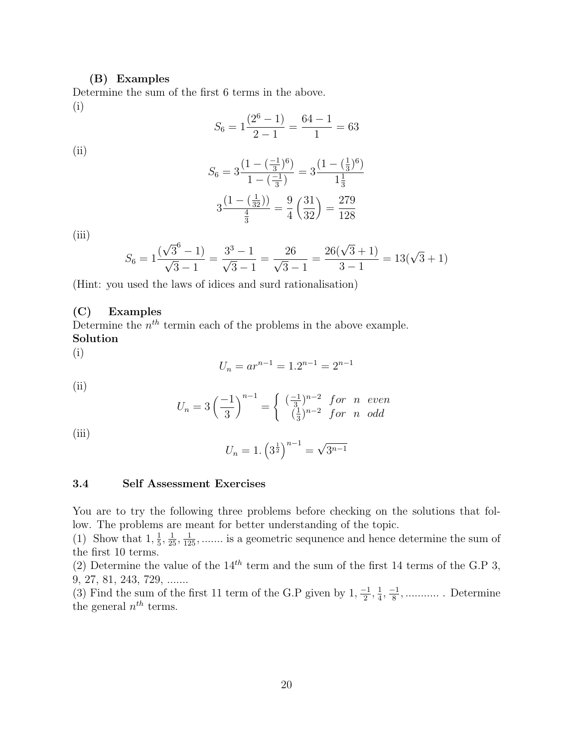### (B) Examples

Determine the sum of the first 6 terms in the above.

(i)

$$S_6 = 1\frac{(2^6 - 1)}{2-1} = \frac{64-1}{1} = 63$$

(ii)

$$S_6 = 3\frac{(1-(\frac{-1}{3})^6)}{1-(\frac{-1}{3})} = 3\frac{(1-(\frac{1}{3})^6)}{1\frac{1}{3}}$$

$$3\frac{(1-(\frac{1}{32}))}{\frac{4}{3}} = \frac{9}{4}\left(\frac{31}{32}\right) = \frac{279}{128}$$

(iii)

$$S_6 = 1\frac{(\sqrt{3}^6 - 1)}{\sqrt{3}-1} = \frac{3^3-1}{\sqrt{3}-1} = \frac{26}{\sqrt{3}-1} = \frac{26(\sqrt{3}+1)}{3-1} = 13(\sqrt{3}+1)$$

(Hint: you used the laws of idices and surd rationalisation)

### (C) Examples

Determine the $n^{th}$ termin each of the problems in the above example.

**Solution**

(i)

$$U_n = ar^{n-1} = 1.2^{n-1} = 2^{n-1}$$

(ii)

$$U_n = 3\left(\frac{-1}{3}\right)^{n-1} = \begin{cases} (\frac{-1}{3})^{n-2} & for \;\; n \;\; even \\ (\frac{1}{3})^{n-2} & for \;\; n \;\; odd \end{cases}$$

(iii)

$$U_n = 1.\left(3^{\frac{1}{2}}\right)^{n-1} = \sqrt{3^{n-1}}$$

### 3.4 Self Assessment Exercises

You are to try the following three problems before checking on the solutions that follow. The problems are meant for better understanding of the topic.

(1) Show that $1, \frac{1}{5}, \frac{1}{25}, \frac{1}{125}, .......$ is a geometric sequnence and hence determine the sum of the first 10 terms.

(2) Determine the value of the $14^{th}$ term and the sum of the first 14 terms of the G.P 3, 9, 27, 81, 243, 729, .......

(3) Find the sum of the first 11 term of the G.P given by $1, \frac{-1}{2}, \frac{1}{4}, \frac{-1}{8}, ...........$ . Determine the general $n^{th}$ terms.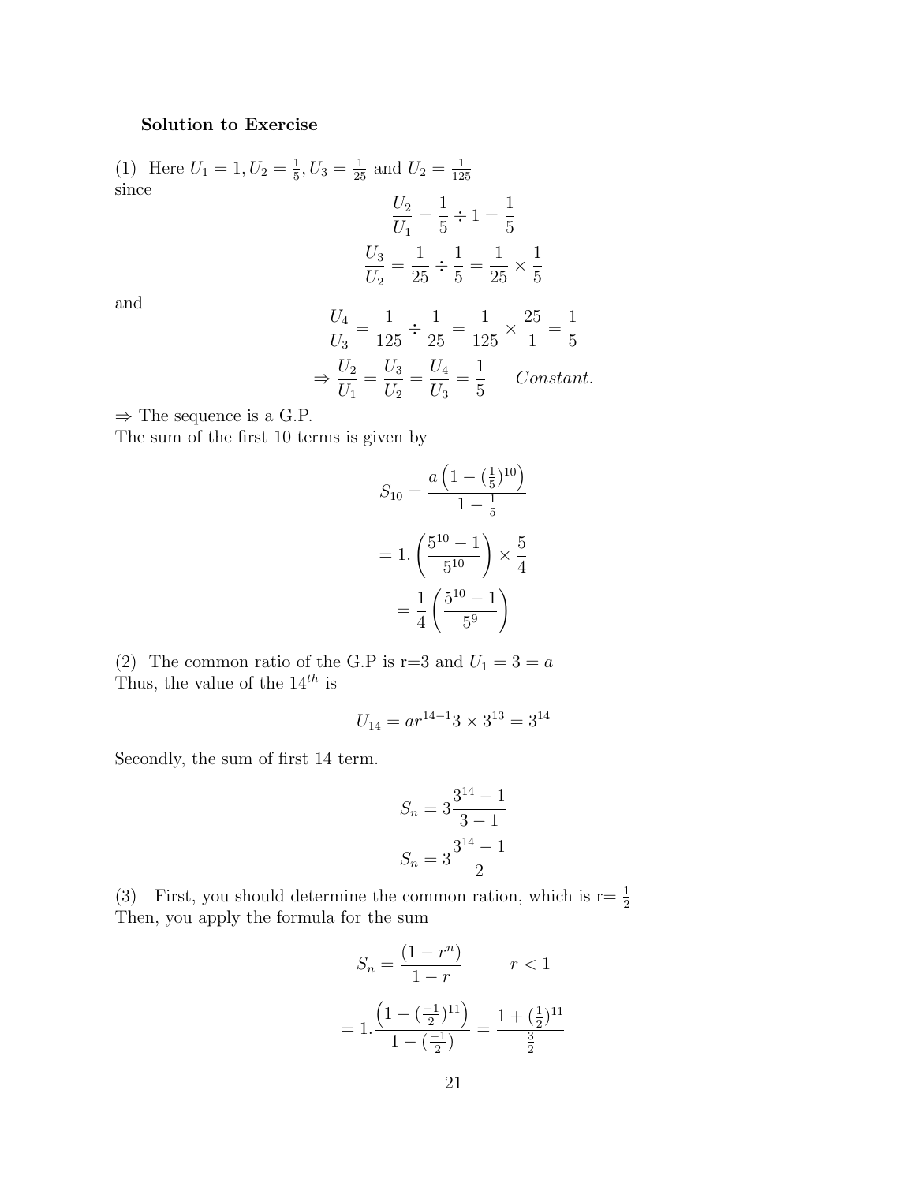**Solution to Exercise**

(1) Here $U_1 = 1, U_2 = \frac{1}{5}, U_3 = \frac{1}{25}$ and $U_2 = \frac{1}{125}$
since

$$\frac{U_2}{U_1} = \frac{1}{5} \div 1 = \frac{1}{5}$$

$$\frac{U_3}{U_2} = \frac{1}{25} \div \frac{1}{5} = \frac{1}{25} \times \frac{1}{5}$$

and

$$\frac{U_4}{U_3} = \frac{1}{125} \div \frac{1}{25} = \frac{1}{125} \times \frac{25}{1} = \frac{1}{5}$$

$$\Rightarrow \frac{U_2}{U_1} = \frac{U_3}{U_2} = \frac{U_4}{U_3} = \frac{1}{5} \qquad Constant.$$

$\Rightarrow$ The sequence is a G.P.
The sum of the first 10 terms is given by

$$S_{10} = \frac{a\left(1 - (\frac{1}{5})^{10}\right)}{1 - \frac{1}{5}}$$

$$= 1.\left(\frac{5^{10} - 1}{5^{10}}\right) \times \frac{5}{4}$$

$$= \frac{1}{4}\left(\frac{5^{10} - 1}{5^9}\right)$$

(2) The common ratio of the G.P is r=3 and $U_1 = 3 = a$
Thus, the value of the $14^{th}$ is

$$U_{14} = ar^{14-1} 3 \times 3^{13} = 3^{14}$$

Secondly, the sum of first 14 term.

$$S_n = 3\frac{3^{14} - 1}{3 - 1}$$

$$S_n = 3\frac{3^{14} - 1}{2}$$

(3) First, you should determine the common ration, which is r= $\frac{1}{2}$
Then, you apply the formula for the sum

$$S_n = \frac{(1 - r^n)}{1 - r} \qquad r < 1$$

$$= 1.\frac{\left(1 - (\frac{-1}{2})^{11}\right)}{1 - (\frac{-1}{2})} = \frac{1 + (\frac{1}{2})^{11}}{\frac{3}{2}}$$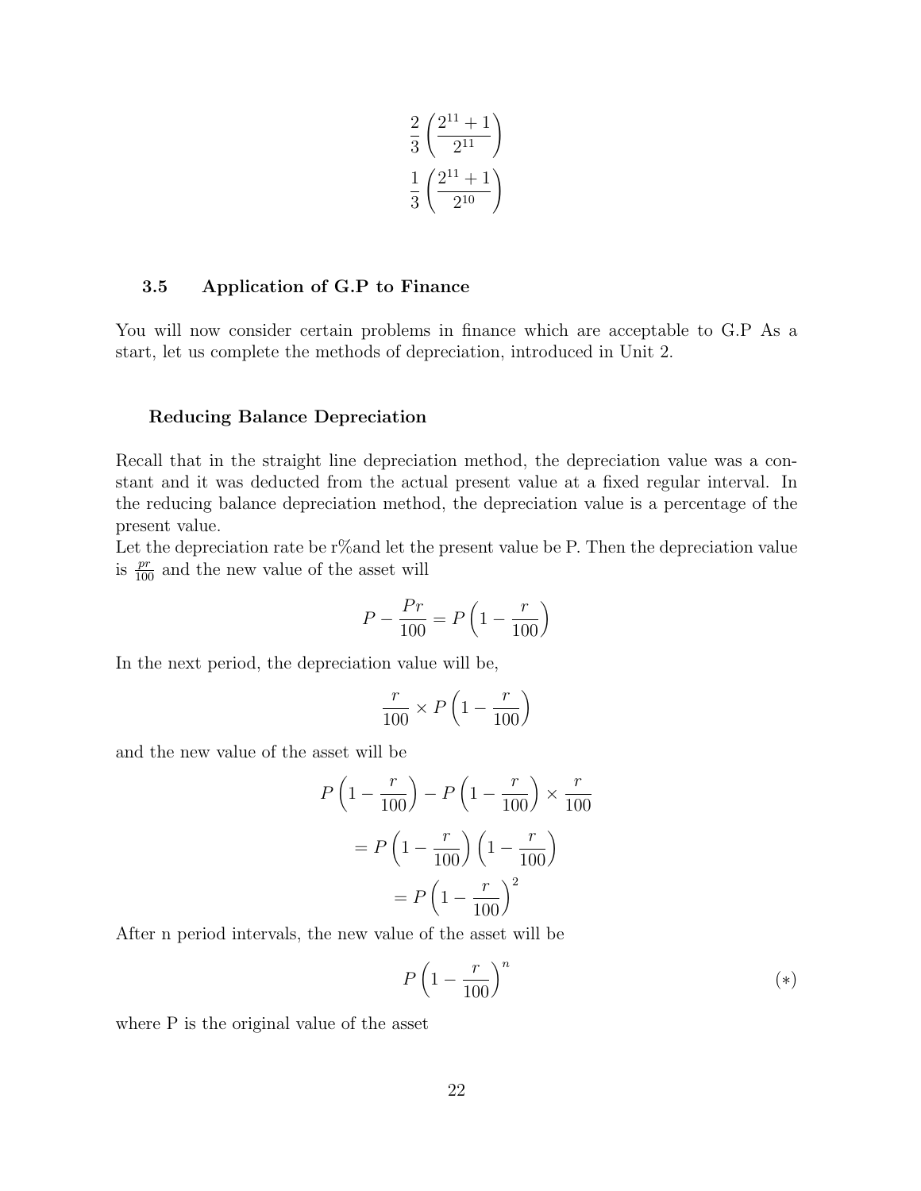$$\frac{2}{3}\left(\frac{2^{11}+1}{2^{11}}\right)$$

$$\frac{1}{3}\left(\frac{2^{11}+1}{2^{10}}\right)$$

## 3.5 Application of G.P to Finance

You will now consider certain problems in finance which are acceptable to G.P As a start, let us complete the methods of depreciation, introduced in Unit 2.

### Reducing Balance Depreciation

Recall that in the straight line depreciation method, the depreciation value was a constant and it was deducted from the actual present value at a fixed regular interval. In the reducing balance depreciation method, the depreciation value is a percentage of the present value.

Let the depreciation rate be r%and let the present value be P. Then the depreciation value is $\frac{pr}{100}$ and the new value of the asset will

$$P - \frac{Pr}{100} = P\left(1 - \frac{r}{100}\right)$$

In the next period, the depreciation value will be,

$$\frac{r}{100} \times P\left(1 - \frac{r}{100}\right)$$

and the new value of the asset will be

$$P\left(1 - \frac{r}{100}\right) - P\left(1 - \frac{r}{100}\right) \times \frac{r}{100}$$

$$= P\left(1 - \frac{r}{100}\right)\left(1 - \frac{r}{100}\right)$$

$$= P\left(1 - \frac{r}{100}\right)^2$$

After n period intervals, the new value of the asset will be

$$P\left(1 - \frac{r}{100}\right)^n \qquad (*)$$

where P is the original value of the asset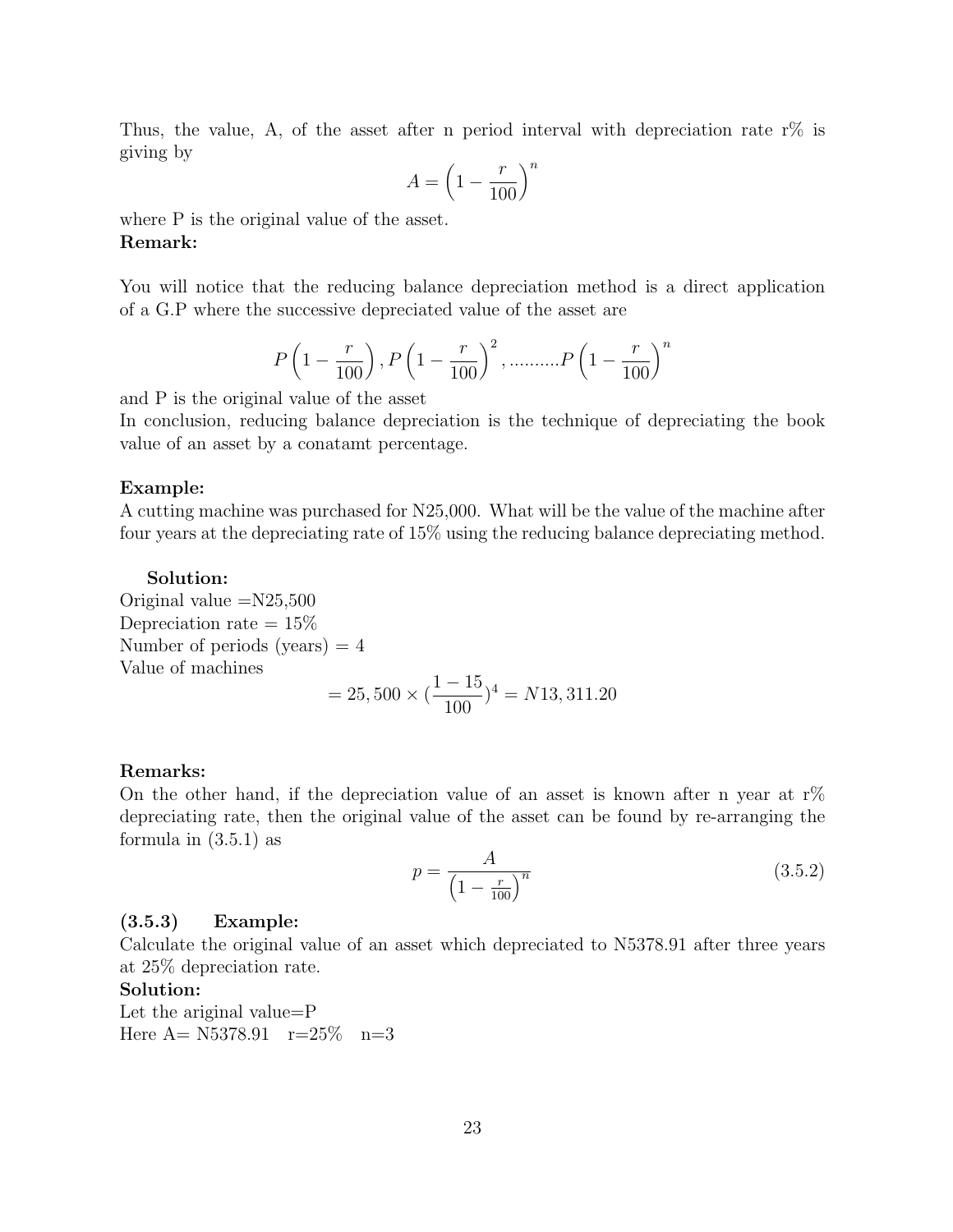Thus, the value, A, of the asset after n period interval with depreciation rate r% is giving by

$$A = \left(1 - \frac{r}{100}\right)^n$$

where P is the original value of the asset.

**Remark:**

You will notice that the reducing balance depreciation method is a direct application of a G.P where the successive depreciated value of the asset are

$$P\left(1 - \frac{r}{100}\right), P\left(1 - \frac{r}{100}\right)^2, \text{..........} P\left(1 - \frac{r}{100}\right)^n$$

and P is the original value of the asset

In conclusion, reducing balance depreciation is the technique of depreciating the book value of an asset by a conatamt percentage.

**Example:**

A cutting machine was purchased for N25,000. What will be the value of the machine after four years at the depreciating rate of 15% using the reducing balance depreciating method.

**Solution:**

Original value =N25,500

Depreciation rate = 15%

Number of periods (years) = 4

Value of machines

$$= 25,500 \times (\frac{1 - 15}{100})^4 = N13,311.20$$

**Remarks:**

On the other hand, if the depreciation value of an asset is known after n year at r% depreciating rate, then the original value of the asset can be found by re-arranging the formula in (3.5.1) as

$$p = \frac{A}{\left(1 - \frac{r}{100}\right)^n} \tag{3.5.2}$$

**(3.5.3) Example:**

Calculate the original value of an asset which depreciated to N5378.91 after three years at 25% depreciation rate.

**Solution:**

Let the ariginal value=P

Here A= N5378.91 r=25% n=3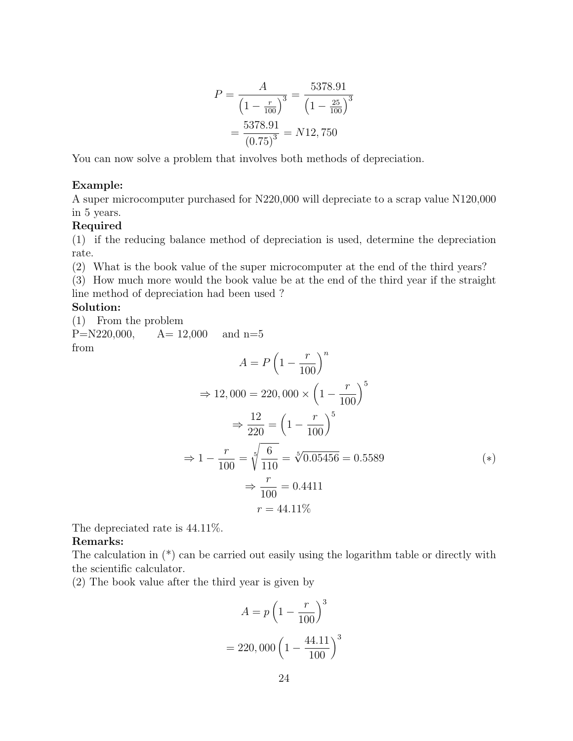$$P = \frac{A}{\left(1 - \frac{r}{100}\right)^3} = \frac{5378.91}{\left(1 - \frac{25}{100}\right)^3}$$

$$= \frac{5378.91}{(0.75)^3} = N12,750$$

You can now solve a problem that involves both methods of depreciation.

**Example:**
A super microcomputer purchased for N220,000 will depreciate to a scrap value N120,000 in 5 years.

**Required**

(1) if the reducing balance method of depreciation is used, determine the depreciation rate.

(2) What is the book value of the super microcomputer at the end of the third years?

(3) How much more would the book value be at the end of the third year if the straight line method of depreciation had been used ?

**Solution:**

(1) From the problem

P=N220,000, A= 12,000 and n=5

from

$$A = P\left(1 - \frac{r}{100}\right)^n$$

$$\Rightarrow 12,000 = 220,000 \times \left(1 - \frac{r}{100}\right)^5$$

$$\Rightarrow \frac{12}{220} = \left(1 - \frac{r}{100}\right)^5$$

$$\Rightarrow 1 - \frac{r}{100} = \sqrt[5]{\frac{6}{110}} = \sqrt[5]{0.05456} = 0.5589 \qquad (*)$$

$$\Rightarrow \frac{r}{100} = 0.4411$$

$$r = 44.11\%$$

The depreciated rate is 44.11%.

**Remarks:**
The calculation in (*) can be carried out easily using the logarithm table or directly with the scientific calculator.

(2) The book value after the third year is given by

$$A = p\left(1 - \frac{r}{100}\right)^3$$

$$= 220,000\left(1 - \frac{44.11}{100}\right)^3$$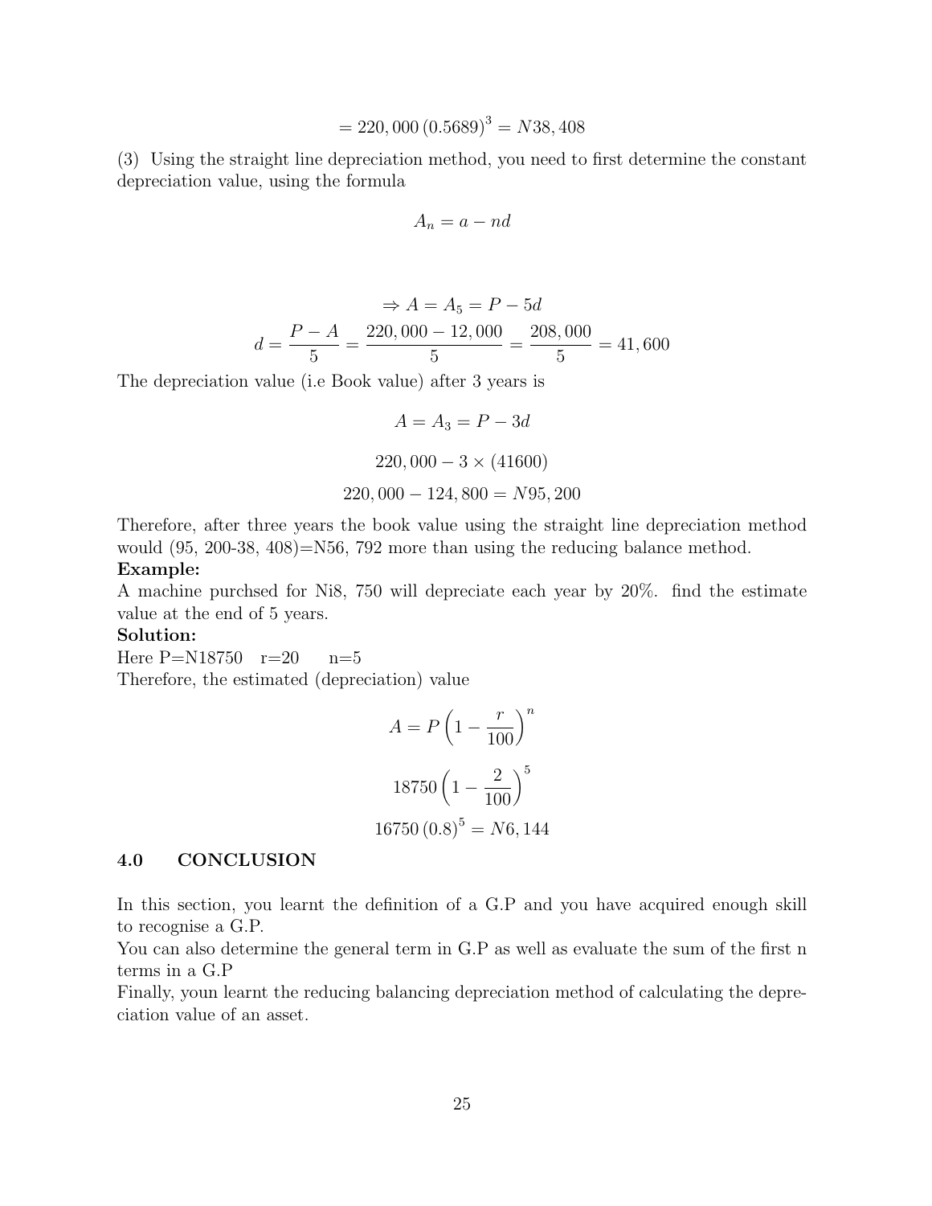$$= 220,000\,(0.5689)^3 = N38,408$$

(3) Using the straight line depreciation method, you need to first determine the constant depreciation value, using the formula

$$A_n = a - nd$$

$$\Rightarrow A = A_5 = P - 5d$$

$$d = \frac{P - A}{5} = \frac{220,000 - 12,000}{5} = \frac{208,000}{5} = 41,600$$

The depreciation value (i.e Book value) after 3 years is

$$A = A_3 = P - 3d$$

$$220,000 - 3 \times (41600)$$

$$220,000 - 124,800 = N95,200$$

Therefore, after three years the book value using the straight line depreciation method would (95, 200-38, 408)=N56, 792 more than using the reducing balance method.

**Example:**

A machine purchsed for Ni8, 750 will depreciate each year by 20%. find the estimate value at the end of 5 years.

**Solution:**

Here P=N18750  r=20  n=5

Therefore, the estimated (depreciation) value

$$A = P\left(1 - \frac{r}{100}\right)^n$$

$$18750\left(1 - \frac{2}{100}\right)^5$$

$$16750\,(0.8)^5 = N6,144$$

### 4.0 CONCLUSION

In this section, you learnt the definition of a G.P and you have acquired enough skill to recognise a G.P.

You can also determine the general term in G.P as well as evaluate the sum of the first n terms in a G.P

Finally, youn learnt the reducing balancing depreciation method of calculating the depreciation value of an asset.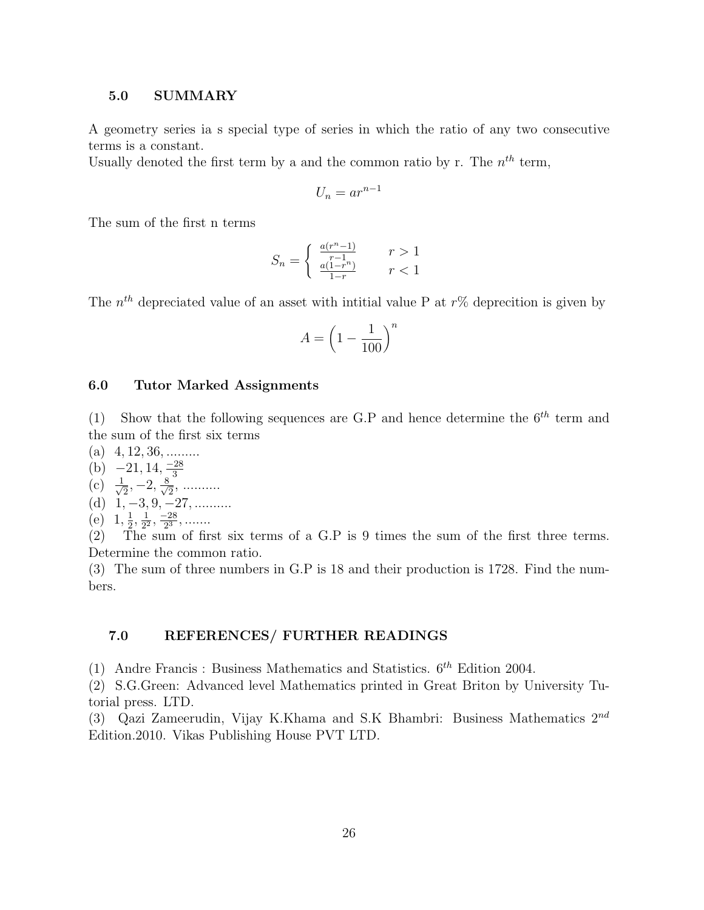### 5.0 SUMMARY

A geometry series ia s special type of series in which the ratio of any two consecutive terms is a constant.
Usually denoted the first term by a and the common ratio by r. The $n^{th}$ term,

$$U_n = ar^{n-1}$$

The sum of the first n terms

$$S_n = \begin{cases} \frac{a(r^n-1)}{r-1} & r > 1 \\ \frac{a(1-r^n)}{1-r} & r < 1 \end{cases}$$

The $n^{th}$ depreciated value of an asset with intitial value P at $r\%$ deprecition is given by

$$A = \left(1 - \frac{1}{100}\right)^n$$

### 6.0 Tutor Marked Assignments

(1) Show that the following sequences are G.P and hence determine the $6^{th}$ term and the sum of the first six terms
(a) $4, 12, 36, \ldots\ldots\ldots$
(b) $-21, 14, \frac{-28}{3}$
(c) $\frac{1}{\sqrt{2}}, -2, \frac{8}{\sqrt{2}}, \ldots\ldots\ldots.$
(d) $1, -3, 9, -27, \ldots\ldots\ldots.$
(e) $1, \frac{1}{2}, \frac{1}{2^2}, \frac{-28}{2^3}, \ldots\ldots.$
(2) The sum of first six terms of a G.P is 9 times the sum of the first three terms. Determine the common ratio.
(3) The sum of three numbers in G.P is 18 and their production is 1728. Find the numbers.

### 7.0 REFERENCES/ FURTHER READINGS

(1) Andre Francis : Business Mathematics and Statistics. $6^{th}$ Edition 2004.
(2) S.G.Green: Advanced level Mathematics printed in Great Briton by University Tutorial press. LTD.
(3) Qazi Zameerudin, Vijay K.Khama and S.K Bhambri: Business Mathematics $2^{nd}$ Edition.2010. Vikas Publishing House PVT LTD.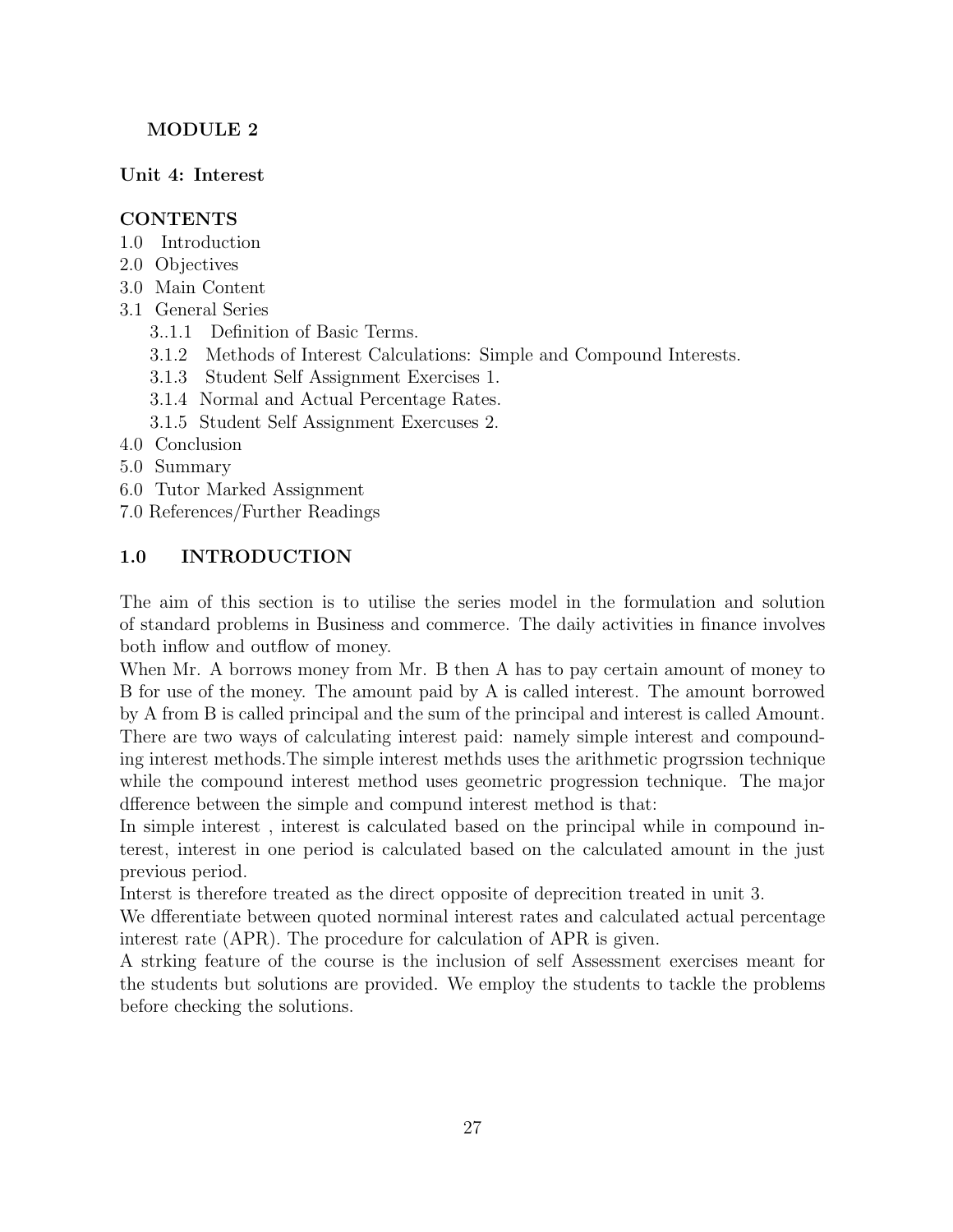**MODULE 2**

**Unit 4: Interest**

**CONTENTS**

1.0 Introduction
2.0 Objectives
3.0 Main Content
3.1 General Series
  3..1.1 Definition of Basic Terms.
  3.1.2 Methods of Interest Calculations: Simple and Compound Interests.
  3.1.3 Student Self Assignment Exercises 1.
  3.1.4 Normal and Actual Percentage Rates.
  3.1.5 Student Self Assignment Exercuses 2.
4.0 Conclusion
5.0 Summary
6.0 Tutor Marked Assignment
7.0 References/Further Readings

## 1.0 INTRODUCTION

The aim of this section is to utilise the series model in the formulation and solution of standard problems in Business and commerce. The daily activities in finance involves both inflow and outflow of money.

When Mr. A borrows money from Mr. B then A has to pay certain amount of money to B for use of the money. The amount paid by A is called interest. The amount borrowed by A from B is called principal and the sum of the principal and interest is called Amount. There are two ways of calculating interest paid: namely simple interest and compounding interest methods.The simple interest methds uses the arithmetic progrssion technique while the compound interest method uses geometric progression technique. The major dfference between the simple and compund interest method is that:

In simple interest , interest is calculated based on the principal while in compound interest, interest in one period is calculated based on the calculated amount in the just previous period.

Interst is therefore treated as the direct opposite of deprecition treated in unit 3.

We dfferentiate between quoted norminal interest rates and calculated actual percentage interest rate (APR). The procedure for calculation of APR is given.

A strking feature of the course is the inclusion of self Assessment exercises meant for the students but solutions are provided. We employ the students to tackle the problems before checking the solutions.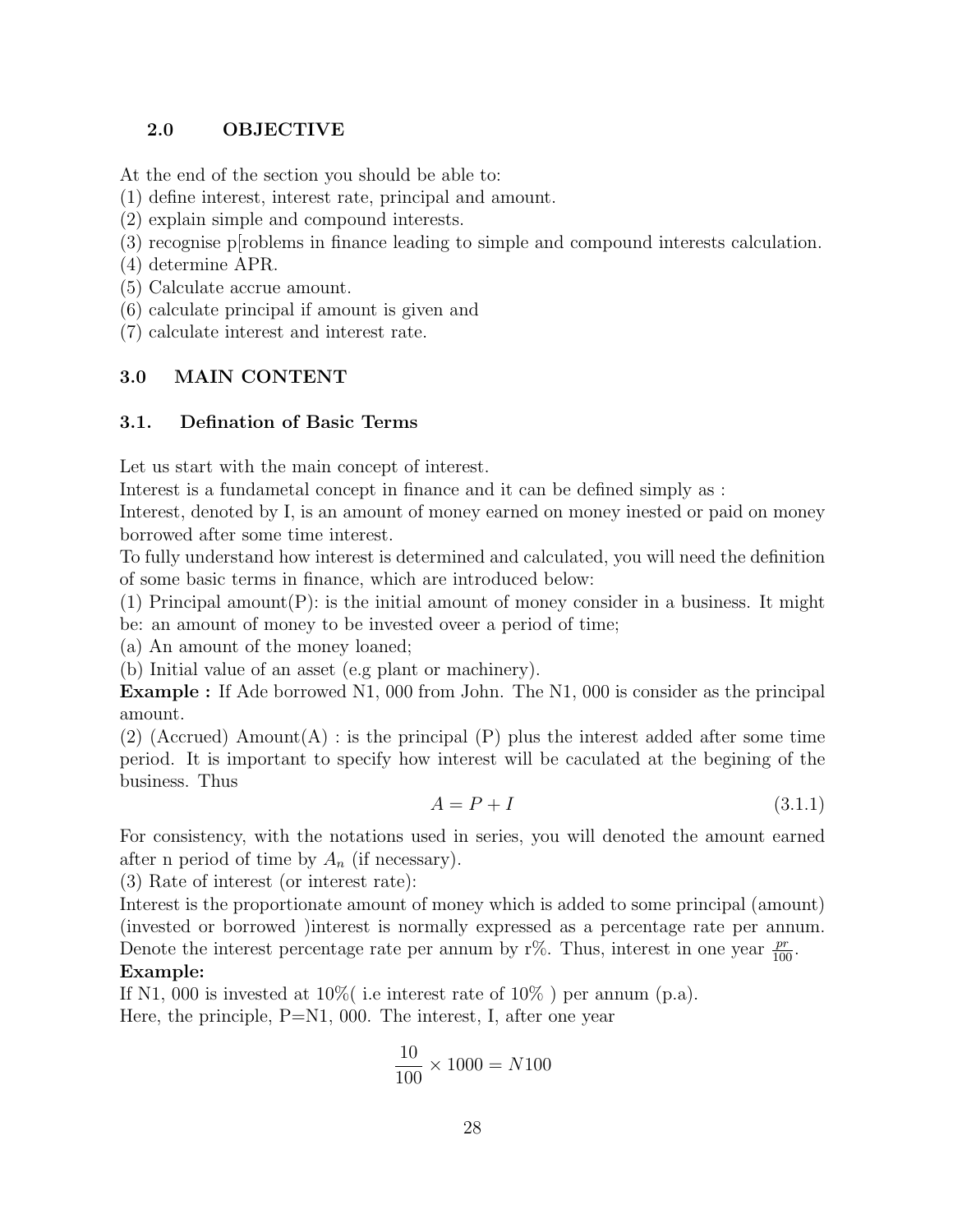## 2.0 OBJECTIVE

At the end of the section you should be able to:
(1) define interest, interest rate, principal and amount.
(2) explain simple and compound interests.
(3) recognise p[roblems in finance leading to simple and compound interests calculation.
(4) determine APR.
(5) Calculate accrue amount.
(6) calculate principal if amount is given and
(7) calculate interest and interest rate.

## 3.0 MAIN CONTENT

### 3.1. Defination of Basic Terms

Let us start with the main concept of interest.
Interest is a fundametal concept in finance and it can be defined simply as :
Interest, denoted by I, is an amount of money earned on money inested or paid on money borrowed after some time interest.
To fully understand how interest is determined and calculated, you will need the definition of some basic terms in finance, which are introduced below:
(1) Principal amount(P): is the initial amount of money consider in a business. It might be: an amount of money to be invested oveer a period of time;
(a) An amount of the money loaned;
(b) Initial value of an asset (e.g plant or machinery).
**Example :** If Ade borrowed N1, 000 from John. The N1, 000 is consider as the principal amount.
(2) (Accrued) Amount(A) : is the principal (P) plus the interest added after some time period. It is important to specify how interest will be caculated at the begining of the business. Thus

$$A = P + I \tag{3.1.1}$$

For consistency, with the notations used in series, you will denoted the amount earned after n period of time by $A_n$ (if necessary).
(3) Rate of interest (or interest rate):
Interest is the proportionate amount of money which is added to some principal (amount) (invested or borrowed )interest is normally expressed as a percentage rate per annum. Denote the interest percentage rate per annum by r%. Thus, interest in one year $\frac{pr}{100}$.
**Example:**
If N1, 000 is invested at 10%( i.e interest rate of 10% ) per annum (p.a).
Here, the principle, P=N1, 000. The interest, I, after one year

$$\frac{10}{100} \times 1000 = N100$$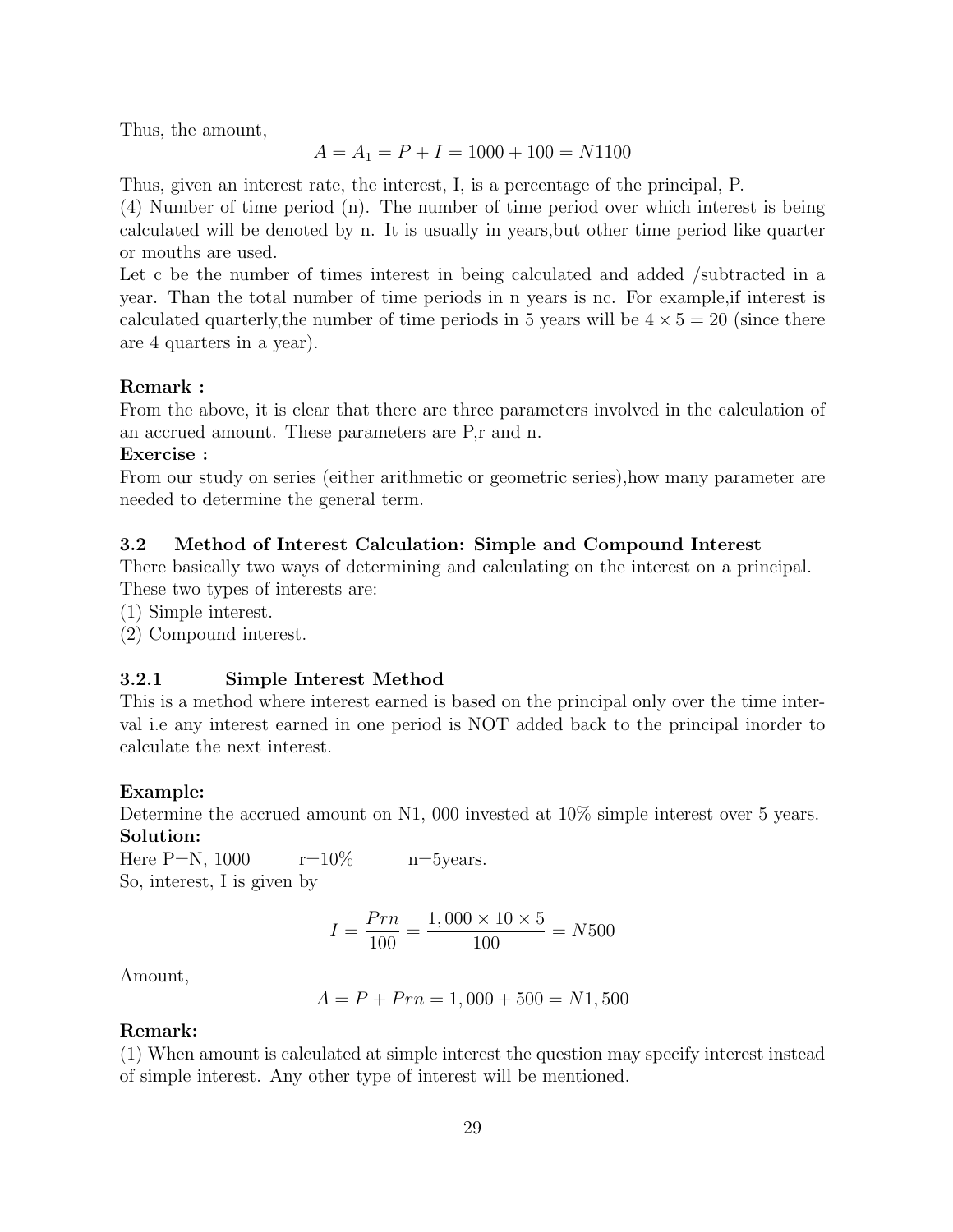Thus, the amount,

$$A = A_1 = P + I = 1000 + 100 = N1100$$

Thus, given an interest rate, the interest, I, is a percentage of the principal, P.

(4) Number of time period (n). The number of time period over which interest is being calculated will be denoted by n. It is usually in years,but other time period like quarter or mouths are used.

Let c be the number of times interest in being calculated and added /subtracted in a year. Than the total number of time periods in n years is nc. For example,if interest is calculated quarterly,the number of time periods in 5 years will be $4 \times 5 = 20$ (since there are 4 quarters in a year).

**Remark :**

From the above, it is clear that there are three parameters involved in the calculation of an accrued amount. These parameters are P,r and n.

**Exercise :**

From our study on series (either arithmetic or geometric series),how many parameter are needed to determine the general term.

### 3.2 Method of Interest Calculation: Simple and Compound Interest

There basically two ways of determining and calculating on the interest on a principal. These two types of interests are:

(1) Simple interest.

(2) Compound interest.

#### 3.2.1 Simple Interest Method

This is a method where interest earned is based on the principal only over the time interval i.e any interest earned in one period is NOT added back to the principal inorder to calculate the next interest.

**Example:**

Determine the accrued amount on N1, 000 invested at 10% simple interest over 5 years.

**Solution:**

Here P=N, 1000 r=10% n=5years.

So, interest, I is given by

$$I = \frac{Prn}{100} = \frac{1,000 \times 10 \times 5}{100} = N500$$

Amount,

$$A = P + Prn = 1,000 + 500 = N1,500$$

**Remark:**

(1) When amount is calculated at simple interest the question may specify interest instead of simple interest. Any other type of interest will be mentioned.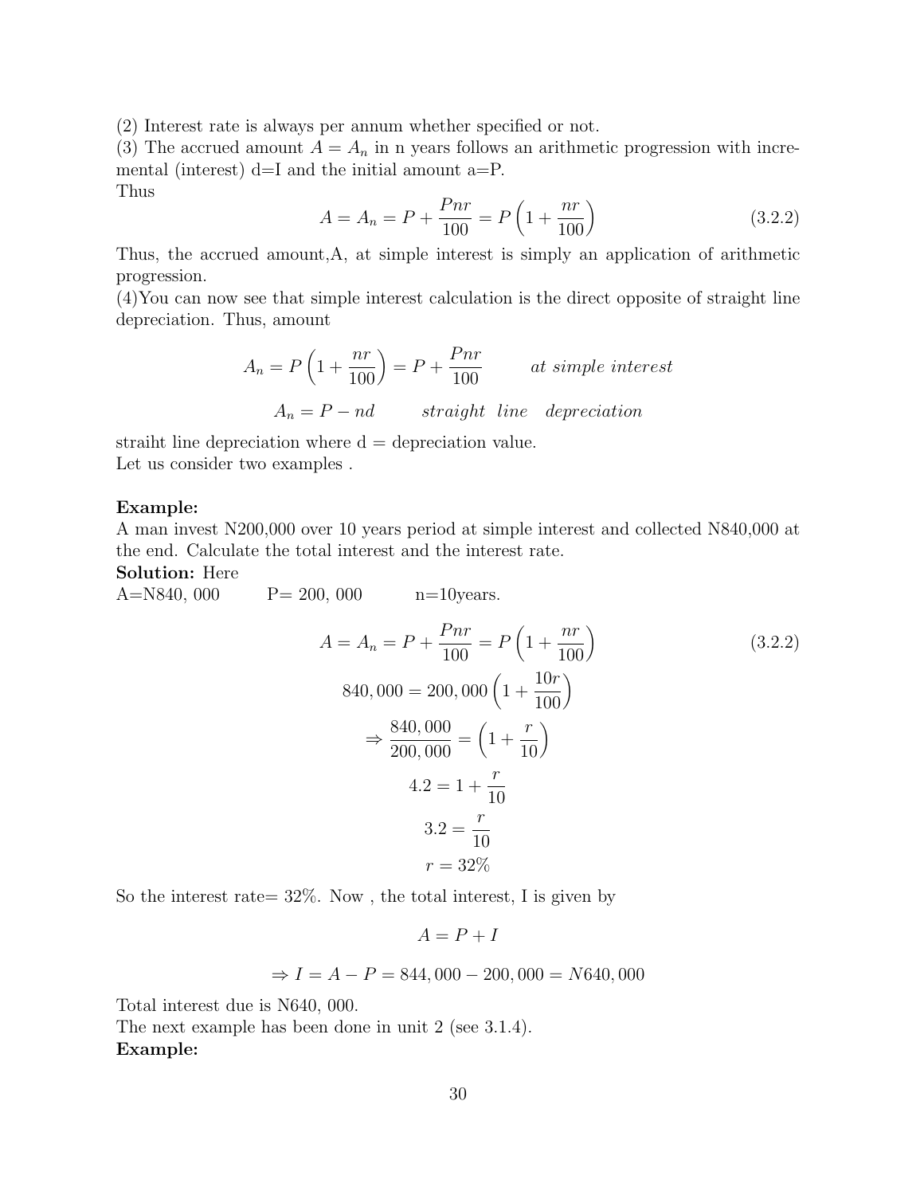(2) Interest rate is always per annum whether specified or not.
(3) The accrued amount $A = A_n$ in n years follows an arithmetic progression with incremental (interest) d=I and the initial amount a=P.
Thus

$$A = A_n = P + \frac{Pnr}{100} = P\left(1 + \frac{nr}{100}\right) \tag{3.2.2}$$

Thus, the accrued amount,A, at simple interest is simply an application of arithmetic progression.
(4)You can now see that simple interest calculation is the direct opposite of straight line depreciation. Thus, amount

$$A_n = P\left(1 + \frac{nr}{100}\right) = P + \frac{Pnr}{100} \qquad \textit{at simple interest}$$

$$A_n = P - nd \qquad \textit{straight line depreciation}$$

straiht line depreciation where d = depreciation value.
Let us consider two examples .

**Example:**
A man invest N200,000 over 10 years period at simple interest and collected N840,000 at the end. Calculate the total interest and the interest rate.
**Solution:** Here
A=N840, 000 P= 200, 000 n=10years.

$$A = A_n = P + \frac{Pnr}{100} = P\left(1 + \frac{nr}{100}\right) \tag{3.2.2}$$

$$840,000 = 200,000\left(1 + \frac{10r}{100}\right)$$

$$\Rightarrow \frac{840,000}{200,000} = \left(1 + \frac{r}{10}\right)$$

$$4.2 = 1 + \frac{r}{10}$$

$$3.2 = \frac{r}{10}$$

$$r = 32\%$$

So the interest rate= 32%. Now , the total interest, I is given by

$$A = P + I$$

$$\Rightarrow I = A - P = 844,000 - 200,000 = N640,000$$

Total interest due is N640, 000.
The next example has been done in unit 2 (see 3.1.4).
**Example:**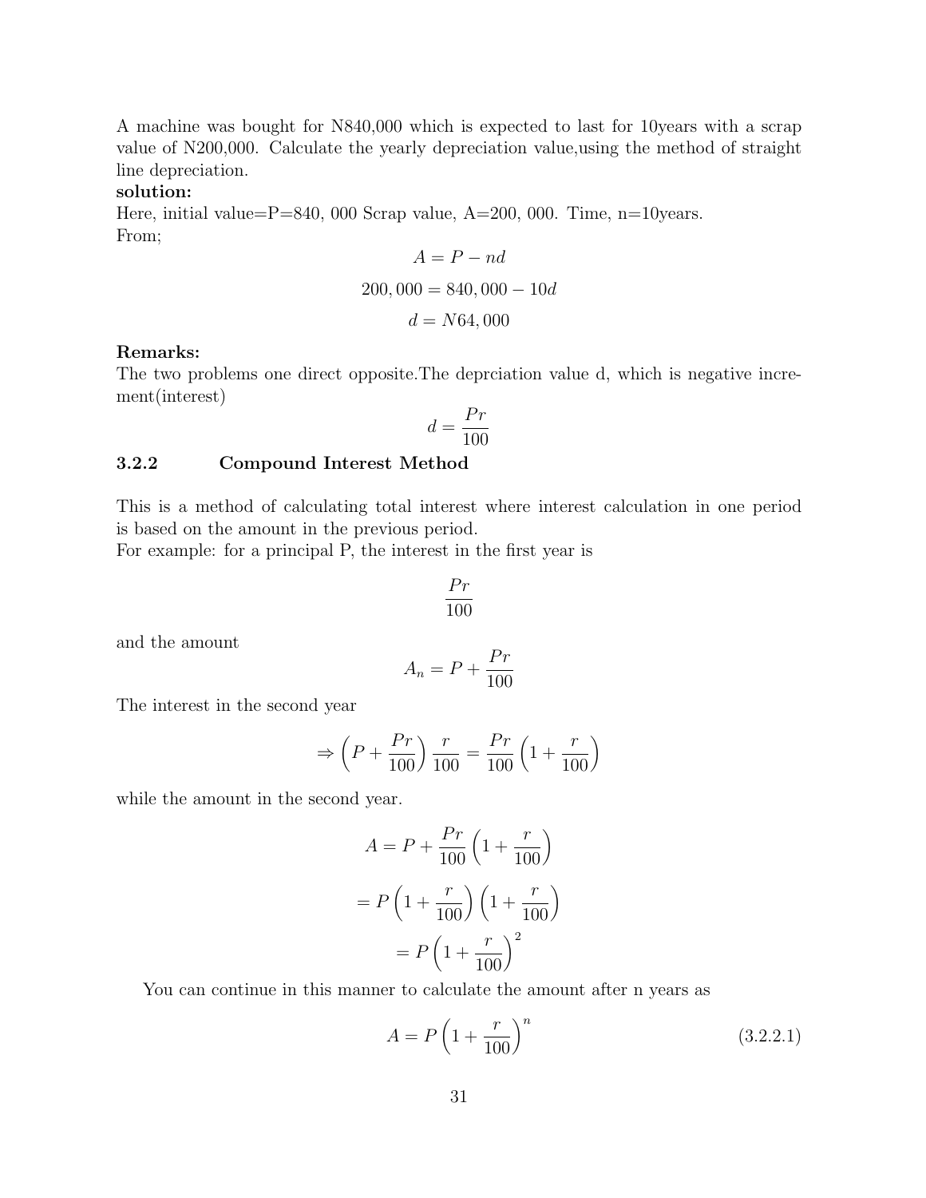A machine was bought for N840,000 which is expected to last for 10years with a scrap value of N200,000. Calculate the yearly depreciation value,using the method of straight line depreciation.

**solution:**

Here, initial value=P=840, 000 Scrap value, A=200, 000. Time, n=10years.

From;

$$A = P - nd$$

$$200,000 = 840,000 - 10d$$

$$d = N64,000$$

**Remarks:**

The two problems one direct opposite.The deprciation value d, which is negative increment(interest)

$$d = \frac{Pr}{100}$$

### 3.2.2 Compound Interest Method

This is a method of calculating total interest where interest calculation in one period is based on the amount in the previous period.

For example: for a principal P, the interest in the first year is

$$\frac{Pr}{100}$$

and the amount

$$A_n = P + \frac{Pr}{100}$$

The interest in the second year

$$\Rightarrow \left(P + \frac{Pr}{100}\right)\frac{r}{100} = \frac{Pr}{100}\left(1 + \frac{r}{100}\right)$$

while the amount in the second year.

$$A = P + \frac{Pr}{100}\left(1 + \frac{r}{100}\right)$$

$$= P\left(1 + \frac{r}{100}\right)\left(1 + \frac{r}{100}\right)$$

$$= P\left(1 + \frac{r}{100}\right)^2$$

You can continue in this manner to calculate the amount after n years as

$$A = P\left(1 + \frac{r}{100}\right)^n \tag{3.2.2.1}$$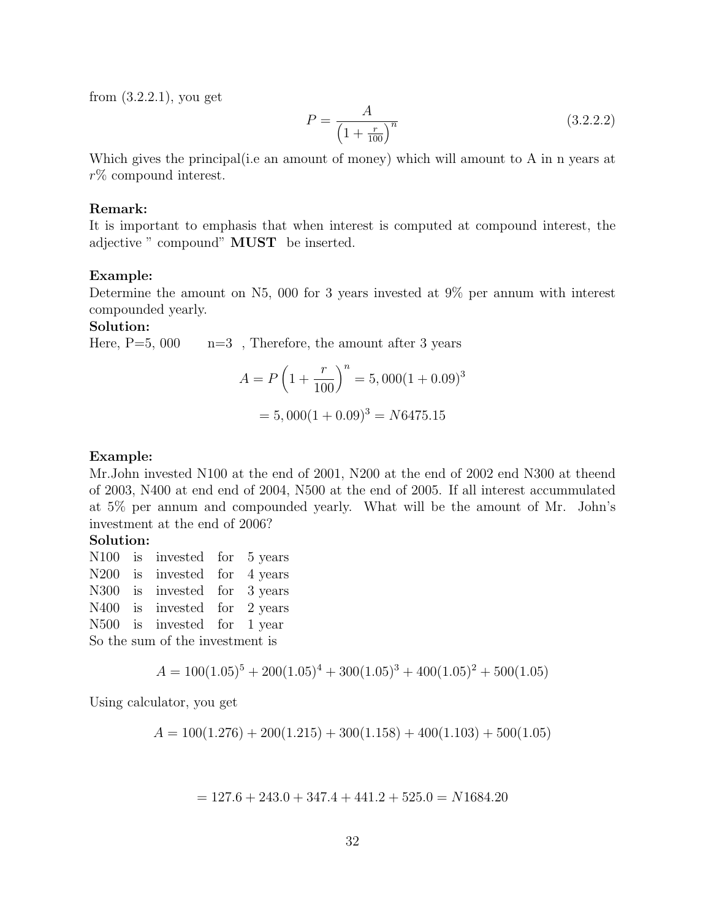from (3.2.2.1), you get

$$P = \frac{A}{\left(1 + \frac{r}{100}\right)^n} \tag{3.2.2.2}$$

Which gives the principal(i.e an amount of money) which will amount to A in n years at $r\%$ compound interest.

**Remark:**
It is important to emphasis that when interest is computed at compound interest, the adjective " compound" **MUST** be inserted.

**Example:**
Determine the amount on N5, 000 for 3 years invested at 9% per annum with interest compounded yearly.

**Solution:**
Here, P=5, 000  n=3 , Therefore, the amount after 3 years

$$A = P\left(1 + \frac{r}{100}\right)^n = 5,000(1 + 0.09)^3$$

$$= 5,000(1 + 0.09)^3 = N6475.15$$

**Example:**
Mr.John invested N100 at the end of 2001, N200 at the end of 2002 end N300 at theend of 2003, N400 at end end of 2004, N500 at the end of 2005. If all interest accummulated at 5% per annum and compounded yearly. What will be the amount of Mr. John's investment at the end of 2006?

**Solution:**
N100 is invested for 5 years
N200 is invested for 4 years
N300 is invested for 3 years
N400 is invested for 2 years
N500 is invested for 1 year
So the sum of the investment is

$$A = 100(1.05)^5 + 200(1.05)^4 + 300(1.05)^3 + 400(1.05)^2 + 500(1.05)$$

Using calculator, you get

$$A = 100(1.276) + 200(1.215) + 300(1.158) + 400(1.103) + 500(1.05)$$

$$= 127.6 + 243.0 + 347.4 + 441.2 + 525.0 = N1684.20$$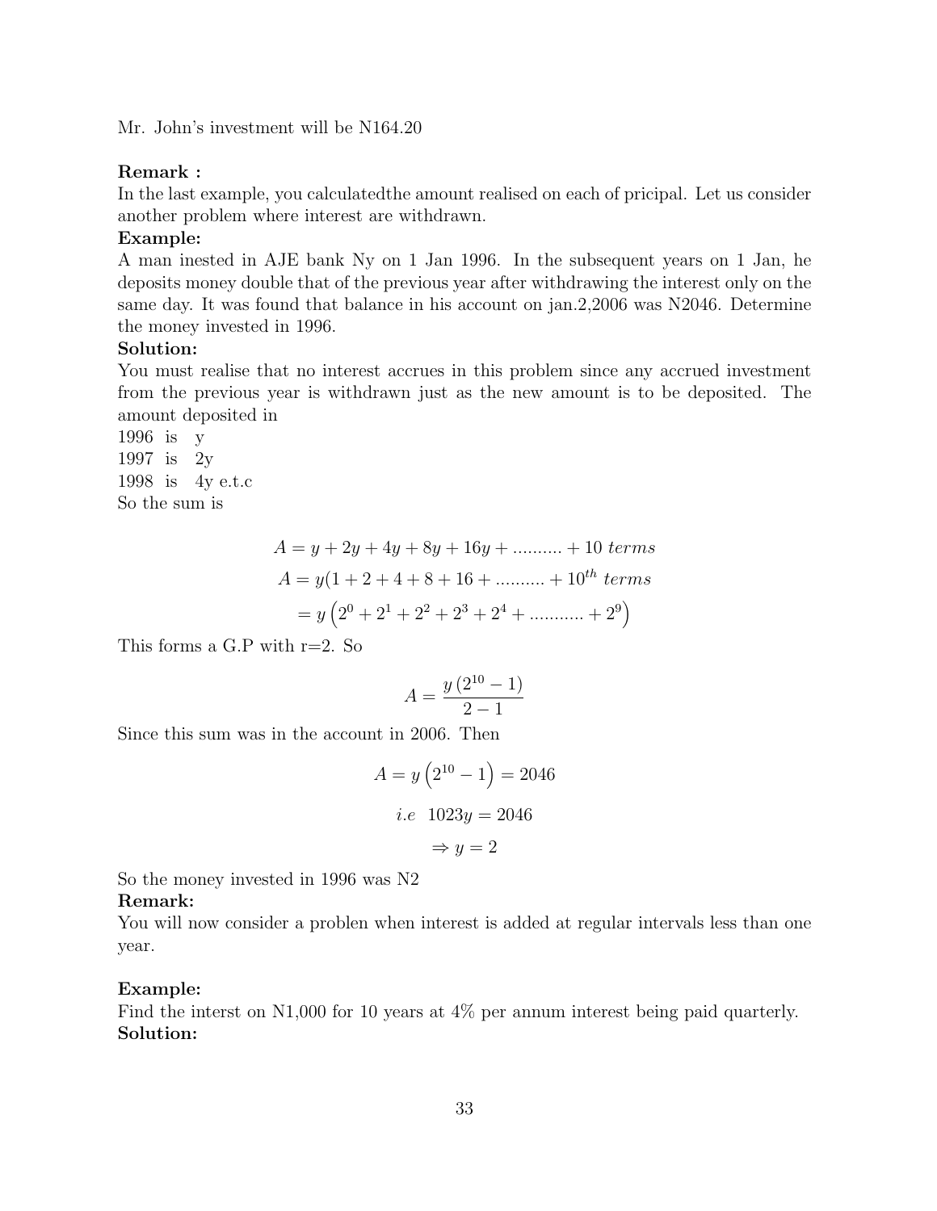Mr. John's investment will be N164.20

**Remark :**
In the last example, you calculatedthe amount realised on each of pricipal. Let us consider another problem where interest are withdrawn.

**Example:**
A man inested in AJE bank Ny on 1 Jan 1996. In the subsequent years on 1 Jan, he deposits money double that of the previous year after withdrawing the interest only on the same day. It was found that balance in his account on jan.2,2006 was N2046. Determine the money invested in 1996.

**Solution:**
You must realise that no interest accrues in this problem since any accrued investment from the previous year is withdrawn just as the new amount is to be deposited. The amount deposited in

1996 is y
1997 is 2y
1998 is 4y e.t.c

So the sum is

$$A = y + 2y + 4y + 8y + 16y + .......... + 10 \ terms$$
$$A = y(1 + 2 + 4 + 8 + 16 + .......... + 10^{th} \ terms$$
$$= y\left(2^0 + 2^1 + 2^2 + 2^3 + 2^4 + ........... + 2^9\right)$$

This forms a G.P with r=2. So

$$A = \frac{y\left(2^{10} - 1\right)}{2 - 1}$$

Since this sum was in the account in 2006. Then

$$A = y\left(2^{10} - 1\right) = 2046$$
$$i.e \ \ 1023y = 2046$$
$$\Rightarrow y = 2$$

So the money invested in 1996 was N2

**Remark:**
You will now consider a problen when interest is added at regular intervals less than one year.

**Example:**
Find the interst on N1,000 for 10 years at 4% per annum interest being paid quarterly.

**Solution:**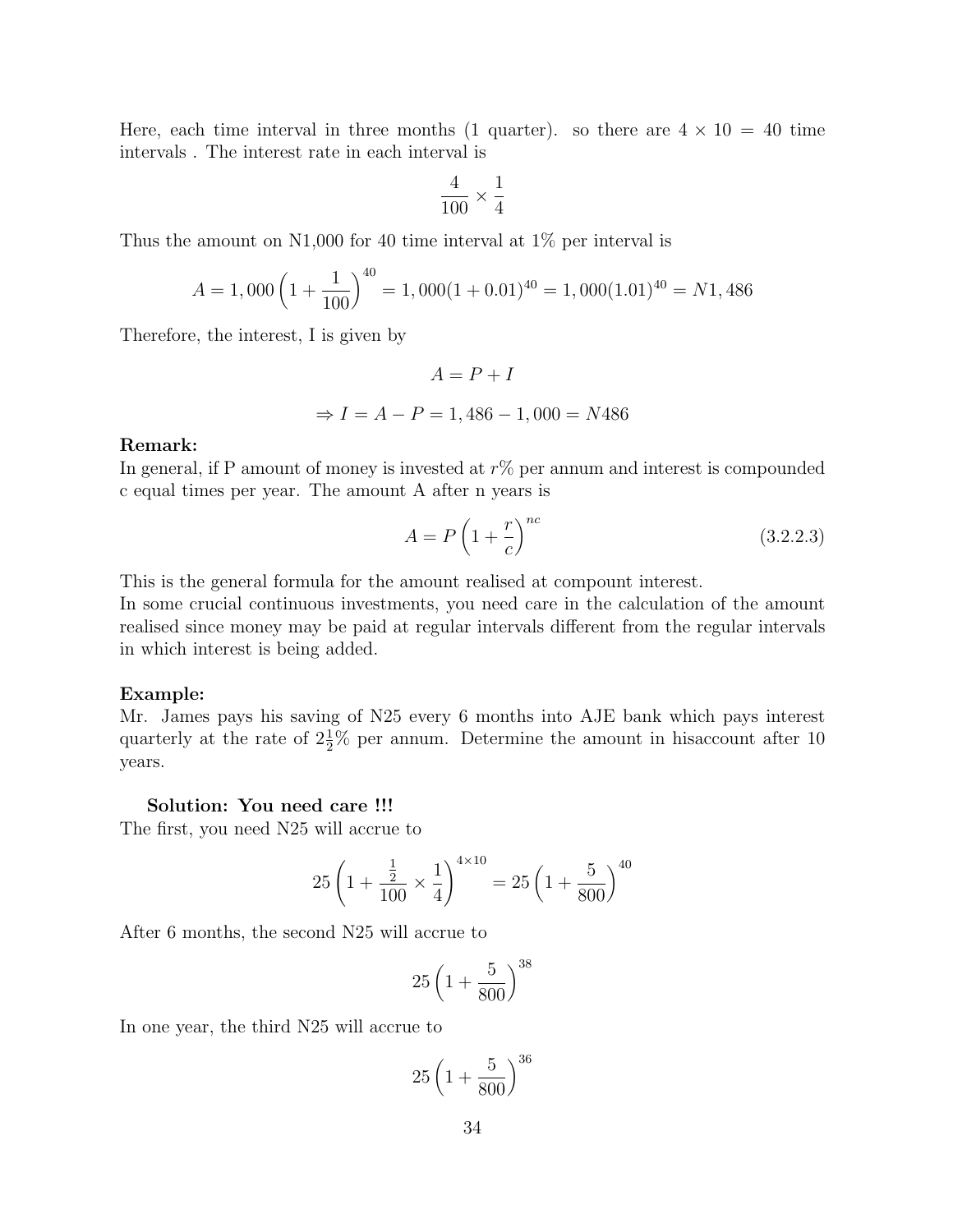Here, each time interval in three months (1 quarter). so there are $4 \times 10 = 40$ time intervals . The interest rate in each interval is

$$\frac{4}{100} \times \frac{1}{4}$$

Thus the amount on N1,000 for 40 time interval at 1% per interval is

$$A = 1,000\left(1 + \frac{1}{100}\right)^{40} = 1,000(1 + 0.01)^{40} = 1,000(1.01)^{40} = N1,486$$

Therefore, the interest, I is given by

$$A = P + I$$

$$\Rightarrow I = A - P = 1,486 - 1,000 = N486$$

**Remark:**
In general, if P amount of money is invested at $r\%$ per annum and interest is compounded c equal times per year. The amount A after n years is

$$A = P\left(1 + \frac{r}{c}\right)^{nc} \tag{3.2.2.3}$$

This is the general formula for the amount realised at compount interest.
In some crucial continuous investments, you need care in the calculation of the amount realised since money may be paid at regular intervals different from the regular intervals in which interest is being added.

**Example:**
Mr. James pays his saving of N25 every 6 months into AJE bank which pays interest quarterly at the rate of $2\frac{1}{2}\%$ per annum. Determine the amount in hisaccount after 10 years.

**Solution: You need care !!!**
The first, you need N25 will accrue to

$$25\left(1 + \frac{\frac{1}{2}}{100} \times \frac{1}{4}\right)^{4\times 10} = 25\left(1 + \frac{5}{800}\right)^{40}$$

After 6 months, the second N25 will accrue to

$$25\left(1 + \frac{5}{800}\right)^{38}$$

In one year, the third N25 will accrue to

$$25\left(1 + \frac{5}{800}\right)^{36}$$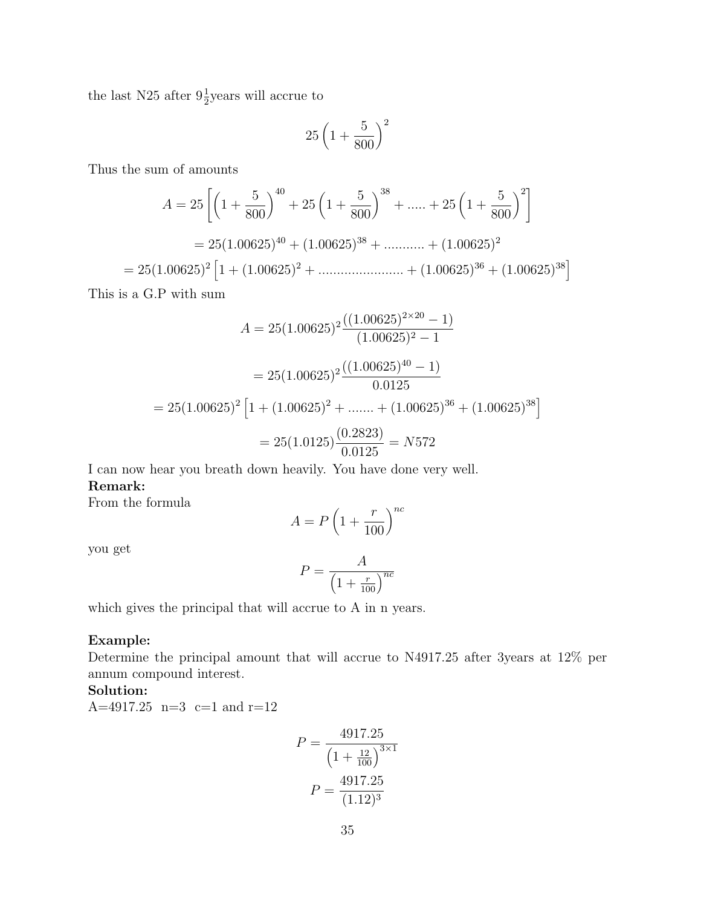the last N25 after $9\frac{1}{2}$years will accrue to

$$25\left(1+\frac{5}{800}\right)^2$$

Thus the sum of amounts

$$A = 25\left[\left(1+\frac{5}{800}\right)^{40} + 25\left(1+\frac{5}{800}\right)^{38} + \ldots\ldots + 25\left(1+\frac{5}{800}\right)^2\right]$$

$$= 25(1.00625)^{40} + (1.00625)^{38} + \ldots\ldots\ldots\ldots + (1.00625)^2$$

$$= 25(1.00625)^2\left[1 + (1.00625)^2 + \ldots\ldots\ldots\ldots\ldots\ldots\ldots\ldots + (1.00625)^{36} + (1.00625)^{38}\right]$$

This is a G.P with sum

$$A = 25(1.00625)^2 \frac{((1.00625)^{2\times 20} - 1)}{(1.00625)^2 - 1}$$

$$= 25(1.00625)^2 \frac{((1.00625)^{40} - 1)}{0.0125}$$

$$= 25(1.00625)^2\left[1 + (1.00625)^2 + \ldots\ldots. + (1.00625)^{36} + (1.00625)^{38}\right]$$

$$= 25(1.0125)\frac{(0.2823)}{0.0125} = N572$$

I can now hear you breath down heavily. You have done very well.

**Remark:**

From the formula

$$A = P\left(1+\frac{r}{100}\right)^{nc}$$

you get

$$P = \frac{A}{\left(1+\frac{r}{100}\right)^{nc}}$$

which gives the principal that will accrue to A in n years.

**Example:**

Determine the principal amount that will accrue to N4917.25 after 3years at 12% per annum compound interest.

**Solution:**

A=4917.25  n=3  c=1 and r=12

$$P = \frac{4917.25}{\left(1+\frac{12}{100}\right)^{3\times 1}}$$

$$P = \frac{4917.25}{(1.12)^3}$$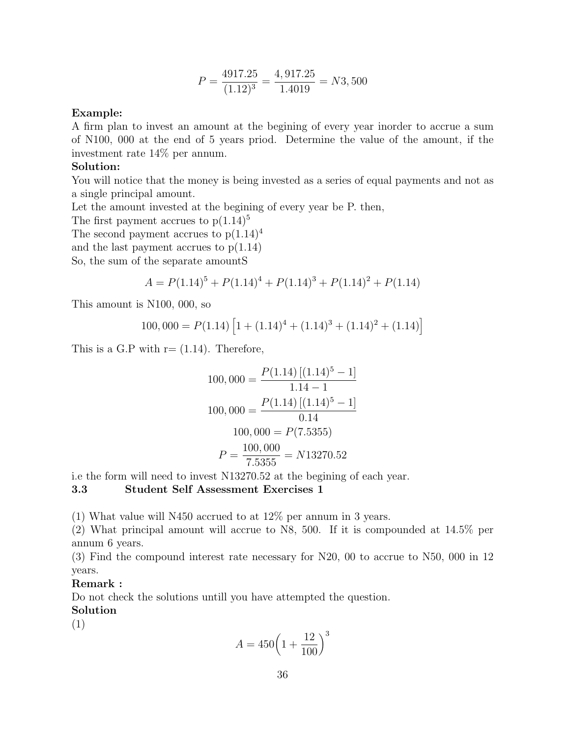$$P = \frac{4917.25}{(1.12)^3} = \frac{4,917.25}{1.4019} = N3,500$$

**Example:**
A firm plan to invest an amount at the begining of every year inorder to accrue a sum of N100, 000 at the end of 5 years priod. Determine the value of the amount, if the investment rate 14% per annum.

**Solution:**
You will notice that the money is being invested as a series of equal payments and not as a single principal amount.
Let the amount invested at the begining of every year be P. then,
The first payment accrues to $p(1.14)^5$
The second payment accrues to $p(1.14)^4$
and the last payment accrues to $p(1.14)$
So, the sum of the separate amountS

$$A = P(1.14)^5 + P(1.14)^4 + P(1.14)^3 + P(1.14)^2 + P(1.14)$$

This amount is N100, 000, so

$$100,000 = P(1.14)\left[1 + (1.14)^4 + (1.14)^3 + (1.14)^2 + (1.14)\right]$$

This is a G.P with r= (1.14). Therefore,

$$100,000 = \frac{P(1.14)\left[(1.14)^5 - 1\right]}{1.14 - 1}$$

$$100,000 = \frac{P(1.14)\left[(1.14)^5 - 1\right]}{0.14}$$

$$100,000 = P(7.5355)$$

$$P = \frac{100,000}{7.5355} = N13270.52$$

i.e the form will need to invest N13270.52 at the begining of each year.

### 3.3 Student Self Assessment Exercises 1

(1) What value will N450 accrued to at 12% per annum in 3 years.
(2) What principal amount will accrue to N8, 500. If it is compounded at 14.5% per annum 6 years.
(3) Find the compound interest rate necessary for N20, 00 to accrue to N50, 000 in 12 years.

**Remark :**
Do not check the solutions untill you have attempted the question.

**Solution**
(1)

$$A = 450\left(1 + \frac{12}{100}\right)^3$$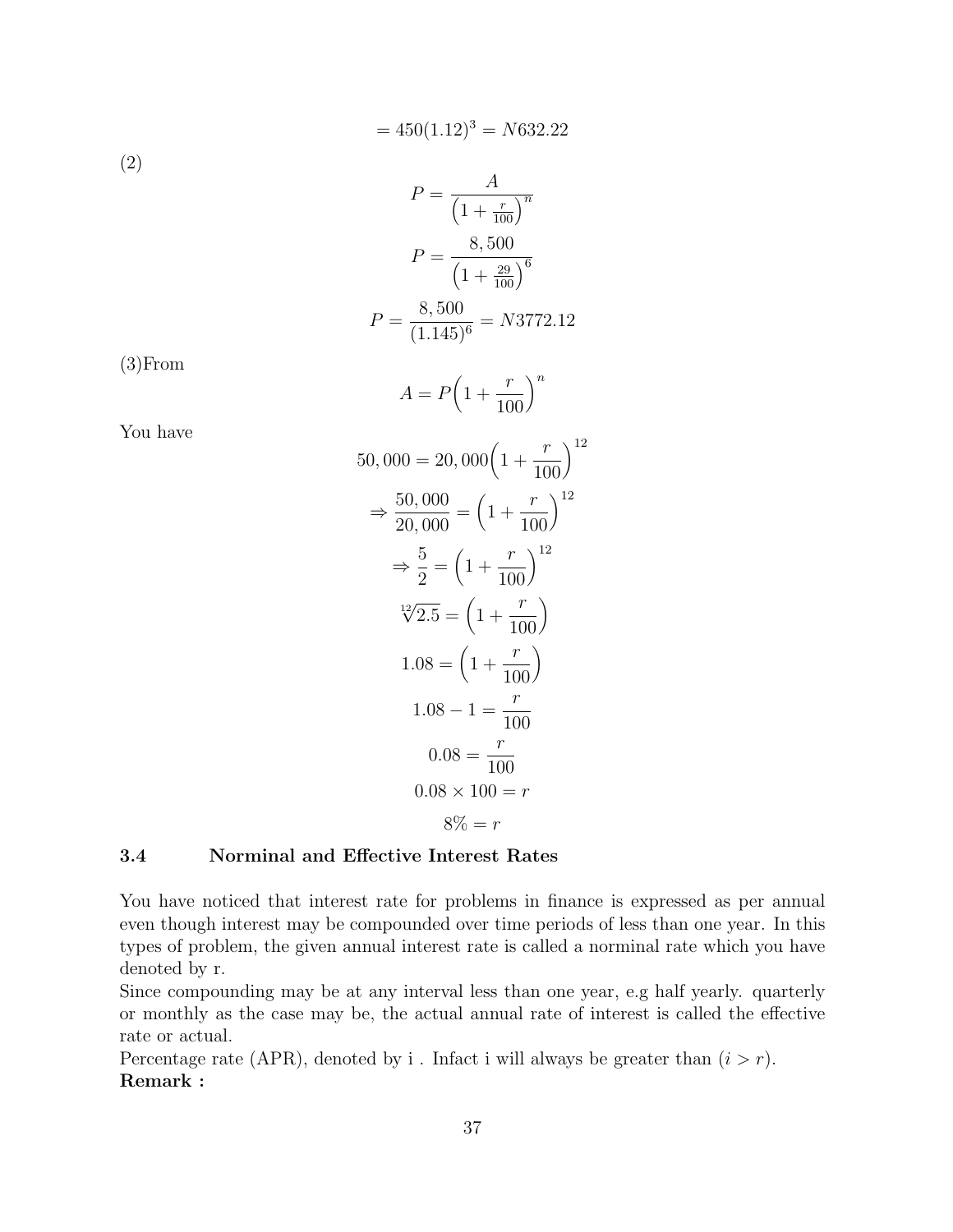$$= 450(1.12)^3 = N632.22$$

(2)

$$P = \frac{A}{\left(1 + \frac{r}{100}\right)^n}$$

$$P = \frac{8,500}{\left(1 + \frac{29}{100}\right)^6}$$

$$P = \frac{8,500}{(1.145)^6} = N3772.12$$

(3)From

$$A = P\left(1 + \frac{r}{100}\right)^n$$

You have

$$50,000 = 20,000\left(1 + \frac{r}{100}\right)^{12}$$

$$\Rightarrow \frac{50,000}{20,000} = \left(1 + \frac{r}{100}\right)^{12}$$

$$\Rightarrow \frac{5}{2} = \left(1 + \frac{r}{100}\right)^{12}$$

$$\sqrt[12]{2.5} = \left(1 + \frac{r}{100}\right)$$

$$1.08 = \left(1 + \frac{r}{100}\right)$$

$$1.08 - 1 = \frac{r}{100}$$

$$0.08 = \frac{r}{100}$$

$$0.08 \times 100 = r$$

$$8\% = r$$

### 3.4 Norminal and Effective Interest Rates

You have noticed that interest rate for problems in finance is expressed as per annual even though interest may be compounded over time periods of less than one year. In this types of problem, the given annual interest rate is called a norminal rate which you have denoted by r.

Since compounding may be at any interval less than one year, e.g half yearly. quarterly or monthly as the case may be, the actual annual rate of interest is called the effective rate or actual.

Percentage rate (APR), denoted by i . Infact i will always be greater than $(i > r)$.

**Remark :**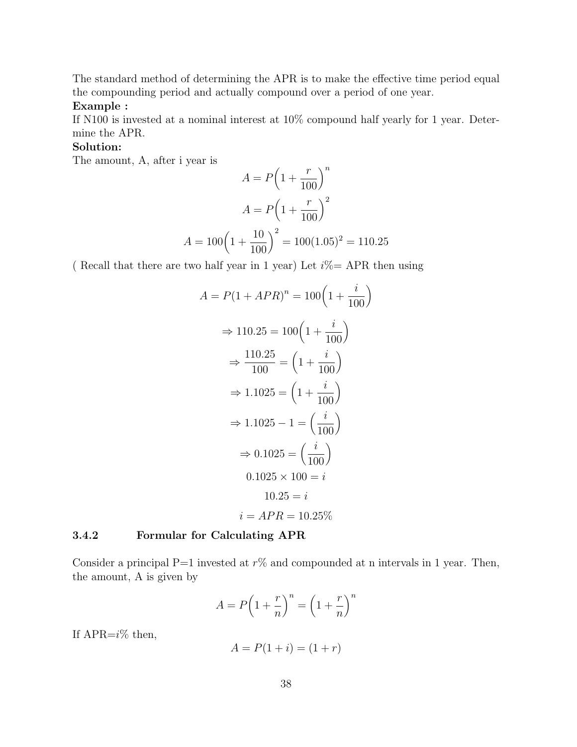The standard method of determining the APR is to make the effective time period equal the compounding period and actually compound over a period of one year.

**Example :**

If N100 is invested at a nominal interest at 10% compound half yearly for 1 year. Determine the APR.

**Solution:**

The amount, A, after i year is

$$A = P\left(1 + \frac{r}{100}\right)^n$$

$$A = P\left(1 + \frac{r}{100}\right)^2$$

$$A = 100\left(1 + \frac{10}{100}\right)^2 = 100(1.05)^2 = 110.25$$

( Recall that there are two half year in 1 year) Let $i\%$= APR then using

$$A = P(1 + APR)^n = 100\left(1 + \frac{i}{100}\right)$$

$$\Rightarrow 110.25 = 100\left(1 + \frac{i}{100}\right)$$

$$\Rightarrow \frac{110.25}{100} = \left(1 + \frac{i}{100}\right)$$

$$\Rightarrow 1.1025 = \left(1 + \frac{i}{100}\right)$$

$$\Rightarrow 1.1025 - 1 = \left(\frac{i}{100}\right)$$

$$\Rightarrow 0.1025 = \left(\frac{i}{100}\right)$$

$$0.1025 \times 100 = i$$

$$10.25 = i$$

$$i = APR = 10.25\%$$

### 3.4.2 Formular for Calculating APR

Consider a principal P=1 invested at $r\%$ and compounded at n intervals in 1 year. Then, the amount, A is given by

$$A = P\left(1 + \frac{r}{n}\right)^n = \left(1 + \frac{r}{n}\right)^n$$

If APR=$i\%$ then,

$$A = P(1 + i) = (1 + r)$$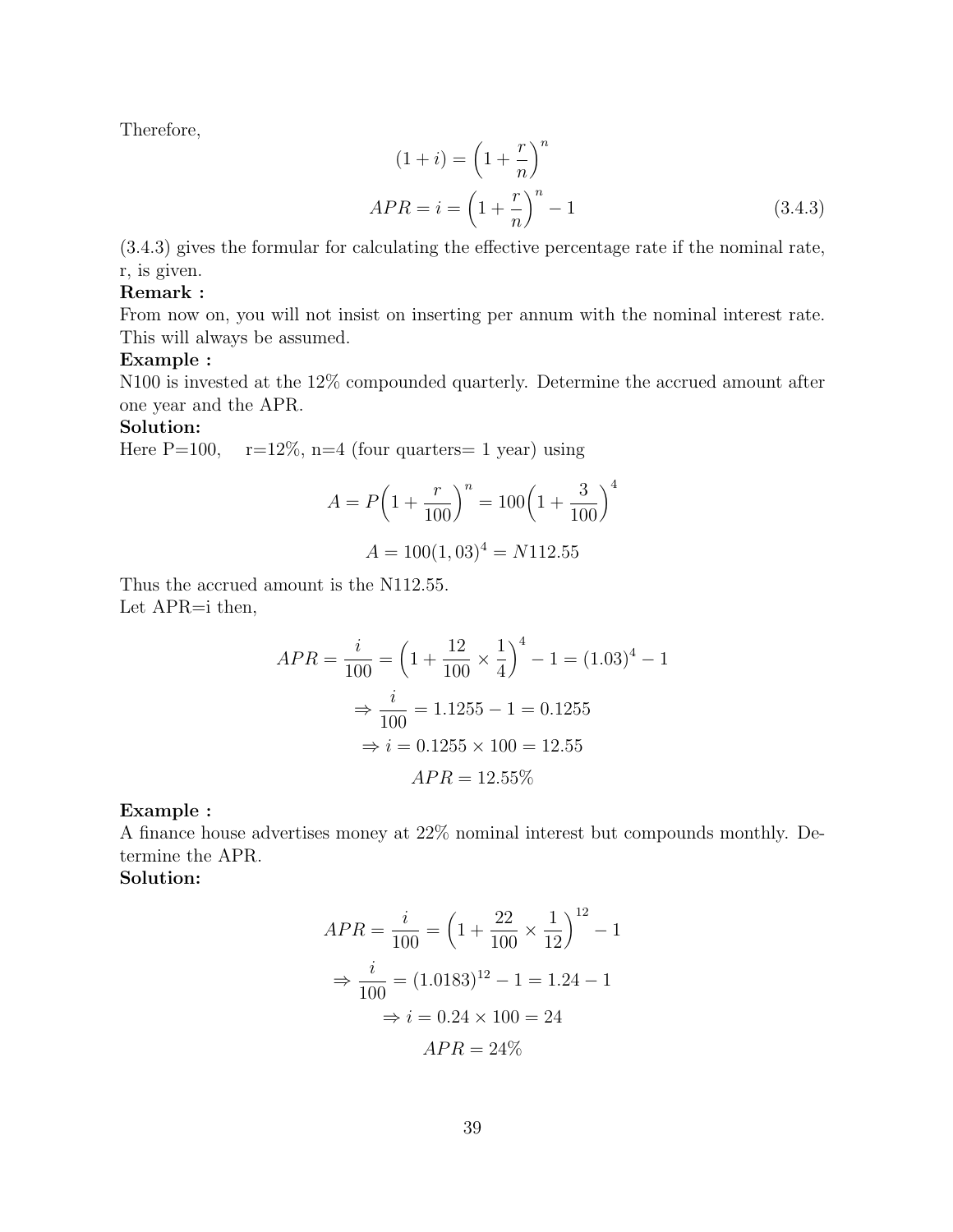Therefore,

$$(1+i) = \left(1+\frac{r}{n}\right)^n$$

$$APR = i = \left(1+\frac{r}{n}\right)^n - 1 \tag{3.4.3}$$

(3.4.3) gives the formular for calculating the effective percentage rate if the nominal rate, r, is given.

**Remark :**

From now on, you will not insist on inserting per annum with the nominal interest rate. This will always be assumed.

**Example :**

N100 is invested at the 12% compounded quarterly. Determine the accrued amount after one year and the APR.

**Solution:**

Here P=100, r=12%, n=4 (four quarters= 1 year) using

$$A = P\left(1+\frac{r}{100}\right)^n = 100\left(1+\frac{3}{100}\right)^4$$

$$A = 100(1,03)^4 = N112.55$$

Thus the accrued amount is the N112.55.

Let APR=i then,

$$APR = \frac{i}{100} = \left(1+\frac{12}{100}\times\frac{1}{4}\right)^4 - 1 = (1.03)^4 - 1$$

$$\Rightarrow \frac{i}{100} = 1.1255 - 1 = 0.1255$$

$$\Rightarrow i = 0.1255 \times 100 = 12.55$$

$$APR = 12.55\%$$

**Example :**

A finance house advertises money at 22% nominal interest but compounds monthly. Determine the APR.

**Solution:**

$$APR = \frac{i}{100} = \left(1+\frac{22}{100}\times\frac{1}{12}\right)^{12} - 1$$

$$\Rightarrow \frac{i}{100} = (1.0183)^{12} - 1 = 1.24 - 1$$

$$\Rightarrow i = 0.24 \times 100 = 24$$

$$APR = 24\%$$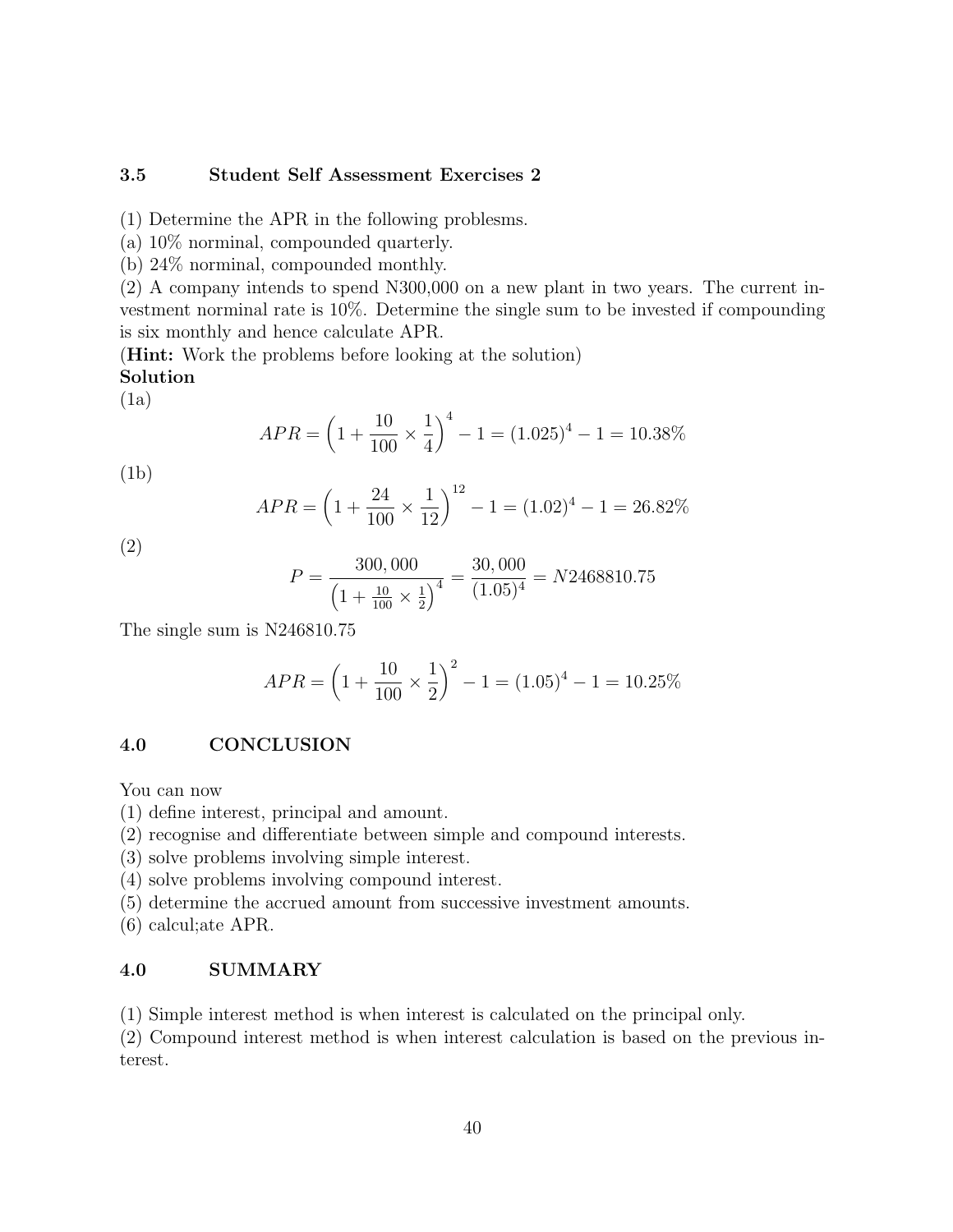### 3.5 Student Self Assessment Exercises 2

(1) Determine the APR in the following problesms.
(a) 10% norminal, compounded quarterly.
(b) 24% norminal, compounded monthly.
(2) A company intends to spend N300,000 on a new plant in two years. The current investment norminal rate is 10%. Determine the single sum to be invested if compounding is six monthly and hence calculate APR.
(**Hint:** Work the problems before looking at the solution)
**Solution**
(1a)

$$APR = \left(1 + \frac{10}{100} \times \frac{1}{4}\right)^4 - 1 = (1.025)^4 - 1 = 10.38\%$$

(1b)

$$APR = \left(1 + \frac{24}{100} \times \frac{1}{12}\right)^{12} - 1 = (1.02)^4 - 1 = 26.82\%$$

(2)

$$P = \frac{300,000}{\left(1 + \frac{10}{100} \times \frac{1}{2}\right)^4} = \frac{30,000}{(1.05)^4} = N2468810.75$$

The single sum is N246810.75

$$APR = \left(1 + \frac{10}{100} \times \frac{1}{2}\right)^2 - 1 = (1.05)^4 - 1 = 10.25\%$$

### 4.0 CONCLUSION

You can now
(1) define interest, principal and amount.
(2) recognise and differentiate between simple and compound interests.
(3) solve problems involving simple interest.
(4) solve problems involving compound interest.
(5) determine the accrued amount from successive investment amounts.
(6) calcul;ate APR.

### 4.0 SUMMARY

(1) Simple interest method is when interest is calculated on the principal only.
(2) Compound interest method is when interest calculation is based on the previous interest.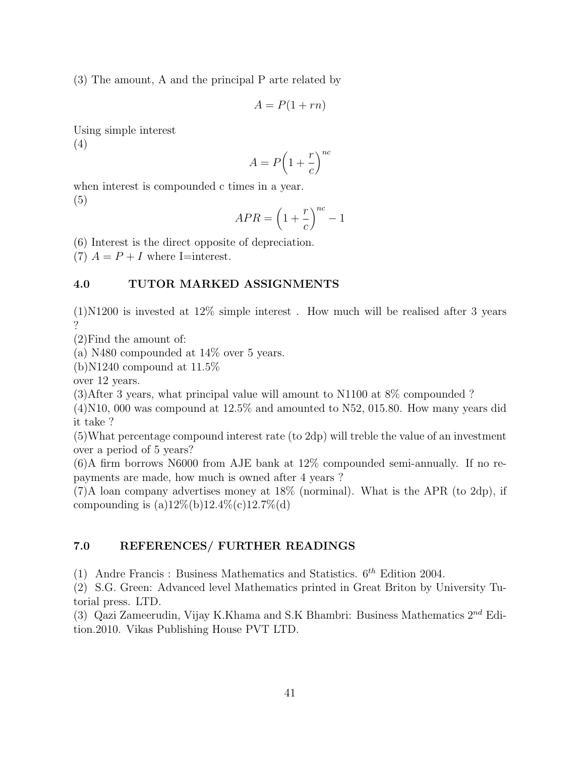(3) The amount, A and the principal P arte related by

$$A = P(1 + rn)$$

Using simple interest

(4)

$$A = P\Big(1 + \frac{r}{c}\Big)^{nc}$$

when interest is compounded c times in a year.

(5)

$$APR = \Big(1 + \frac{r}{c}\Big)^{nc} - 1$$

(6) Interest is the direct opposite of depreciation.

(7) $A = P + I$ where I=interest.

## 4.0 TUTOR MARKED ASSIGNMENTS

(1)N1200 is invested at 12% simple interest . How much will be realised after 3 years ?

(2)Find the amount of:

(a) N480 compounded at 14% over 5 years.

(b)N1240 compound at 11.5% over 12 years.

(3)After 3 years, what principal value will amount to N1100 at 8% compounded ?

(4)N10, 000 was compound at 12.5% and amounted to N52, 015.80. How many years did it take ?

(5)What percentage compound interest rate (to 2dp) will treble the value of an investment over a period of 5 years?

(6)A firm borrows N6000 from AJE bank at 12% compounded semi-annually. If no repayments are made, how much is owned after 4 years ?

(7)A loan company advertises money at 18% (norminal). What is the APR (to 2dp), if compounding is (a)12%(b)12.4%(c)12.7%(d)

## 7.0 REFERENCES/ FURTHER READINGS

(1) Andre Francis : Business Mathematics and Statistics. $6^{th}$ Edition 2004.

(2) S.G. Green: Advanced level Mathematics printed in Great Briton by University Tutorial press. LTD.

(3) Qazi Zameerudin, Vijay K.Khama and S.K Bhambri: Business Mathematics $2^{nd}$ Edition.2010. Vikas Publishing House PVT LTD.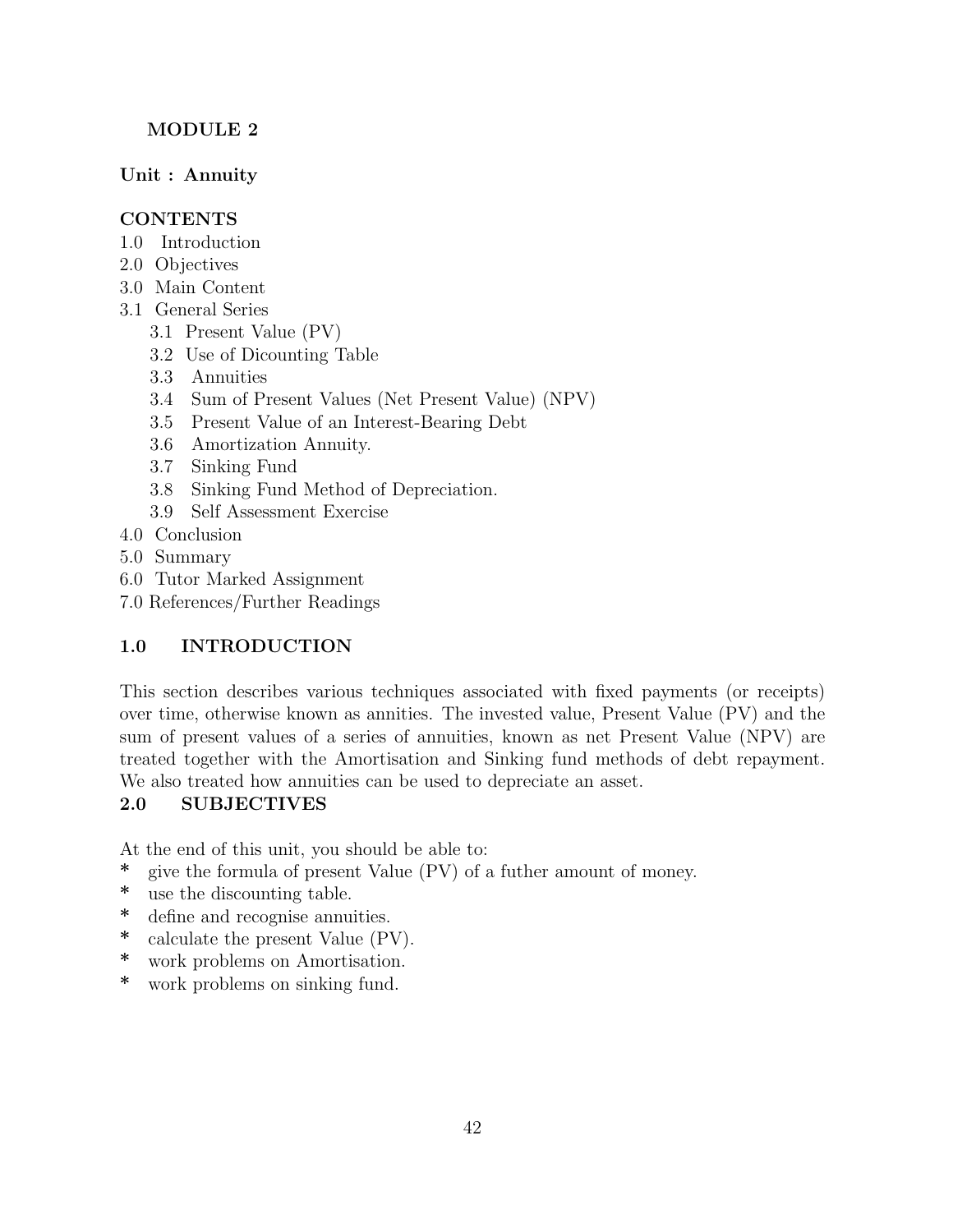**MODULE 2**

**Unit : Annuity**

**CONTENTS**

1.0 Introduction
2.0 Objectives
3.0 Main Content
3.1 General Series
 3.1 Present Value (PV)
 3.2 Use of Dicounting Table
 3.3 Annuities
 3.4 Sum of Present Values (Net Present Value) (NPV)
 3.5 Present Value of an Interest-Bearing Debt
 3.6 Amortization Annuity.
 3.7 Sinking Fund
 3.8 Sinking Fund Method of Depreciation.
 3.9 Self Assessment Exercise
4.0 Conclusion
5.0 Summary
6.0 Tutor Marked Assignment
7.0 References/Further Readings

## 1.0 INTRODUCTION

This section describes various techniques associated with fixed payments (or receipts) over time, otherwise known as annities. The invested value, Present Value (PV) and the sum of present values of a series of annuities, known as net Present Value (NPV) are treated together with the Amortisation and Sinking fund methods of debt repayment. We also treated how annuities can be used to depreciate an asset.

## 2.0 SUBJECTIVES

At the end of this unit, you should be able to:

* give the formula of present Value (PV) of a futher amount of money.
* use the discounting table.
* define and recognise annuities.
* calculate the present Value (PV).
* work problems on Amortisation.
* work problems on sinking fund.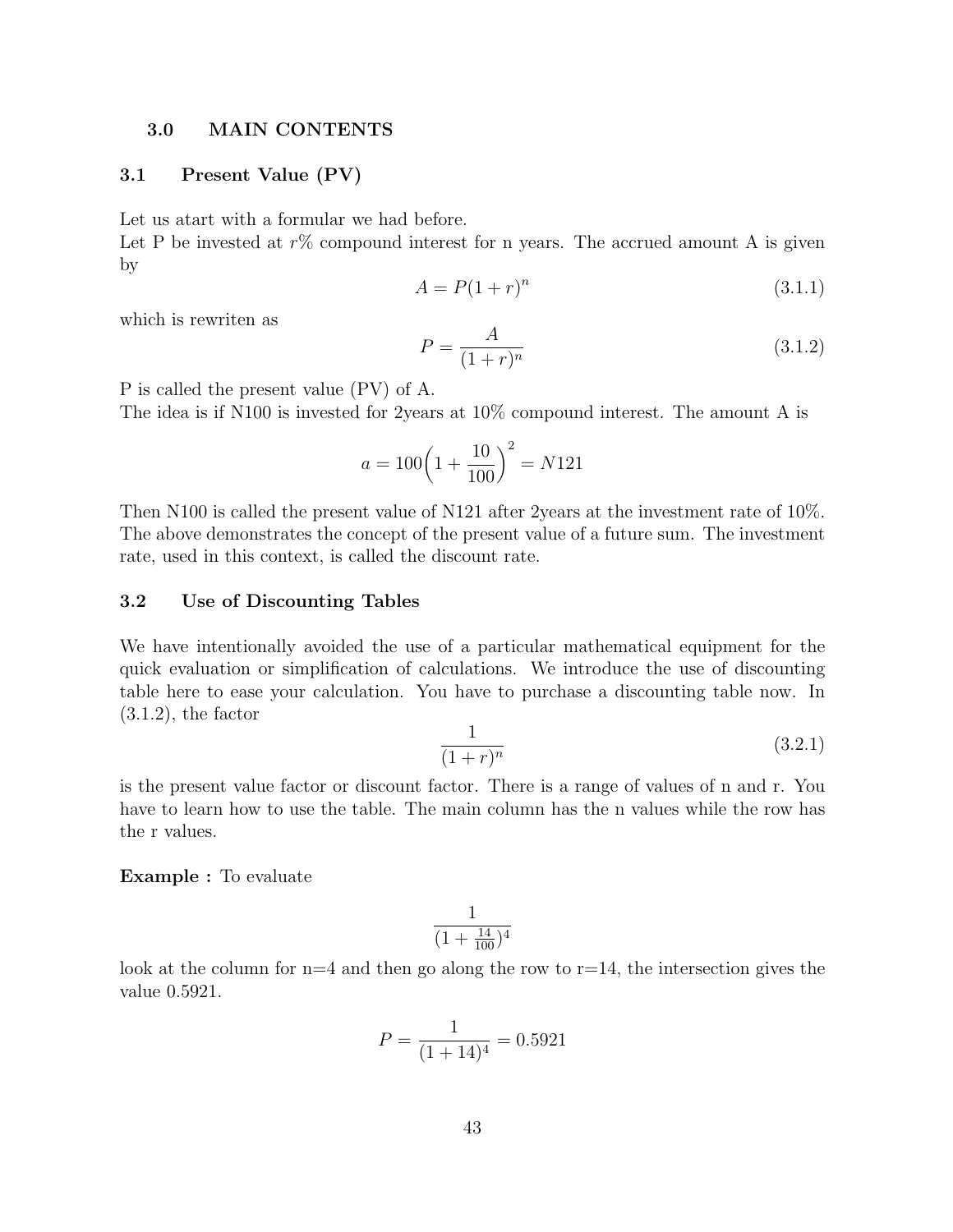## 3.0 MAIN CONTENTS

### 3.1 Present Value (PV)

Let us atart with a formular we had before.
Let P be invested at $r\%$ compound interest for n years. The accrued amount A is given by

$$A = P(1+r)^n \tag{3.1.1}$$

which is rewriten as

$$P = \frac{A}{(1+r)^n} \tag{3.1.2}$$

P is called the present value (PV) of A.
The idea is if N100 is invested for 2years at 10% compound interest. The amount A is

$$a = 100\left(1 + \frac{10}{100}\right)^2 = N121$$

Then N100 is called the present value of N121 after 2years at the investment rate of 10%. The above demonstrates the concept of the present value of a future sum. The investment rate, used in this context, is called the discount rate.

### 3.2 Use of Discounting Tables

We have intentionally avoided the use of a particular mathematical equipment for the quick evaluation or simplification of calculations. We introduce the use of discounting table here to ease your calculation. You have to purchase a discounting table now. In (3.1.2), the factor

$$\frac{1}{(1+r)^n} \tag{3.2.1}$$

is the present value factor or discount factor. There is a range of values of n and r. You have to learn how to use the table. The main column has the n values while the row has the r values.

**Example :** To evaluate

$$\frac{1}{(1+\frac{14}{100})^4}$$

look at the column for n=4 and then go along the row to r=14, the intersection gives the value 0.5921.

$$P = \frac{1}{(1+14)^4} = 0.5921$$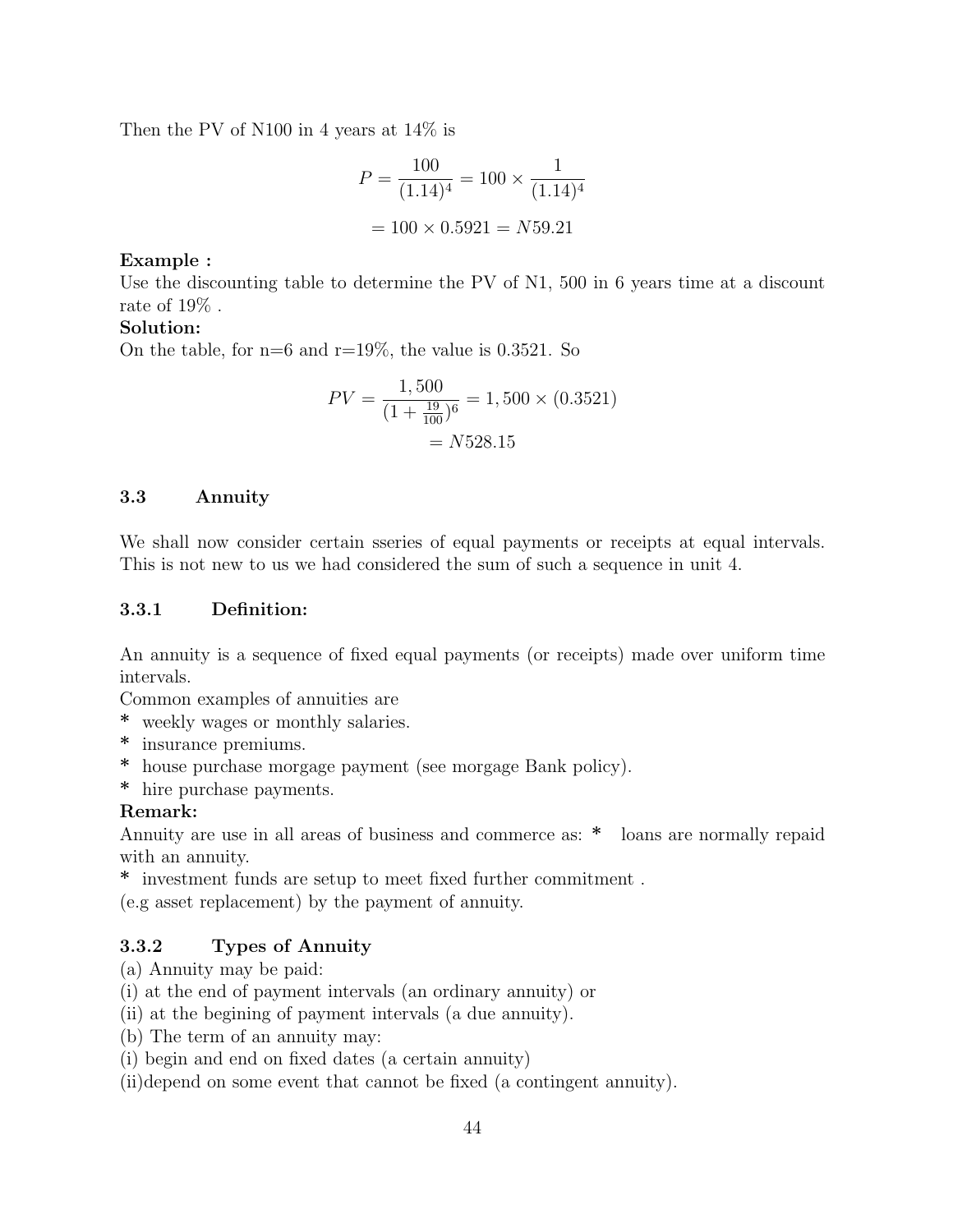Then the PV of N100 in 4 years at 14% is

$$P = \frac{100}{(1.14)^4} = 100 \times \frac{1}{(1.14)^4}$$

$$= 100 \times 0.5921 = N59.21$$

**Example :**
Use the discounting table to determine the PV of N1, 500 in 6 years time at a discount rate of 19% .

**Solution:**
On the table, for n=6 and r=19%, the value is 0.3521. So

$$PV = \frac{1,500}{(1 + \frac{19}{100})^6} = 1,500 \times (0.3521)$$
$$= N528.15$$

### 3.3 Annuity

We shall now consider certain sseries of equal payments or receipts at equal intervals. This is not new to us we had considered the sum of such a sequence in unit 4.

#### 3.3.1 Definition:

An annuity is a sequence of fixed equal payments (or receipts) made over uniform time intervals.
Common examples of annuities are
* weekly wages or monthly salaries.
* insurance premiums.
* house purchase morgage payment (see morgage Bank policy).
* hire purchase payments.

**Remark:**
Annuity are use in all areas of business and commerce as: * loans are normally repaid with an annuity.
* investment funds are setup to meet fixed further commitment .
(e.g asset replacement) by the payment of annuity.

#### 3.3.2 Types of Annuity

(a) Annuity may be paid:
(i) at the end of payment intervals (an ordinary annuity) or
(ii) at the begining of payment intervals (a due annuity).
(b) The term of an annuity may:
(i) begin and end on fixed dates (a certain annuity)
(ii)depend on some event that cannot be fixed (a contingent annuity).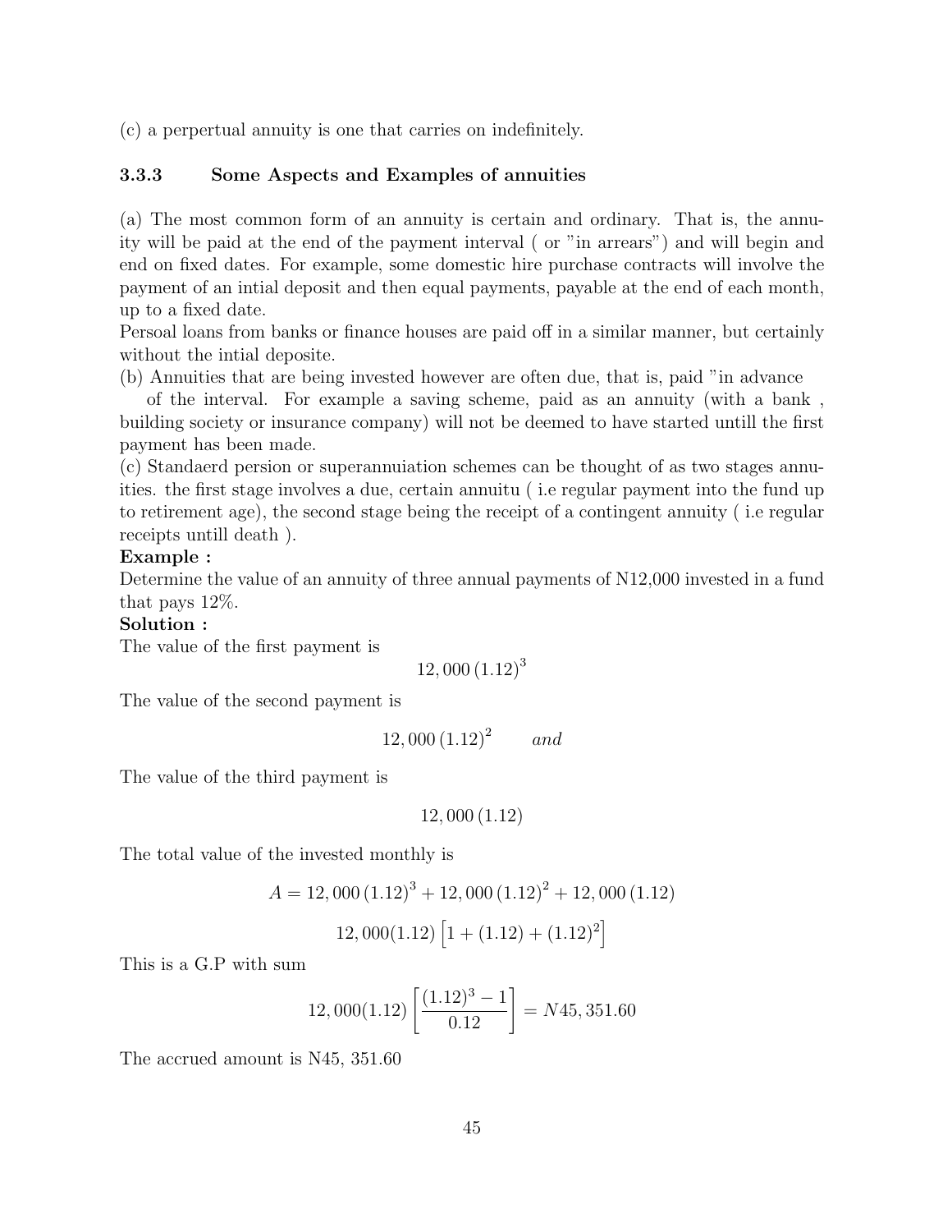(c) a perpertual annuity is one that carries on indefinitely.

### 3.3.3 Some Aspects and Examples of annuities

(a) The most common form of an annuity is certain and ordinary. That is, the annuity will be paid at the end of the payment interval ( or "in arrears") and will begin and end on fixed dates. For example, some domestic hire purchase contracts will involve the payment of an intial deposit and then equal payments, payable at the end of each month, up to a fixed date.
Persoal loans from banks or finance houses are paid off in a similar manner, but certainly without the intial deposite.
(b) Annuities that are being invested however are often due, that is, paid "in advance of the interval. For example a saving scheme, paid as an annuity (with a bank , building society or insurance company) will not be deemed to have started untill the first payment has been made.
(c) Standaerd persion or superannuiation schemes can be thought of as two stages annuities. the first stage involves a due, certain annuitu ( i.e regular payment into the fund up to retirement age), the second stage being the receipt of a contingent annuity ( i.e regular receipts untill death ).

**Example :**
Determine the value of an annuity of three annual payments of N12,000 invested in a fund that pays 12%.

**Solution :**
The value of the first payment is

$$12,000\,(1.12)^3$$

The value of the second payment is

$$12,000\,(1.12)^2 \qquad and$$

The value of the third payment is

$$12,000\,(1.12)$$

The total value of the invested monthly is

$$A = 12,000\,(1.12)^3 + 12,000\,(1.12)^2 + 12,000\,(1.12)$$

$$12,000(1.12)\left[1 + (1.12) + (1.12)^2\right]$$

This is a G.P with sum

$$12,000(1.12)\left[\frac{(1.12)^3 - 1}{0.12}\right] = N45,351.60$$

The accrued amount is N45, 351.60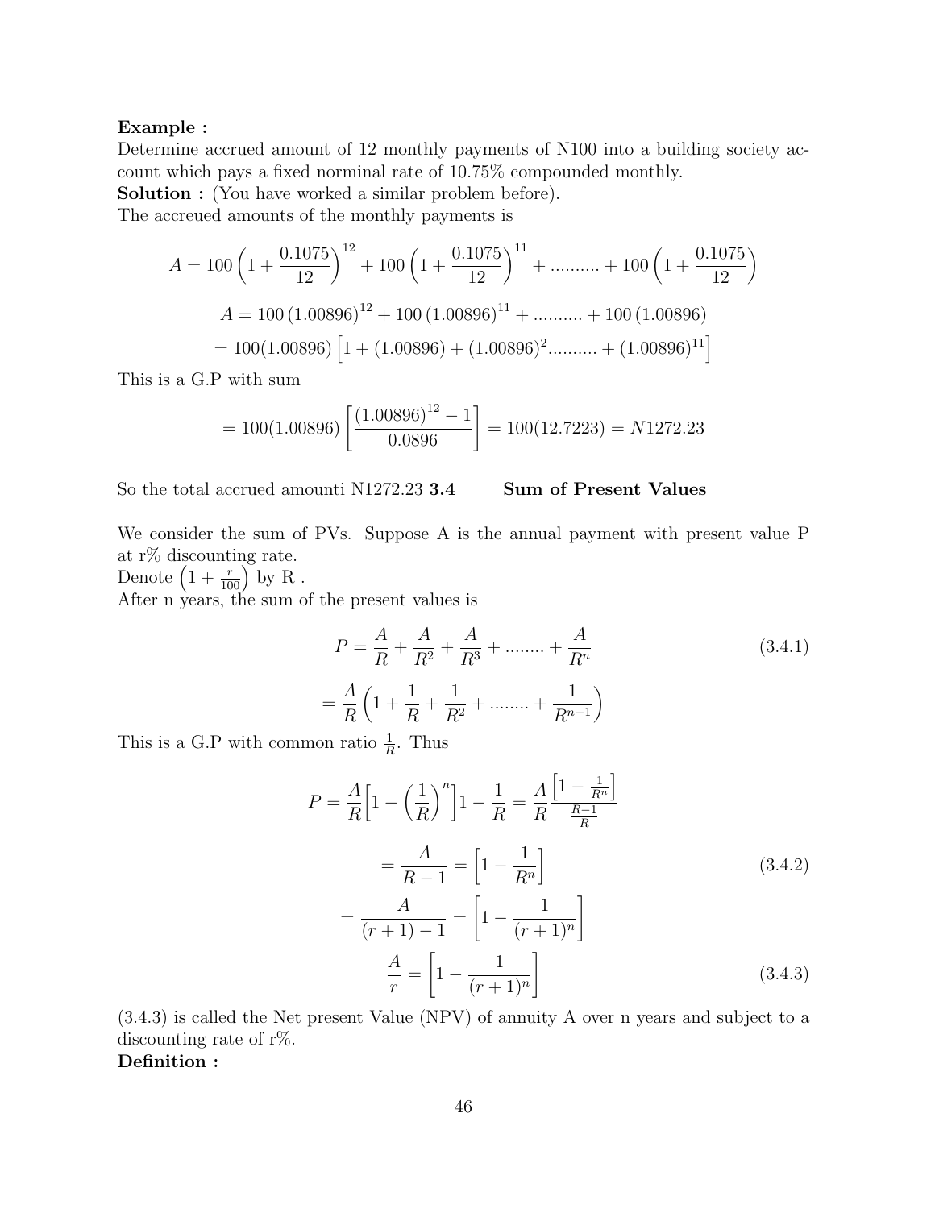**Example :**
Determine accrued amount of 12 monthly payments of N100 into a building society account which pays a fixed norminal rate of 10.75% compounded monthly.
**Solution :** (You have worked a similar problem before).
The accreued amounts of the monthly payments is

$$A = 100\left(1 + \frac{0.1075}{12}\right)^{12} + 100\left(1 + \frac{0.1075}{12}\right)^{11} + .......... + 100\left(1 + \frac{0.1075}{12}\right)$$

$$A = 100\,(1.00896)^{12} + 100\,(1.00896)^{11} + .......... + 100\,(1.00896)$$

$$= 100(1.00896)\left[1 + (1.00896) + (1.00896)^2 .......... + (1.00896)^{11}\right]$$

This is a G.P with sum

$$= 100(1.00896)\left[\frac{(1.00896)^{12} - 1}{0.0896}\right] = 100(12.7223) = N1272.23$$

So the total accrued amounti N1272.23 **3.4 Sum of Present Values**

We consider the sum of PVs. Suppose A is the annual payment with present value P at r% discounting rate.
Denote $\left(1 + \frac{r}{100}\right)$ by R .
After n years, the sum of the present values is

$$P = \frac{A}{R} + \frac{A}{R^2} + \frac{A}{R^3} + ........ + \frac{A}{R^n} \tag{3.4.1}$$

$$= \frac{A}{R}\left(1 + \frac{1}{R} + \frac{1}{R^2} + ........ + \frac{1}{R^{n-1}}\right)$$

This is a G.P with common ratio $\frac{1}{R}$. Thus

$$P = \frac{A}{R}\Big[1 - \left(\frac{1}{R}\right)^n\Big]1 - \frac{1}{R} = \frac{A}{R}\frac{\left[1 - \frac{1}{R^n}\right]}{\frac{R-1}{R}}$$

$$= \frac{A}{R-1} = \left[1 - \frac{1}{R^n}\right] \tag{3.4.2}$$

$$= \frac{A}{(r+1) - 1} = \left[1 - \frac{1}{(r+1)^n}\right]$$

$$\frac{A}{r} = \left[1 - \frac{1}{(r+1)^n}\right] \tag{3.4.3}$$

(3.4.3) is called the Net present Value (NPV) of annuity A over n years and subject to a discounting rate of r%.
**Definition :**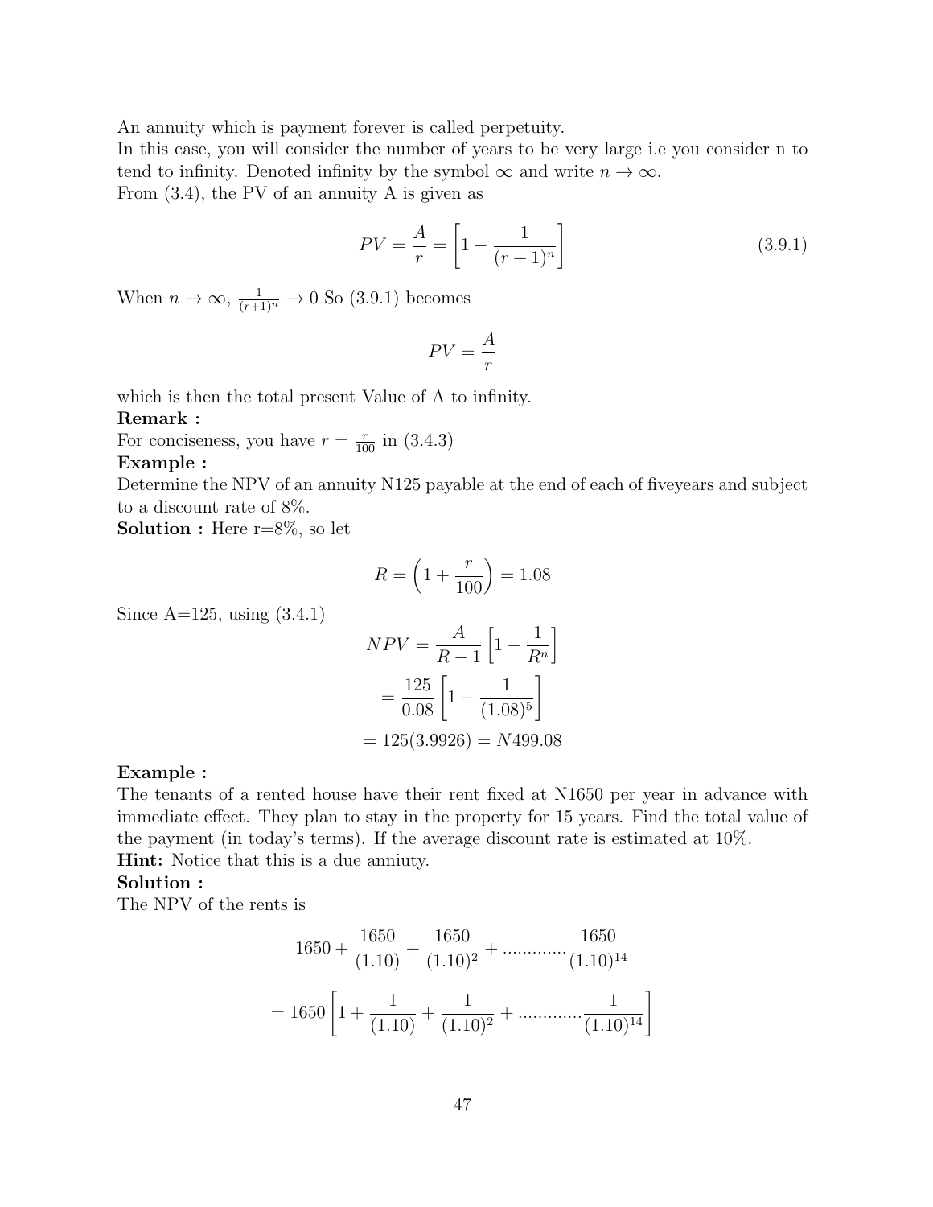An annuity which is payment forever is called perpetuity.
In this case, you will consider the number of years to be very large i.e you consider n to tend to infinity. Denoted infinity by the symbol $\infty$ and write $n \to \infty$.
From (3.4), the PV of an annuity A is given as

$$PV = \frac{A}{r} = \left[1 - \frac{1}{(r+1)^n}\right] \tag{3.9.1}$$

When $n \to \infty$, $\frac{1}{(r+1)^n} \to 0$ So (3.9.1) becomes

$$PV = \frac{A}{r}$$

which is then the total present Value of A to infinity.

**Remark :**
For conciseness, you have $r = \frac{r}{100}$ in (3.4.3)

**Example :**
Determine the NPV of an annuity N125 payable at the end of each of fiveyears and subject to a discount rate of 8%.

**Solution :** Here r=8%, so let

$$R = \left(1 + \frac{r}{100}\right) = 1.08$$

Since A=125, using (3.4.1)

$$\begin{aligned} NPV &= \frac{A}{R-1}\left[1 - \frac{1}{R^n}\right] \\ &= \frac{125}{0.08}\left[1 - \frac{1}{(1.08)^5}\right] \\ &= 125(3.9926) = N499.08 \end{aligned}$$

**Example :**
The tenants of a rented house have their rent fixed at N1650 per year in advance with immediate effect. They plan to stay in the property for 15 years. Find the total value of the payment (in today's terms). If the average discount rate is estimated at 10%.

**Hint:** Notice that this is a due anniuty.

**Solution :**
The NPV of the rents is

$$1650 + \frac{1650}{(1.10)} + \frac{1650}{(1.10)^2} + \ldots\ldots\ldots\ldots \frac{1650}{(1.10)^{14}}$$

$$= 1650\left[1 + \frac{1}{(1.10)} + \frac{1}{(1.10)^2} + \ldots\ldots\ldots\ldots \frac{1}{(1.10)^{14}}\right]$$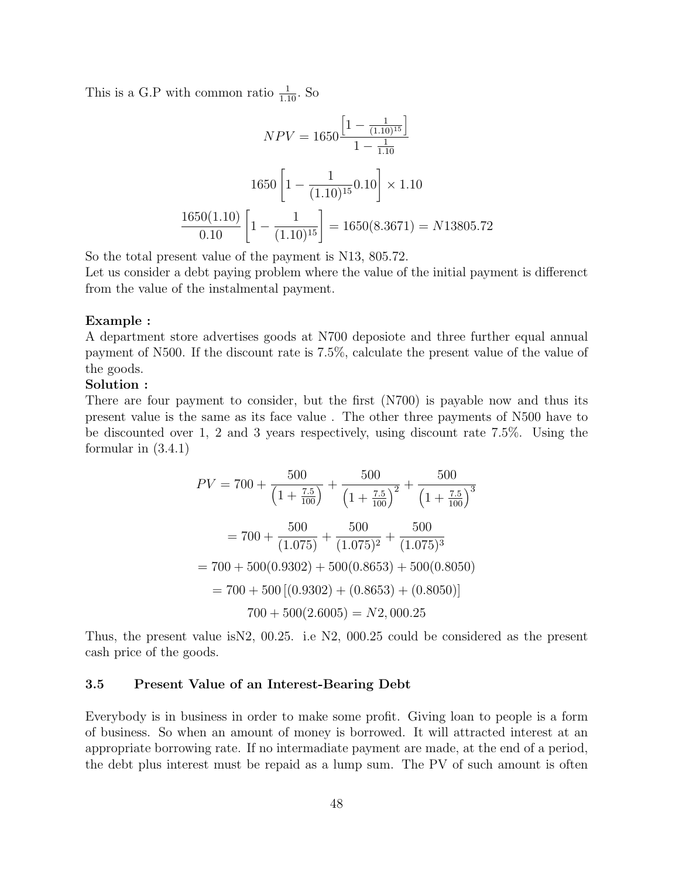This is a G.P with common ratio $\frac{1}{1.10}$. So

$$NPV = 1650\frac{\left[1 - \frac{1}{(1.10)^{15}}\right]}{1 - \frac{1}{1.10}}$$

$$1650\left[1 - \frac{1}{(1.10)^{15}}0.10\right] \times 1.10$$

$$\frac{1650(1.10)}{0.10}\left[1 - \frac{1}{(1.10)^{15}}\right] = 1650(8.3671) = N13805.72$$

So the total present value of the payment is N13, 805.72.
Let us consider a debt paying problem where the value of the initial payment is differenct from the value of the instalmental payment.

**Example :**
A department store advertises goods at N700 deposiote and three further equal annual payment of N500. If the discount rate is 7.5%, calculate the present value of the value of the goods.
**Solution :**
There are four payment to consider, but the first (N700) is payable now and thus its present value is the same as its face value . The other three payments of N500 have to be discounted over 1, 2 and 3 years respectively, using discount rate 7.5%. Using the formular in (3.4.1)

$$PV = 700 + \frac{500}{\left(1 + \frac{7.5}{100}\right)} + \frac{500}{\left(1 + \frac{7.5}{100}\right)^2} + \frac{500}{\left(1 + \frac{7.5}{100}\right)^3}$$

$$= 700 + \frac{500}{(1.075)} + \frac{500}{(1.075)^2} + \frac{500}{(1.075)^3}$$

$$= 700 + 500(0.9302) + 500(0.8653) + 500(0.8050)$$

$$= 700 + 500\left[(0.9302) + (0.8653) + (0.8050)\right]$$

$$700 + 500(2.6005) = N2,000.25$$

Thus, the present value isN2, 00.25. i.e N2, 000.25 could be considered as the present cash price of the goods.

### 3.5 Present Value of an Interest-Bearing Debt

Everybody is in business in order to make some profit. Giving loan to people is a form of business. So when an amount of money is borrowed. It will attracted interest at an appropriate borrowing rate. If no intermadiate payment are made, at the end of a period, the debt plus interest must be repaid as a lump sum. The PV of such amount is often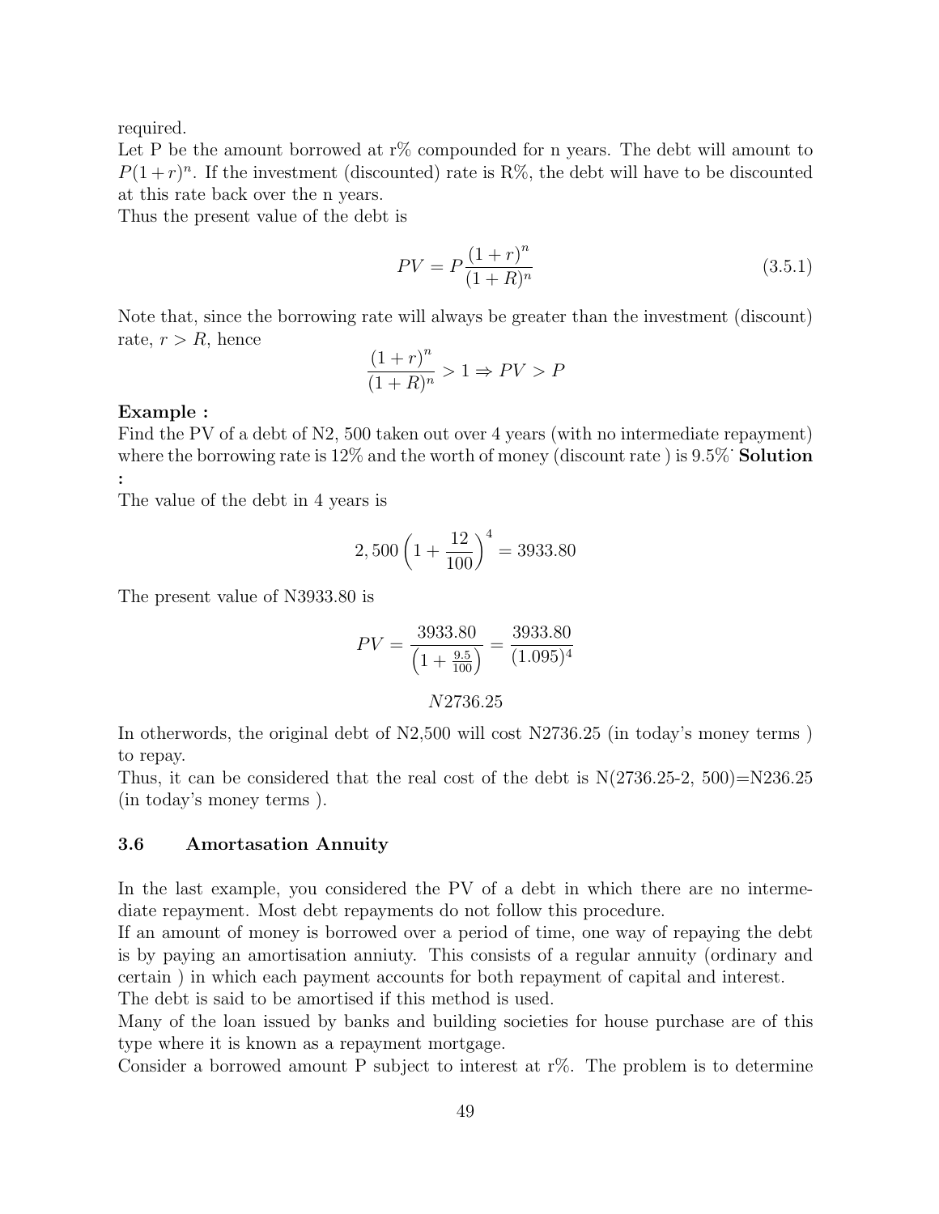required.
Let P be the amount borrowed at r% compounded for n years. The debt will amount to $P(1+r)^n$. If the investment (discounted) rate is R%, the debt will have to be discounted at this rate back over the n years.
Thus the present value of the debt is

$$PV = P\frac{(1+r)^n}{(1+R)^n} \tag{3.5.1}$$

Note that, since the borrowing rate will always be greater than the investment (discount) rate, $r > R$, hence

$$\frac{(1+r)^n}{(1+R)^n} > 1 \Rightarrow PV > P$$

**Example :**
Find the PV of a debt of N2, 500 taken out over 4 years (with no intermediate repayment) where the borrowing rate is 12% and the worth of money (discount rate ) is 9.5%˙ **Solution :**
The value of the debt in 4 years is

$$2,500\left(1+\frac{12}{100}\right)^4 = 3933.80$$

The present value of N3933.80 is

$$PV = \frac{3933.80}{\left(1+\frac{9.5}{100}\right)} = \frac{3933.80}{(1.095)^4}$$

$$N2736.25$$

In otherwords, the original debt of N2,500 will cost N2736.25 (in today's money terms ) to repay.
Thus, it can be considered that the real cost of the debt is N(2736.25-2, 500)=N236.25 (in today's money terms ).

### 3.6 Amortasation Annuity

In the last example, you considered the PV of a debt in which there are no intermediate repayment. Most debt repayments do not follow this procedure.
If an amount of money is borrowed over a period of time, one way of repaying the debt is by paying an amortisation anniuty. This consists of a regular annuity (ordinary and certain ) in which each payment accounts for both repayment of capital and interest.
The debt is said to be amortised if this method is used.
Many of the loan issued by banks and building societies for house purchase are of this type where it is known as a repayment mortgage.
Consider a borrowed amount P subject to interest at r%. The problem is to determine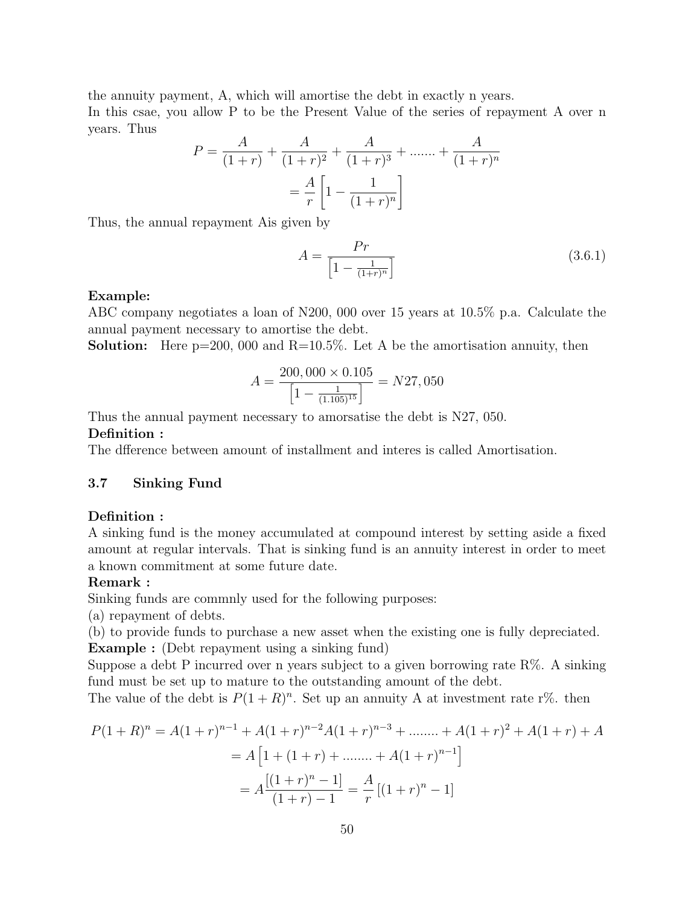the annuity payment, A, which will amortise the debt in exactly n years.
In this csae, you allow P to be the Present Value of the series of repayment A over n years. Thus

$$P = \frac{A}{(1+r)} + \frac{A}{(1+r)^2} + \frac{A}{(1+r)^3} + ....... + \frac{A}{(1+r)^n}$$
$$= \frac{A}{r}\left[1 - \frac{1}{(1+r)^n}\right]$$

Thus, the annual repayment Ais given by

$$A = \frac{Pr}{\left[1 - \frac{1}{(1+r)^n}\right]} \tag{3.6.1}$$

**Example:**
ABC company negotiates a loan of N200, 000 over 15 years at 10.5% p.a. Calculate the annual payment necessary to amortise the debt.
**Solution:** Here p=200, 000 and R=10.5%. Let A be the amortisation annuity, then

$$A = \frac{200,000 \times 0.105}{\left[1 - \frac{1}{(1.105)^{15}}\right]} = N27,050$$

Thus the annual payment necessary to amorsatise the debt is N27, 050.
**Definition :**
The dfference between amount of installment and interes is called Amortisation.

### 3.7 Sinking Fund

**Definition :**
A sinking fund is the money accumulated at compound interest by setting aside a fixed amount at regular intervals. That is sinking fund is an annuity interest in order to meet a known commitment at some future date.
**Remark :**
Sinking funds are commnly used for the following purposes:
(a) repayment of debts.
(b) to provide funds to purchase a new asset when the existing one is fully depreciated.
**Example :** (Debt repayment using a sinking fund)
Suppose a debt P incurred over n years subject to a given borrowing rate R%. A sinking fund must be set up to mature to the outstanding amount of the debt.
The value of the debt is $P(1+R)^n$. Set up an annuity A at investment rate r%. then

$$P(1+R)^n = A(1+r)^{n-1} + A(1+r)^{n-2}A(1+r)^{n-3} + ........ + A(1+r)^2 + A(1+r) + A$$
$$= A\left[1 + (1+r) + ........ + A(1+r)^{n-1}\right]$$
$$= A\frac{[(1+r)^n - 1]}{(1+r) - 1} = \frac{A}{r}\left[(1+r)^n - 1\right]$$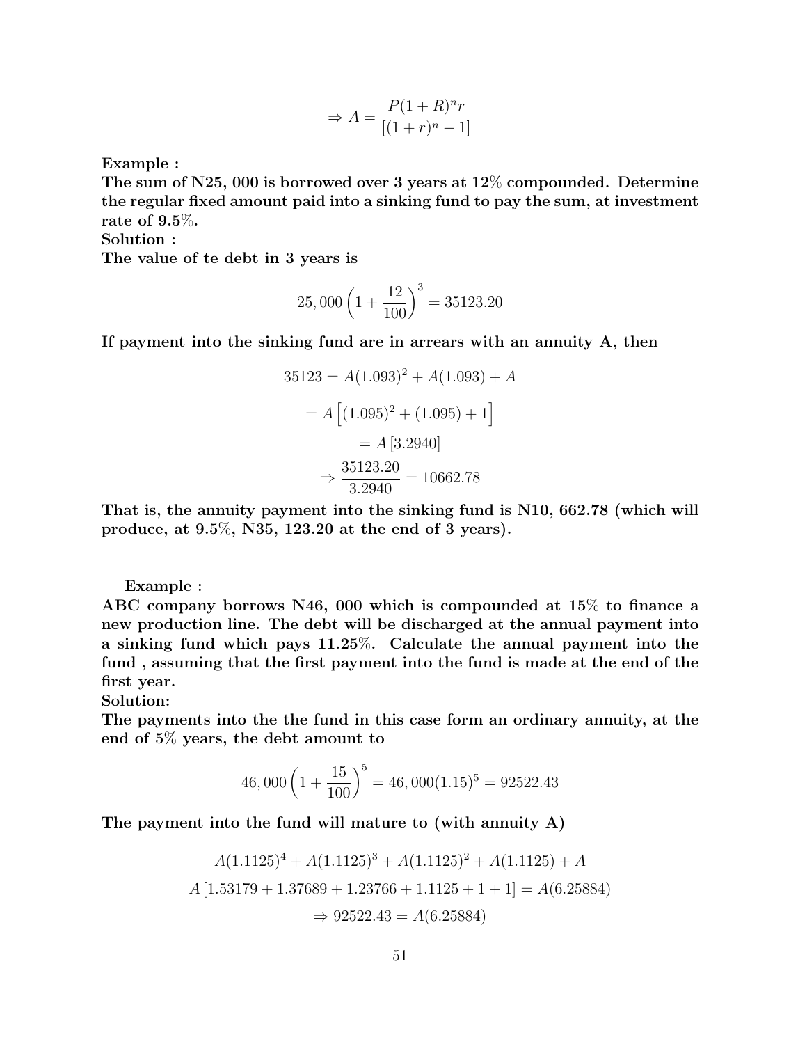$$\Rightarrow A = \frac{P(1+R)^n r}{[(1+r)^n - 1]}$$

**Example :**
**The sum of N25, 000 is borrowed over 3 years at 12% compounded. Determine the regular fixed amount paid into a sinking fund to pay the sum, at investment rate of 9.5%.**
**Solution :**
**The value of te debt in 3 years is**

$$25,000\left(1+\frac{12}{100}\right)^3 = 35123.20$$

**If payment into the sinking fund are in arrears with an annuity A, then**

$$35123 = A(1.093)^2 + A(1.093) + A$$

$$= A\left[(1.095)^2 + (1.095) + 1\right]$$

$$= A\,[3.2940]$$

$$\Rightarrow \frac{35123.20}{3.2940} = 10662.78$$

**That is, the annuity payment into the sinking fund is N10, 662.78 (which will produce, at 9.5%, N35, 123.20 at the end of 3 years).**

**Example :**
**ABC company borrows N46, 000 which is compounded at 15% to finance a new production line. The debt will be discharged at the annual payment into a sinking fund which pays 11.25%. Calculate the annual payment into the fund , assuming that the first payment into the fund is made at the end of the first year.**
**Solution:**
**The payments into the the fund in this case form an ordinary annuity, at the end of 5% years, the debt amount to**

$$46,000\left(1+\frac{15}{100}\right)^5 = 46,000(1.15)^5 = 92522.43$$

**The payment into the fund will mature to (with annuity A)**

$$A(1.1125)^4 + A(1.1125)^3 + A(1.1125)^2 + A(1.1125) + A$$

$$A\,[1.53179 + 1.37689 + 1.23766 + 1.1125 + 1 + 1] = A(6.25884)$$

$$\Rightarrow 92522.43 = A(6.25884)$$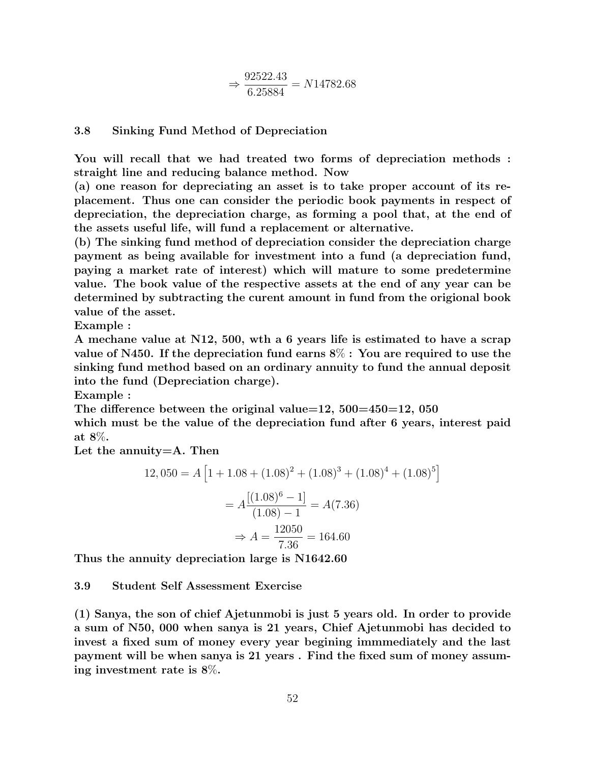$$\Rightarrow \frac{92522.43}{6.25884} = N14782.68$$

### 3.8 Sinking Fund Method of Depreciation

**You will recall that we had treated two forms of depreciation methods : straight line and reducing balance method. Now**

**(a) one reason for depreciating an asset is to take proper account of its replacement. Thus one can consider the periodic book payments in respect of depreciation, the depreciation charge, as forming a pool that, at the end of the assets useful life, will fund a replacement or alternative.**

**(b) The sinking fund method of depreciation consider the depreciation charge payment as being available for investment into a fund (a depreciation fund, paying a market rate of interest) which will mature to some predetermine value. The book value of the respective assets at the end of any year can be determined by subtracting the curent amount in fund from the origional book value of the asset.**

**Example :**

**A mechane value at N12, 500, wth a 6 years life is estimated to have a scrap value of N450. If the depreciation fund earns 8% : You are required to use the sinking fund method based on an ordinary annuity to fund the annual deposit into the fund (Depreciation charge).**

**Example :**

**The difference between the original value=12, 500=450=12, 050 which must be the value of the depreciation fund after 6 years, interest paid at 8%.**

**Let the annuity=A. Then**

$$12,050 = A\left[1 + 1.08 + (1.08)^2 + (1.08)^3 + (1.08)^4 + (1.08)^5\right]$$

$$= A\frac{[(1.08)^6 - 1]}{(1.08) - 1} = A(7.36)$$

$$\Rightarrow A = \frac{12050}{7.36} = 164.60$$

**Thus the annuity depreciation large is N1642.60**

### 3.9 Student Self Assessment Exercise

**(1) Sanya, the son of chief Ajetunmobi is just 5 years old. In order to provide a sum of N50, 000 when sanya is 21 years, Chief Ajetunmobi has decided to invest a fixed sum of money every year begining immmediately and the last payment will be when sanya is 21 years . Find the fixed sum of money assuming investment rate is 8%.**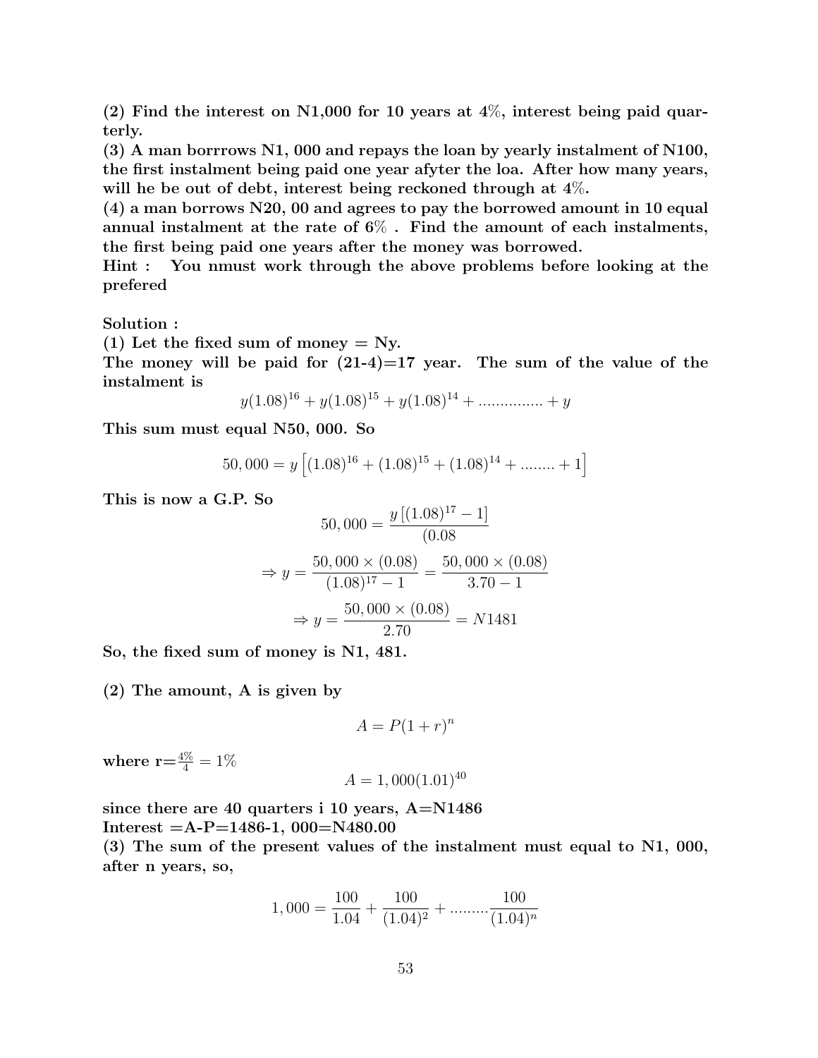**(2) Find the interest on N1,000 for 10 years at 4%, interest being paid quarterly.**
**(3) A man borrrows N1, 000 and repays the loan by yearly instalment of N100, the first instalment being paid one year afyter the loa. After how many years, will he be out of debt, interest being reckoned through at 4%.**
**(4) a man borrows N20, 00 and agrees to pay the borrowed amount in 10 equal annual instalment at the rate of 6% . Find the amount of each instalments, the first being paid one years after the money was borrowed.**
**Hint : You nmust work through the above problems before looking at the prefered**

**Solution :**
**(1) Let the fixed sum of money = Ny.**
**The money will be paid for (21-4)=17 year. The sum of the value of the instalment is**

$$y(1.08)^{16} + y(1.08)^{15} + y(1.08)^{14} + \text{...............} + y$$

**This sum must equal N50, 000. So**

$$50,000 = y\left[(1.08)^{16} + (1.08)^{15} + (1.08)^{14} + \text{........} + 1\right]$$

**This is now a G.P. So**

$$50,000 = \frac{y\left[(1.08)^{17} - 1\right]}{(0.08}$$

$$\Rightarrow y = \frac{50,000 \times (0.08)}{(1.08)^{17} - 1} = \frac{50,000 \times (0.08)}{3.70 - 1}$$

$$\Rightarrow y = \frac{50,000 \times (0.08)}{2.70} = N1481$$

**So, the fixed sum of money is N1, 481.**

**(2) The amount, A is given by**

$$A = P(1 + r)^n$$

**where r=** $\frac{4\%}{4} = 1\%$

$$A = 1,000(1.01)^{40}$$

**since there are 40 quarters i 10 years, A=N1486**
**Interest =A-P=1486-1, 000=N480.00**
**(3) The sum of the present values of the instalment must equal to N1, 000, after n years, so,**

$$1,000 = \frac{100}{1.04} + \frac{100}{(1.04)^2} + \text{.........}\frac{100}{(1.04)^n}$$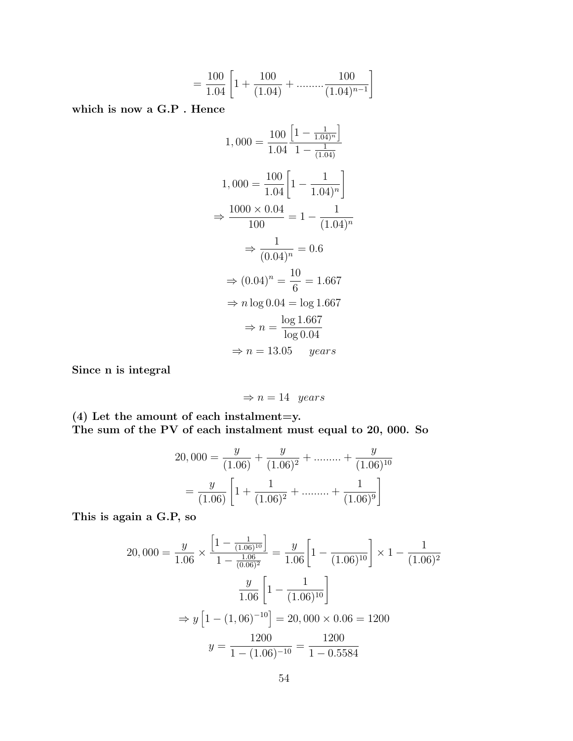$$= \frac{100}{1.04}\left[1 + \frac{100}{(1.04)} + .........\frac{100}{(1.04)^{n-1}}\right]$$

**which is now a G.P . Hence**

$$1,000 = \frac{100}{1.04}\frac{\left[1 - \frac{1}{1.04)^n}\right]}{1 - \frac{1}{(1.04)}}$$

$$1,000 = \frac{100}{1.04}\left[1 - \frac{1}{1.04)^n}\right]$$

$$\Rightarrow \frac{1000 \times 0.04}{100} = 1 - \frac{1}{(1.04)^n}$$

$$\Rightarrow \frac{1}{(0.04)^n} = 0.6$$

$$\Rightarrow (0.04)^n = \frac{10}{6} = 1.667$$

$$\Rightarrow n \log 0.04 = \log 1.667$$

$$\Rightarrow n = \frac{\log 1.667}{\log 0.04}$$

$$\Rightarrow n = 13.05 \quad years$$

**Since n is integral**

$$\Rightarrow n = 14 \quad years$$

**(4) Let the amount of each instalment=y.**
**The sum of the PV of each instalment must equal to 20, 000. So**

$$20,000 = \frac{y}{(1.06)} + \frac{y}{(1.06)^2} + ......... + \frac{y}{(1.06)^{10}}$$

$$= \frac{y}{(1.06)}\left[1 + \frac{1}{(1.06)^2} + ......... + \frac{1}{(1.06)^9}\right]$$

**This is again a G.P, so**

$$20,000 = \frac{y}{1.06} \times \frac{\left[1 - \frac{1}{(1.06)^{10}}\right]}{1 - \frac{1.06}{(0.06)^2}} = \frac{y}{1.06}\left[1 - \frac{1}{(1.06)^{10}}\right] \times 1 - \frac{1}{(1.06)^2}$$

$$\frac{y}{1.06}\left[1 - \frac{1}{(1.06)^{10}}\right]$$

$$\Rightarrow y\left[1 - (1,06)^{-10}\right] = 20,000 \times 0.06 = 1200$$

$$y = \frac{1200}{1 - (1.06)^{-10}} = \frac{1200}{1 - 0.5584}$$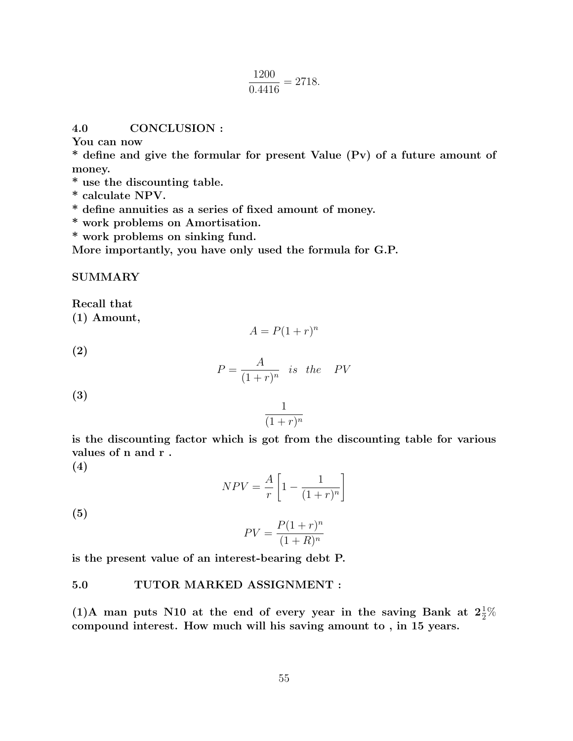$$\frac{1200}{0.4416} = 2718.$$

## 4.0 CONCLUSION :

**You can now**

**\* define and give the formular for present Value (Pv) of a future amount of money.**

**\* use the discounting table.**

**\* calculate NPV.**

**\* define annuities as a series of fixed amount of money.**

**\* work problems on Amortisation.**

**\* work problems on sinking fund.**

**More importantly, you have only used the formula for G.P.**

## SUMMARY

**Recall that**

**(1) Amount,**

$$A = P(1+r)^n$$

**(2)**

$$P = \frac{A}{(1+r)^n} \quad is \quad the \quad PV$$

**(3)**

$$\frac{1}{(1+r)^n}$$

**is the discounting factor which is got from the discounting table for various values of n and r .**

**(4)**

$$NPV = \frac{A}{r}\left[1 - \frac{1}{(1+r)^n}\right]$$

**(5)**

$$PV = \frac{P(1+r)^n}{(1+R)^n}$$

**is the present value of an interest-bearing debt P.**

## 5.0 TUTOR MARKED ASSIGNMENT :

**(1)A man puts N10 at the end of every year in the saving Bank at $2\frac{1}{2}\%$ compound interest. How much will his saving amount to , in 15 years.**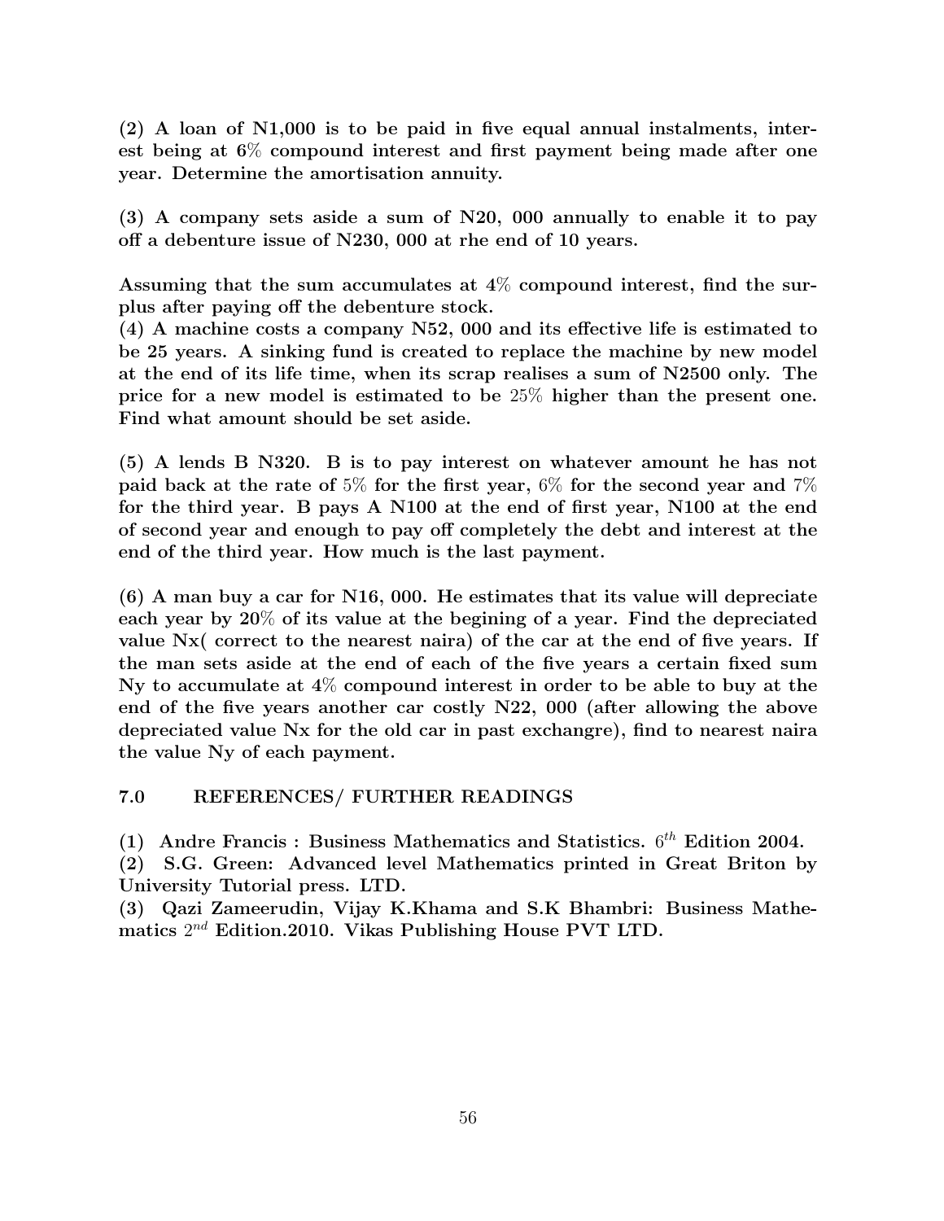**(2) A loan of N1,000 is to be paid in five equal annual instalments, interest being at 6% compound interest and first payment being made after one year. Determine the amortisation annuity.**

**(3) A company sets aside a sum of N20, 000 annually to enable it to pay off a debenture issue of N230, 000 at rhe end of 10 years.**

**Assuming that the sum accumulates at 4% compound interest, find the surplus after paying off the debenture stock.**

**(4) A machine costs a company N52, 000 and its effective life is estimated to be 25 years. A sinking fund is created to replace the machine by new model at the end of its life time, when its scrap realises a sum of N2500 only. The price for a new model is estimated to be 25% higher than the present one. Find what amount should be set aside.**

**(5) A lends B N320. B is to pay interest on whatever amount he has not paid back at the rate of 5% for the first year, 6% for the second year and 7% for the third year. B pays A N100 at the end of first year, N100 at the end of second year and enough to pay off completely the debt and interest at the end of the third year. How much is the last payment.**

**(6) A man buy a car for N16, 000. He estimates that its value will depreciate each year by 20% of its value at the begining of a year. Find the depreciated value Nx( correct to the nearest naira) of the car at the end of five years. If the man sets aside at the end of each of the five years a certain fixed sum Ny to accumulate at 4% compound interest in order to be able to buy at the end of the five years another car costly N22, 000 (after allowing the above depreciated value Nx for the old car in past exchangre), find to nearest naira the value Ny of each payment.**

## 7.0 REFERENCES/ FURTHER READINGS

**(1) Andre Francis : Business Mathematics and Statistics. 6th Edition 2004.**

**(2) S.G. Green: Advanced level Mathematics printed in Great Briton by University Tutorial press. LTD.**

**(3) Qazi Zameerudin, Vijay K.Khama and S.K Bhambri: Business Mathematics 2nd Edition.2010. Vikas Publishing House PVT LTD.**